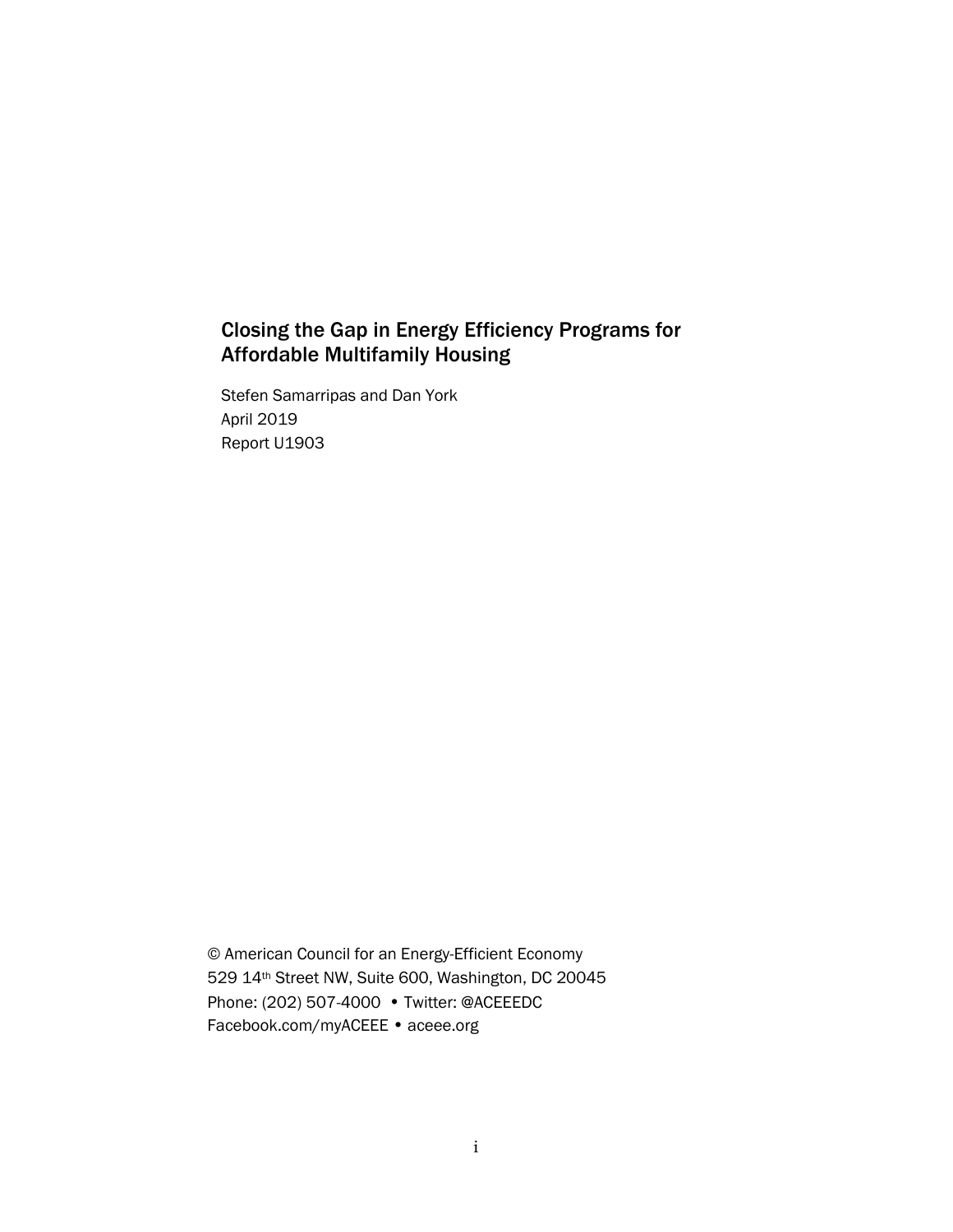# Closing the Gap in Energy Efficiency Programs for Affordable Multifamily Housing

Stefen Samarripas and Dan York
April 2019
Report U1903

© American Council for an Energy-Efficient Economy
529 14th Street NW, Suite 600, Washington, DC 20045
Phone: (202) 507-4000 • Twitter: @ACEEEDC
Facebook.com/myACEEE • aceee.org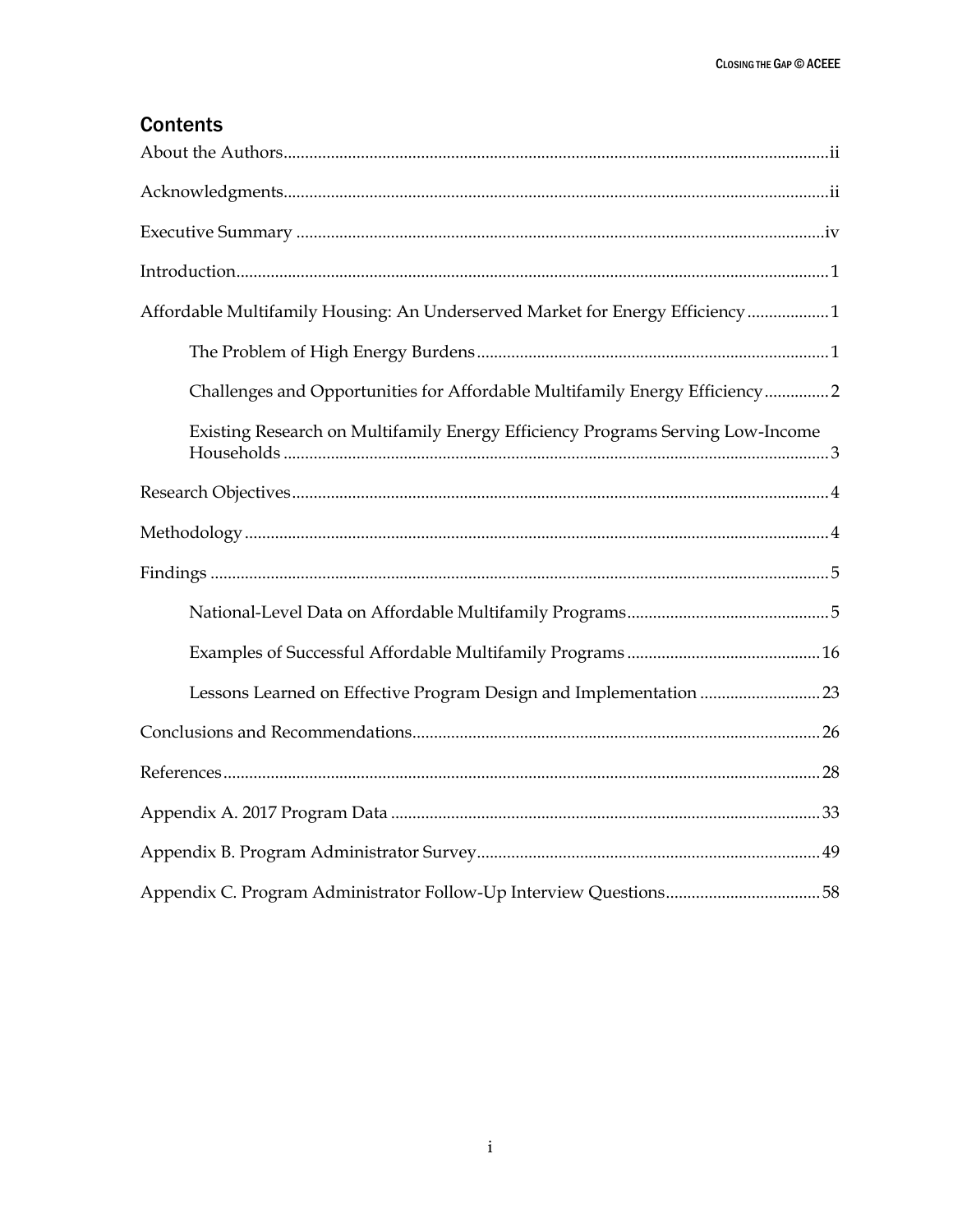## Contents

About the Authors .......... ii

Acknowledgments .......... ii

Executive Summary .......... iv

Introduction .......... 1

Affordable Multifamily Housing: An Underserved Market for Energy Efficiency .......... 1

- The Problem of High Energy Burdens .......... 1
- Challenges and Opportunities for Affordable Multifamily Energy Efficiency .......... 2
- Existing Research on Multifamily Energy Efficiency Programs Serving Low-Income Households .......... 3

Research Objectives .......... 4

Methodology .......... 4

Findings .......... 5

- National-Level Data on Affordable Multifamily Programs .......... 5
- Examples of Successful Affordable Multifamily Programs .......... 16
- Lessons Learned on Effective Program Design and Implementation .......... 23

Conclusions and Recommendations .......... 26

References .......... 28

Appendix A. 2017 Program Data .......... 33

Appendix B. Program Administrator Survey .......... 49

Appendix C. Program Administrator Follow-Up Interview Questions .......... 58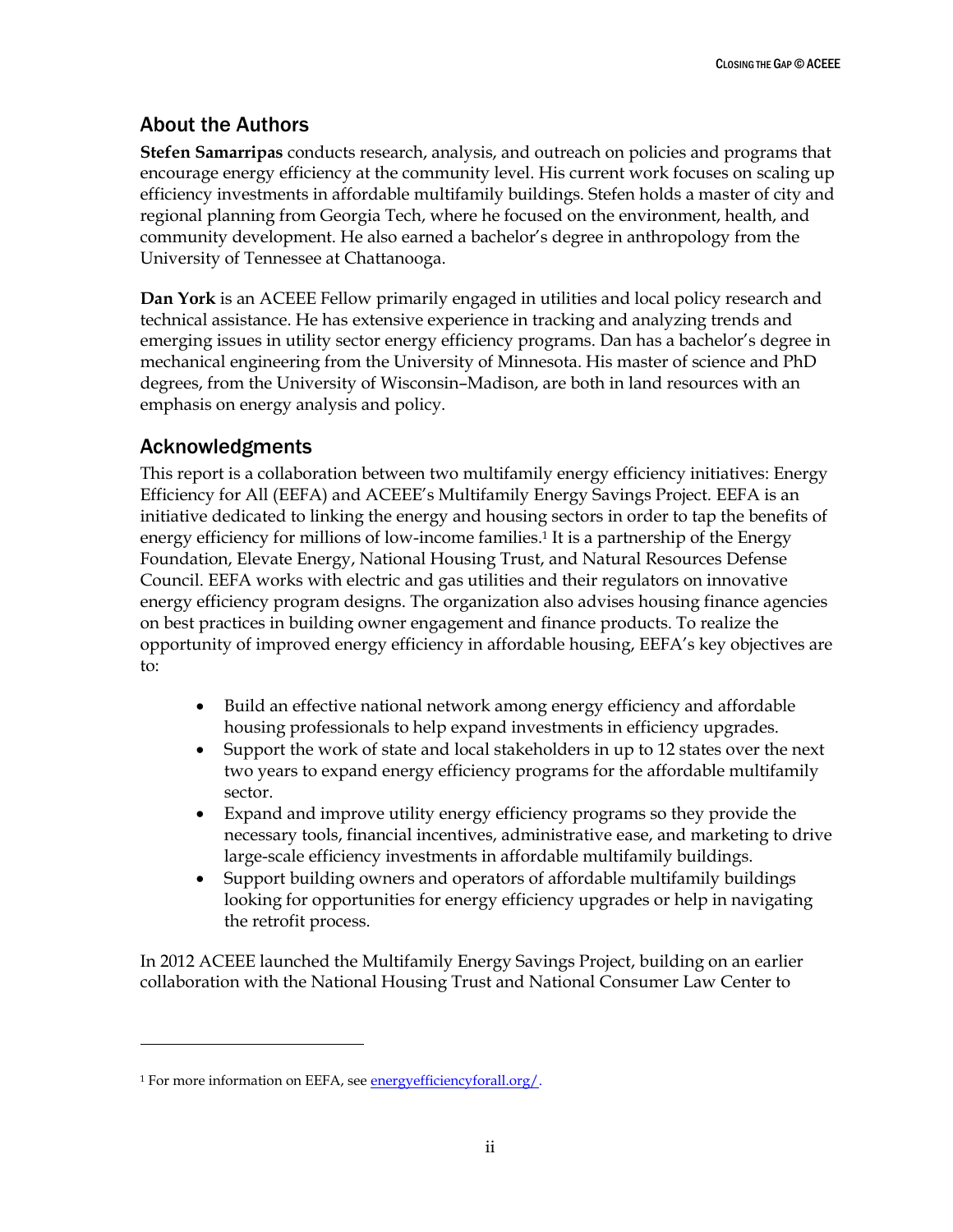## About the Authors

**Stefen Samarripas** conducts research, analysis, and outreach on policies and programs that encourage energy efficiency at the community level. His current work focuses on scaling up efficiency investments in affordable multifamily buildings. Stefen holds a master of city and regional planning from Georgia Tech, where he focused on the environment, health, and community development. He also earned a bachelor's degree in anthropology from the University of Tennessee at Chattanooga.

**Dan York** is an ACEEE Fellow primarily engaged in utilities and local policy research and technical assistance. He has extensive experience in tracking and analyzing trends and emerging issues in utility sector energy efficiency programs. Dan has a bachelor's degree in mechanical engineering from the University of Minnesota. His master of science and PhD degrees, from the University of Wisconsin–Madison, are both in land resources with an emphasis on energy analysis and policy.

## Acknowledgments

This report is a collaboration between two multifamily energy efficiency initiatives: Energy Efficiency for All (EEFA) and ACEEE's Multifamily Energy Savings Project. EEFA is an initiative dedicated to linking the energy and housing sectors in order to tap the benefits of energy efficiency for millions of low-income families.[1] It is a partnership of the Energy Foundation, Elevate Energy, National Housing Trust, and Natural Resources Defense Council. EEFA works with electric and gas utilities and their regulators on innovative energy efficiency program designs. The organization also advises housing finance agencies on best practices in building owner engagement and finance products. To realize the opportunity of improved energy efficiency in affordable housing, EEFA's key objectives are to:

- Build an effective national network among energy efficiency and affordable housing professionals to help expand investments in efficiency upgrades.
- Support the work of state and local stakeholders in up to 12 states over the next two years to expand energy efficiency programs for the affordable multifamily sector.
- Expand and improve utility energy efficiency programs so they provide the necessary tools, financial incentives, administrative ease, and marketing to drive large-scale efficiency investments in affordable multifamily buildings.
- Support building owners and operators of affordable multifamily buildings looking for opportunities for energy efficiency upgrades or help in navigating the retrofit process.

In 2012 ACEEE launched the Multifamily Energy Savings Project, building on an earlier collaboration with the National Housing Trust and National Consumer Law Center to

---

[1] For more information on EEFA, see energyefficiencyforall.org/.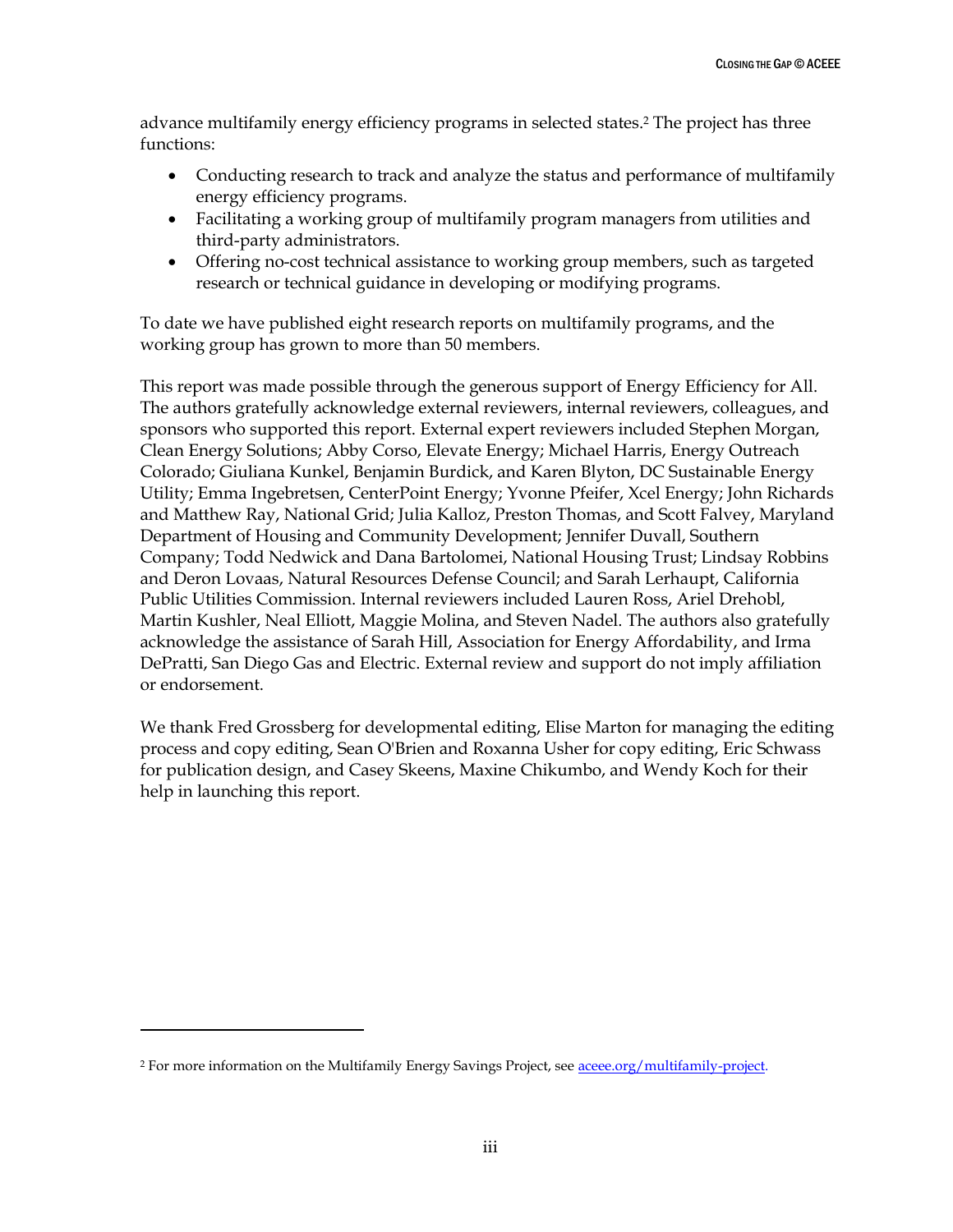advance multifamily energy efficiency programs in selected states.[2] The project has three functions:

- Conducting research to track and analyze the status and performance of multifamily energy efficiency programs.
- Facilitating a working group of multifamily program managers from utilities and third-party administrators.
- Offering no-cost technical assistance to working group members, such as targeted research or technical guidance in developing or modifying programs.

To date we have published eight research reports on multifamily programs, and the working group has grown to more than 50 members.

This report was made possible through the generous support of Energy Efficiency for All. The authors gratefully acknowledge external reviewers, internal reviewers, colleagues, and sponsors who supported this report. External expert reviewers included Stephen Morgan, Clean Energy Solutions; Abby Corso, Elevate Energy; Michael Harris, Energy Outreach Colorado; Giuliana Kunkel, Benjamin Burdick, and Karen Blyton, DC Sustainable Energy Utility; Emma Ingebretsen, CenterPoint Energy; Yvonne Pfeifer, Xcel Energy; John Richards and Matthew Ray, National Grid; Julia Kalloz, Preston Thomas, and Scott Falvey, Maryland Department of Housing and Community Development; Jennifer Duvall, Southern Company; Todd Nedwick and Dana Bartolomei, National Housing Trust; Lindsay Robbins and Deron Lovaas, Natural Resources Defense Council; and Sarah Lerhaupt, California Public Utilities Commission. Internal reviewers included Lauren Ross, Ariel Drehobl, Martin Kushler, Neal Elliott, Maggie Molina, and Steven Nadel. The authors also gratefully acknowledge the assistance of Sarah Hill, Association for Energy Affordability, and Irma DePratti, San Diego Gas and Electric. External review and support do not imply affiliation or endorsement.

We thank Fred Grossberg for developmental editing, Elise Marton for managing the editing process and copy editing, Sean O'Brien and Roxanna Usher for copy editing, Eric Schwass for publication design, and Casey Skeens, Maxine Chikumbo, and Wendy Koch for their help in launching this report.

---

[2] For more information on the Multifamily Energy Savings Project, see aceee.org/multifamily-project.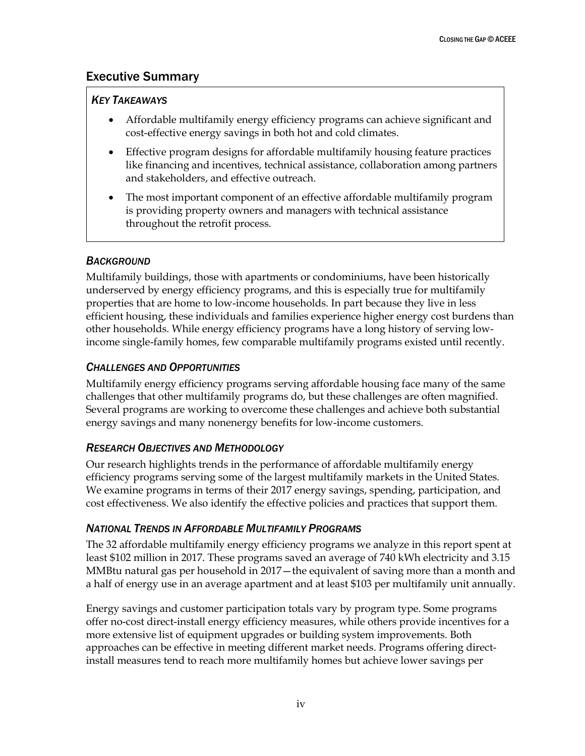## Executive Summary

### *Key Takeaways*

- Affordable multifamily energy efficiency programs can achieve significant and cost-effective energy savings in both hot and cold climates.
- Effective program designs for affordable multifamily housing feature practices like financing and incentives, technical assistance, collaboration among partners and stakeholders, and effective outreach.
- The most important component of an effective affordable multifamily program is providing property owners and managers with technical assistance throughout the retrofit process.

### *Background*

Multifamily buildings, those with apartments or condominiums, have been historically underserved by energy efficiency programs, and this is especially true for multifamily properties that are home to low-income households. In part because they live in less efficient housing, these individuals and families experience higher energy cost burdens than other households. While energy efficiency programs have a long history of serving low-income single-family homes, few comparable multifamily programs existed until recently.

### *Challenges and Opportunities*

Multifamily energy efficiency programs serving affordable housing face many of the same challenges that other multifamily programs do, but these challenges are often magnified. Several programs are working to overcome these challenges and achieve both substantial energy savings and many nonenergy benefits for low-income customers.

### *Research Objectives and Methodology*

Our research highlights trends in the performance of affordable multifamily energy efficiency programs serving some of the largest multifamily markets in the United States. We examine programs in terms of their 2017 energy savings, spending, participation, and cost effectiveness. We also identify the effective policies and practices that support them.

### *National Trends in Affordable Multifamily Programs*

The 32 affordable multifamily energy efficiency programs we analyze in this report spent at least $102 million in 2017. These programs saved an average of 740 kWh electricity and 3.15 MMBtu natural gas per household in 2017—the equivalent of saving more than a month and a half of energy use in an average apartment and at least $103 per multifamily unit annually.

Energy savings and customer participation totals vary by program type. Some programs offer no-cost direct-install energy efficiency measures, while others provide incentives for a more extensive list of equipment upgrades or building system improvements. Both approaches can be effective in meeting different market needs. Programs offering direct-install measures tend to reach more multifamily homes but achieve lower savings per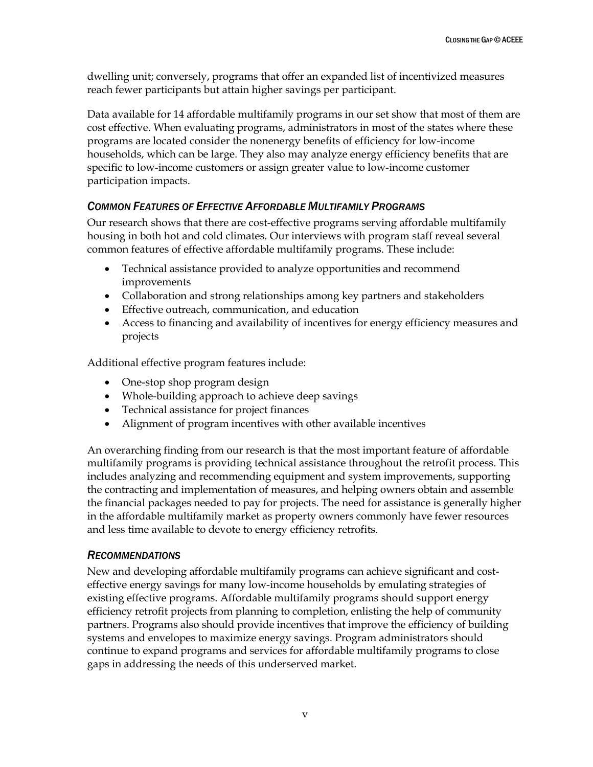dwelling unit; conversely, programs that offer an expanded list of incentivized measures reach fewer participants but attain higher savings per participant.

Data available for 14 affordable multifamily programs in our set show that most of them are cost effective. When evaluating programs, administrators in most of the states where these programs are located consider the nonenergy benefits of efficiency for low-income households, which can be large. They also may analyze energy efficiency benefits that are specific to low-income customers or assign greater value to low-income customer participation impacts.

### *COMMON FEATURES OF EFFECTIVE AFFORDABLE MULTIFAMILY PROGRAMS*

Our research shows that there are cost-effective programs serving affordable multifamily housing in both hot and cold climates. Our interviews with program staff reveal several common features of effective affordable multifamily programs. These include:

- Technical assistance provided to analyze opportunities and recommend improvements
- Collaboration and strong relationships among key partners and stakeholders
- Effective outreach, communication, and education
- Access to financing and availability of incentives for energy efficiency measures and projects

Additional effective program features include:

- One-stop shop program design
- Whole-building approach to achieve deep savings
- Technical assistance for project finances
- Alignment of program incentives with other available incentives

An overarching finding from our research is that the most important feature of affordable multifamily programs is providing technical assistance throughout the retrofit process. This includes analyzing and recommending equipment and system improvements, supporting the contracting and implementation of measures, and helping owners obtain and assemble the financial packages needed to pay for projects. The need for assistance is generally higher in the affordable multifamily market as property owners commonly have fewer resources and less time available to devote to energy efficiency retrofits.

### *RECOMMENDATIONS*

New and developing affordable multifamily programs can achieve significant and cost-effective energy savings for many low-income households by emulating strategies of existing effective programs. Affordable multifamily programs should support energy efficiency retrofit projects from planning to completion, enlisting the help of community partners. Programs also should provide incentives that improve the efficiency of building systems and envelopes to maximize energy savings. Program administrators should continue to expand programs and services for affordable multifamily programs to close gaps in addressing the needs of this underserved market.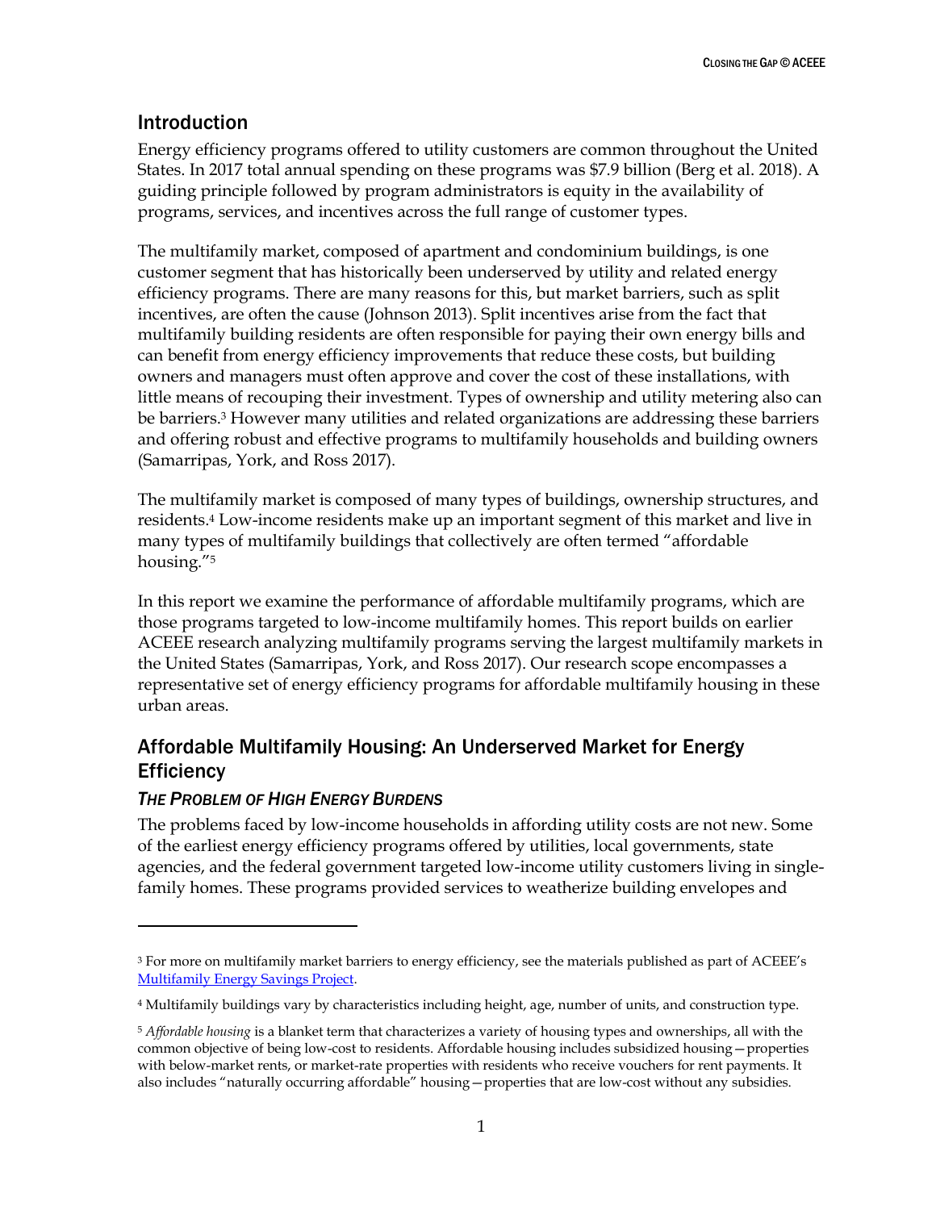## Introduction

Energy efficiency programs offered to utility customers are common throughout the United States. In 2017 total annual spending on these programs was $7.9 billion (Berg et al. 2018). A guiding principle followed by program administrators is equity in the availability of programs, services, and incentives across the full range of customer types.

The multifamily market, composed of apartment and condominium buildings, is one customer segment that has historically been underserved by utility and related energy efficiency programs. There are many reasons for this, but market barriers, such as split incentives, are often the cause (Johnson 2013). Split incentives arise from the fact that multifamily building residents are often responsible for paying their own energy bills and can benefit from energy efficiency improvements that reduce these costs, but building owners and managers must often approve and cover the cost of these installations, with little means of recouping their investment. Types of ownership and utility metering also can be barriers.[3] However many utilities and related organizations are addressing these barriers and offering robust and effective programs to multifamily households and building owners (Samarripas, York, and Ross 2017).

The multifamily market is composed of many types of buildings, ownership structures, and residents.[4] Low-income residents make up an important segment of this market and live in many types of multifamily buildings that collectively are often termed "affordable housing."[5]

In this report we examine the performance of affordable multifamily programs, which are those programs targeted to low-income multifamily homes. This report builds on earlier ACEEE research analyzing multifamily programs serving the largest multifamily markets in the United States (Samarripas, York, and Ross 2017). Our research scope encompasses a representative set of energy efficiency programs for affordable multifamily housing in these urban areas.

## Affordable Multifamily Housing: An Underserved Market for Energy Efficiency

### *The Problem of High Energy Burdens*

The problems faced by low-income households in affording utility costs are not new. Some of the earliest energy efficiency programs offered by utilities, local governments, state agencies, and the federal government targeted low-income utility customers living in single-family homes. These programs provided services to weatherize building envelopes and

---

[3] For more on multifamily market barriers to energy efficiency, see the materials published as part of ACEEE's Multifamily Energy Savings Project.

[4] Multifamily buildings vary by characteristics including height, age, number of units, and construction type.

[5] *Affordable housing* is a blanket term that characterizes a variety of housing types and ownerships, all with the common objective of being low-cost to residents. Affordable housing includes subsidized housing—properties with below-market rents, or market-rate properties with residents who receive vouchers for rent payments. It also includes "naturally occurring affordable" housing—properties that are low-cost without any subsidies.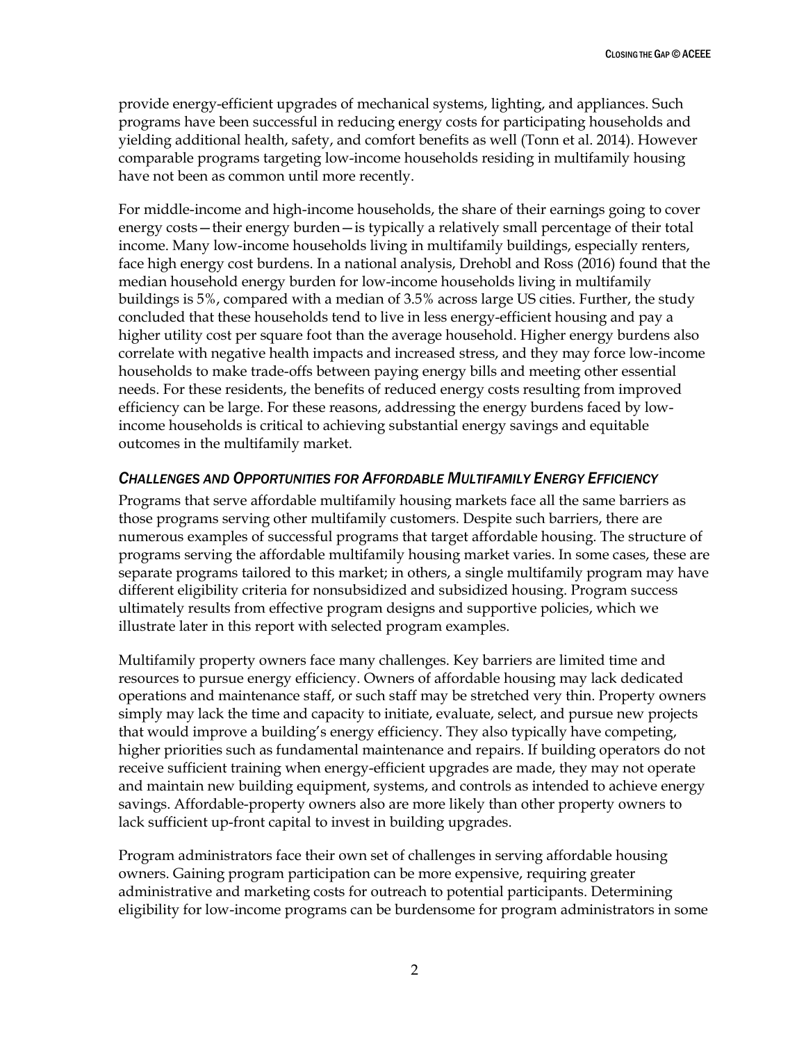provide energy-efficient upgrades of mechanical systems, lighting, and appliances. Such programs have been successful in reducing energy costs for participating households and yielding additional health, safety, and comfort benefits as well (Tonn et al. 2014). However comparable programs targeting low-income households residing in multifamily housing have not been as common until more recently.

For middle-income and high-income households, the share of their earnings going to cover energy costs—their energy burden—is typically a relatively small percentage of their total income. Many low-income households living in multifamily buildings, especially renters, face high energy cost burdens. In a national analysis, Drehobl and Ross (2016) found that the median household energy burden for low-income households living in multifamily buildings is 5%, compared with a median of 3.5% across large US cities. Further, the study concluded that these households tend to live in less energy-efficient housing and pay a higher utility cost per square foot than the average household. Higher energy burdens also correlate with negative health impacts and increased stress, and they may force low-income households to make trade-offs between paying energy bills and meeting other essential needs. For these residents, the benefits of reduced energy costs resulting from improved efficiency can be large. For these reasons, addressing the energy burdens faced by low-income households is critical to achieving substantial energy savings and equitable outcomes in the multifamily market.

### *Challenges and Opportunities for Affordable Multifamily Energy Efficiency*

Programs that serve affordable multifamily housing markets face all the same barriers as those programs serving other multifamily customers. Despite such barriers, there are numerous examples of successful programs that target affordable housing. The structure of programs serving the affordable multifamily housing market varies. In some cases, these are separate programs tailored to this market; in others, a single multifamily program may have different eligibility criteria for nonsubsidized and subsidized housing. Program success ultimately results from effective program designs and supportive policies, which we illustrate later in this report with selected program examples.

Multifamily property owners face many challenges. Key barriers are limited time and resources to pursue energy efficiency. Owners of affordable housing may lack dedicated operations and maintenance staff, or such staff may be stretched very thin. Property owners simply may lack the time and capacity to initiate, evaluate, select, and pursue new projects that would improve a building's energy efficiency. They also typically have competing, higher priorities such as fundamental maintenance and repairs. If building operators do not receive sufficient training when energy-efficient upgrades are made, they may not operate and maintain new building equipment, systems, and controls as intended to achieve energy savings. Affordable-property owners also are more likely than other property owners to lack sufficient up-front capital to invest in building upgrades.

Program administrators face their own set of challenges in serving affordable housing owners. Gaining program participation can be more expensive, requiring greater administrative and marketing costs for outreach to potential participants. Determining eligibility for low-income programs can be burdensome for program administrators in some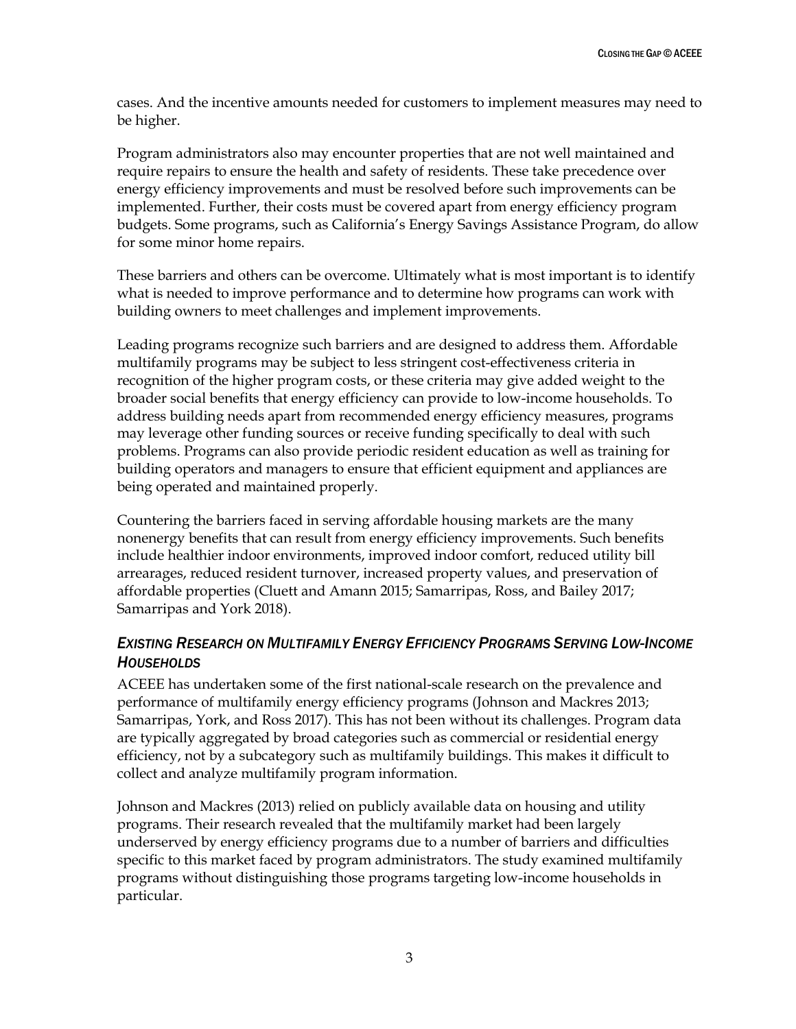cases. And the incentive amounts needed for customers to implement measures may need to be higher.

Program administrators also may encounter properties that are not well maintained and require repairs to ensure the health and safety of residents. These take precedence over energy efficiency improvements and must be resolved before such improvements can be implemented. Further, their costs must be covered apart from energy efficiency program budgets. Some programs, such as California's Energy Savings Assistance Program, do allow for some minor home repairs.

These barriers and others can be overcome. Ultimately what is most important is to identify what is needed to improve performance and to determine how programs can work with building owners to meet challenges and implement improvements.

Leading programs recognize such barriers and are designed to address them. Affordable multifamily programs may be subject to less stringent cost-effectiveness criteria in recognition of the higher program costs, or these criteria may give added weight to the broader social benefits that energy efficiency can provide to low-income households. To address building needs apart from recommended energy efficiency measures, programs may leverage other funding sources or receive funding specifically to deal with such problems. Programs can also provide periodic resident education as well as training for building operators and managers to ensure that efficient equipment and appliances are being operated and maintained properly.

Countering the barriers faced in serving affordable housing markets are the many nonenergy benefits that can result from energy efficiency improvements. Such benefits include healthier indoor environments, improved indoor comfort, reduced utility bill arrearages, reduced resident turnover, increased property values, and preservation of affordable properties (Cluett and Amann 2015; Samarripas, Ross, and Bailey 2017; Samarripas and York 2018).

### *Existing Research on Multifamily Energy Efficiency Programs Serving Low-Income Households*

ACEEE has undertaken some of the first national-scale research on the prevalence and performance of multifamily energy efficiency programs (Johnson and Mackres 2013; Samarripas, York, and Ross 2017). This has not been without its challenges. Program data are typically aggregated by broad categories such as commercial or residential energy efficiency, not by a subcategory such as multifamily buildings. This makes it difficult to collect and analyze multifamily program information.

Johnson and Mackres (2013) relied on publicly available data on housing and utility programs. Their research revealed that the multifamily market had been largely underserved by energy efficiency programs due to a number of barriers and difficulties specific to this market faced by program administrators. The study examined multifamily programs without distinguishing those programs targeting low-income households in particular.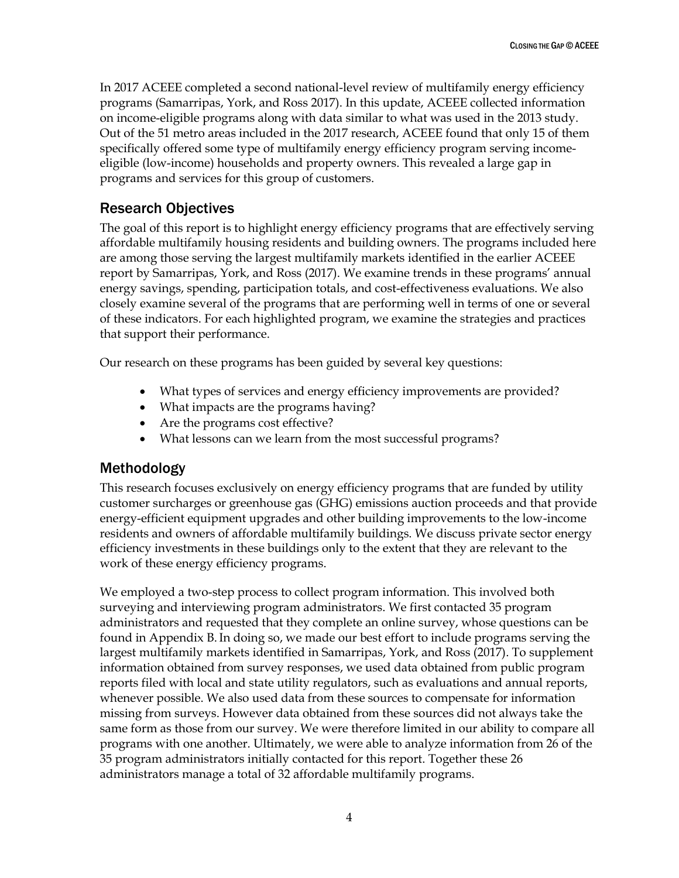In 2017 ACEEE completed a second national-level review of multifamily energy efficiency programs (Samarripas, York, and Ross 2017). In this update, ACEEE collected information on income-eligible programs along with data similar to what was used in the 2013 study. Out of the 51 metro areas included in the 2017 research, ACEEE found that only 15 of them specifically offered some type of multifamily energy efficiency program serving income-eligible (low-income) households and property owners. This revealed a large gap in programs and services for this group of customers.

## Research Objectives

The goal of this report is to highlight energy efficiency programs that are effectively serving affordable multifamily housing residents and building owners. The programs included here are among those serving the largest multifamily markets identified in the earlier ACEEE report by Samarripas, York, and Ross (2017). We examine trends in these programs' annual energy savings, spending, participation totals, and cost-effectiveness evaluations. We also closely examine several of the programs that are performing well in terms of one or several of these indicators. For each highlighted program, we examine the strategies and practices that support their performance.

Our research on these programs has been guided by several key questions:

- What types of services and energy efficiency improvements are provided?
- What impacts are the programs having?
- Are the programs cost effective?
- What lessons can we learn from the most successful programs?

## Methodology

This research focuses exclusively on energy efficiency programs that are funded by utility customer surcharges or greenhouse gas (GHG) emissions auction proceeds and that provide energy-efficient equipment upgrades and other building improvements to the low-income residents and owners of affordable multifamily buildings. We discuss private sector energy efficiency investments in these buildings only to the extent that they are relevant to the work of these energy efficiency programs.

We employed a two-step process to collect program information. This involved both surveying and interviewing program administrators. We first contacted 35 program administrators and requested that they complete an online survey, whose questions can be found in Appendix B. In doing so, we made our best effort to include programs serving the largest multifamily markets identified in Samarripas, York, and Ross (2017). To supplement information obtained from survey responses, we used data obtained from public program reports filed with local and state utility regulators, such as evaluations and annual reports, whenever possible. We also used data from these sources to compensate for information missing from surveys. However data obtained from these sources did not always take the same form as those from our survey. We were therefore limited in our ability to compare all programs with one another. Ultimately, we were able to analyze information from 26 of the 35 program administrators initially contacted for this report. Together these 26 administrators manage a total of 32 affordable multifamily programs.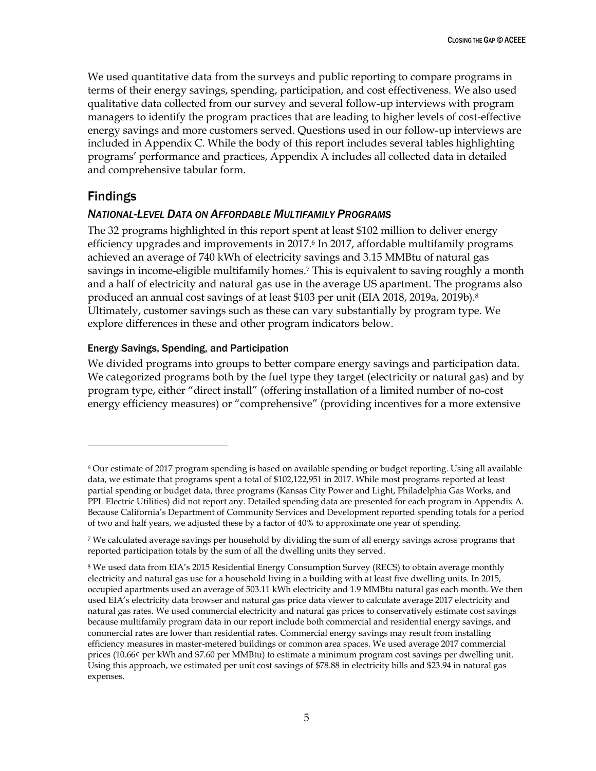We used quantitative data from the surveys and public reporting to compare programs in terms of their energy savings, spending, participation, and cost effectiveness. We also used qualitative data collected from our survey and several follow-up interviews with program managers to identify the program practices that are leading to higher levels of cost-effective energy savings and more customers served. Questions used in our follow-up interviews are included in Appendix C. While the body of this report includes several tables highlighting programs' performance and practices, Appendix A includes all collected data in detailed and comprehensive tabular form.

## Findings

### *National-Level Data on Affordable Multifamily Programs*

The 32 programs highlighted in this report spent at least $102 million to deliver energy efficiency upgrades and improvements in 2017.[6] In 2017, affordable multifamily programs achieved an average of 740 kWh of electricity savings and 3.15 MMBtu of natural gas savings in income-eligible multifamily homes.[7] This is equivalent to saving roughly a month and a half of electricity and natural gas use in the average US apartment. The programs also produced an annual cost savings of at least $103 per unit (EIA 2018, 2019a, 2019b).[8] Ultimately, customer savings such as these can vary substantially by program type. We explore differences in these and other program indicators below.

#### Energy Savings, Spending, and Participation

We divided programs into groups to better compare energy savings and participation data. We categorized programs both by the fuel type they target (electricity or natural gas) and by program type, either "direct install" (offering installation of a limited number of no-cost energy efficiency measures) or "comprehensive" (providing incentives for a more extensive

---

[6] Our estimate of 2017 program spending is based on available spending or budget reporting. Using all available data, we estimate that programs spent a total of $102,122,951 in 2017. While most programs reported at least partial spending or budget data, three programs (Kansas City Power and Light, Philadelphia Gas Works, and PPL Electric Utilities) did not report any. Detailed spending data are presented for each program in Appendix A. Because California's Department of Community Services and Development reported spending totals for a period of two and half years, we adjusted these by a factor of 40% to approximate one year of spending.

[7] We calculated average savings per household by dividing the sum of all energy savings across programs that reported participation totals by the sum of all the dwelling units they served.

[8] We used data from EIA's 2015 Residential Energy Consumption Survey (RECS) to obtain average monthly electricity and natural gas use for a household living in a building with at least five dwelling units. In 2015, occupied apartments used an average of 503.11 kWh electricity and 1.9 MMBtu natural gas each month. We then used EIA's electricity data browser and natural gas price data viewer to calculate average 2017 electricity and natural gas rates. We used commercial electricity and natural gas prices to conservatively estimate cost savings because multifamily program data in our report include both commercial and residential energy savings, and commercial rates are lower than residential rates. Commercial energy savings may result from installing efficiency measures in master-metered buildings or common area spaces. We used average 2017 commercial prices (10.66¢ per kWh and $7.60 per MMBtu) to estimate a minimum program cost savings per dwelling unit. Using this approach, we estimated per unit cost savings of $78.88 in electricity bills and $23.94 in natural gas expenses.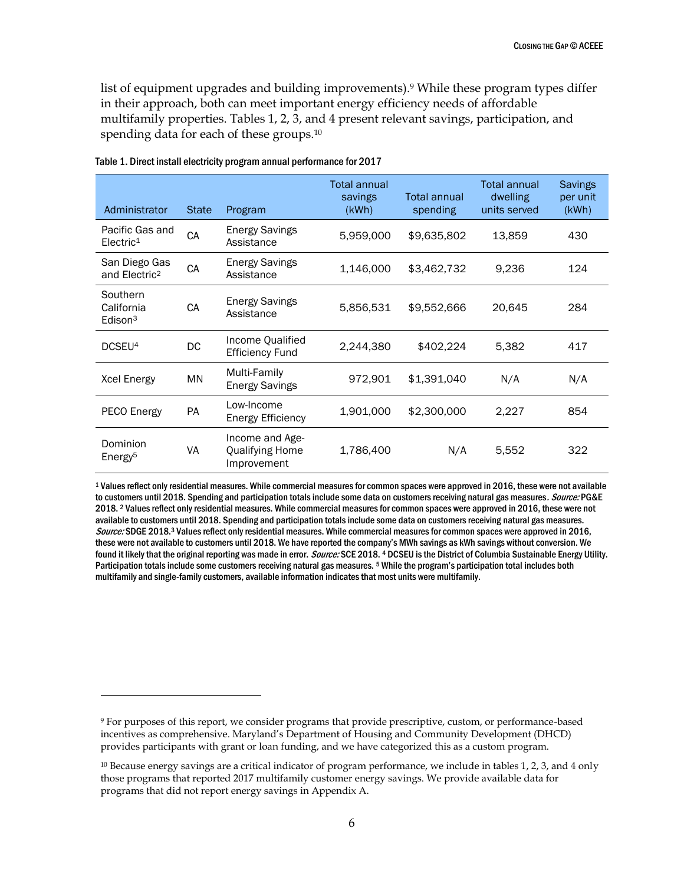list of equipment upgrades and building improvements).[9] While these program types differ in their approach, both can meet important energy efficiency needs of affordable multifamily properties. Tables 1, 2, 3, and 4 present relevant savings, participation, and spending data for each of these groups.[10]

Table 1. Direct install electricity program annual performance for 2017

| Administrator | State | Program | Total annual savings (kWh) | Total annual spending | Total annual dwelling units served | Savings per unit (kWh) |
|---|---|---|---|---|---|---|
| Pacific Gas and Electric[1] | CA | Energy Savings Assistance | 5,959,000 | $9,635,802 | 13,859 | 430 |
| San Diego Gas and Electric[2] | CA | Energy Savings Assistance | 1,146,000 | $3,462,732 | 9,236 | 124 |
| Southern California Edison[3] | CA | Energy Savings Assistance | 5,856,531 | $9,552,666 | 20,645 | 284 |
| DCSEU[4] | DC | Income Qualified Efficiency Fund | 2,244,380 | $402,224 | 5,382 | 417 |
| Xcel Energy | MN | Multi-Family Energy Savings | 972,901 | $1,391,040 | N/A | N/A |
| PECO Energy | PA | Low-Income Energy Efficiency | 1,901,000 | $2,300,000 | 2,227 | 854 |
| Dominion Energy[5] | VA | Income and Age-Qualifying Home Improvement | 1,786,400 | N/A | 5,552 | 322 |

[1] Values reflect only residential measures. While commercial measures for common spaces were approved in 2016, these were not available to customers until 2018. Spending and participation totals include some data on customers receiving natural gas measures. *Source:* PG&E 2018. [2] Values reflect only residential measures. While commercial measures for common spaces were approved in 2016, these were not available to customers until 2018. Spending and participation totals include some data on customers receiving natural gas measures. *Source:* SDGE 2018.[3] Values reflect only residential measures. While commercial measures for common spaces were approved in 2016, these were not available to customers until 2018. We have reported the company's MWh savings as kWh savings without conversion. We found it likely that the original reporting was made in error. *Source:* SCE 2018. [4] DCSEU is the District of Columbia Sustainable Energy Utility. Participation totals include some customers receiving natural gas measures. [5] While the program's participation total includes both multifamily and single-family customers, available information indicates that most units were multifamily.

[9] For purposes of this report, we consider programs that provide prescriptive, custom, or performance-based incentives as comprehensive. Maryland's Department of Housing and Community Development (DHCD) provides participants with grant or loan funding, and we have categorized this as a custom program.

[10] Because energy savings are a critical indicator of program performance, we include in tables 1, 2, 3, and 4 only those programs that reported 2017 multifamily customer energy savings. We provide available data for programs that did not report energy savings in Appendix A.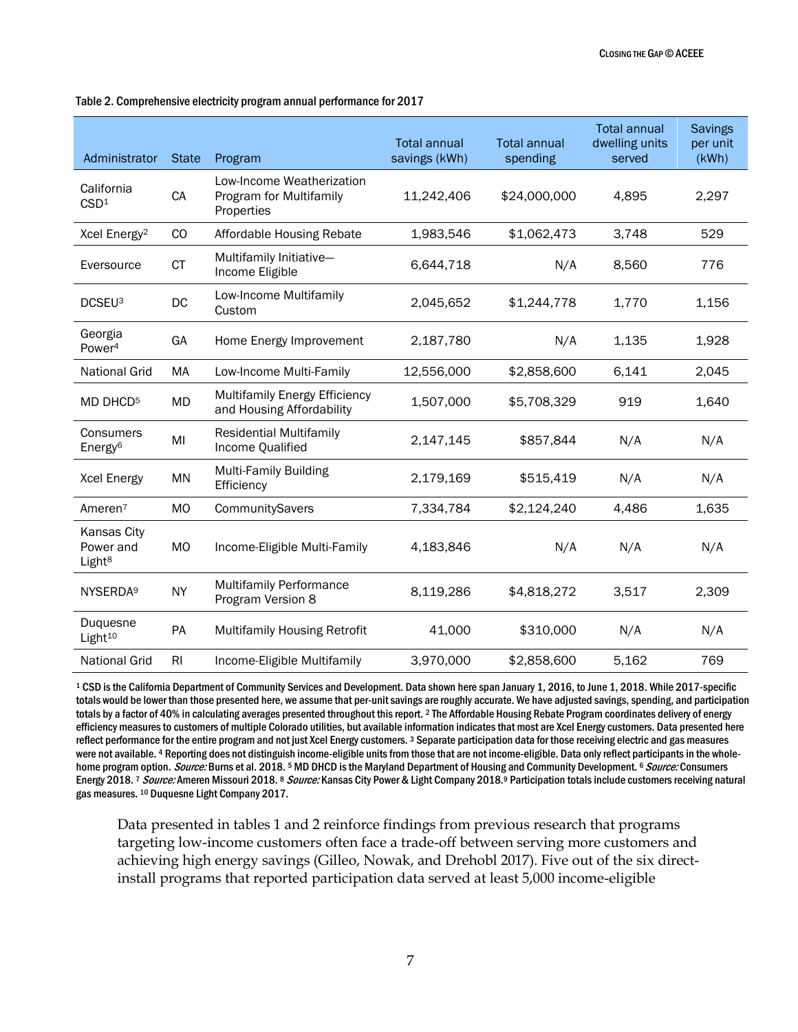Table 2. Comprehensive electricity program annual performance for 2017

| Administrator | State | Program | Total annual savings (kWh) | Total annual spending | Total annual dwelling units served | Savings per unit (kWh) |
|---|---|---|---|---|---|---|
| California CSD[1] | CA | Low-Income Weatherization Program for Multifamily Properties | 11,242,406 | $24,000,000 | 4,895 | 2,297 |
| Xcel Energy[2] | CO | Affordable Housing Rebate | 1,983,546 | $1,062,473 | 3,748 | 529 |
| Eversource | CT | Multifamily Initiative—Income Eligible | 6,644,718 | N/A | 8,560 | 776 |
| DCSEU[3] | DC | Low-Income Multifamily Custom | 2,045,652 | $1,244,778 | 1,770 | 1,156 |
| Georgia Power[4] | GA | Home Energy Improvement | 2,187,780 | N/A | 1,135 | 1,928 |
| National Grid | MA | Low-Income Multi-Family | 12,556,000 | $2,858,600 | 6,141 | 2,045 |
| MD DHCD[5] | MD | Multifamily Energy Efficiency and Housing Affordability | 1,507,000 | $5,708,329 | 919 | 1,640 |
| Consumers Energy[6] | MI | Residential Multifamily Income Qualified | 2,147,145 | $857,844 | N/A | N/A |
| Xcel Energy | MN | Multi-Family Building Efficiency | 2,179,169 | $515,419 | N/A | N/A |
| Ameren[7] | MO | CommunitySavers | 7,334,784 | $2,124,240 | 4,486 | 1,635 |
| Kansas City Power and Light[8] | MO | Income-Eligible Multi-Family | 4,183,846 | N/A | N/A | N/A |
| NYSERDA[9] | NY | Multifamily Performance Program Version 8 | 8,119,286 | $4,818,272 | 3,517 | 2,309 |
| Duquesne Light[10] | PA | Multifamily Housing Retrofit | 41,000 | $310,000 | N/A | N/A |
| National Grid | RI | Income-Eligible Multifamily | 3,970,000 | $2,858,600 | 5,162 | 769 |

[1] CSD is the California Department of Community Services and Development. Data shown here span January 1, 2016, to June 1, 2018. While 2017-specific totals would be lower than those presented here, we assume that per-unit savings are roughly accurate. We have adjusted savings, spending, and participation totals by a factor of 40% in calculating averages presented throughout this report. [2] The Affordable Housing Rebate Program coordinates delivery of energy efficiency measures to customers of multiple Colorado utilities, but available information indicates that most are Xcel Energy customers. Data presented here reflect performance for the entire program and not just Xcel Energy customers. [3] Separate participation data for those receiving electric and gas measures were not available. [4] Reporting does not distinguish income-eligible units from those that are not income-eligible. Data only reflect participants in the whole-home program option. *Source:* Burns et al. 2018. [5] MD DHCD is the Maryland Department of Housing and Community Development. [6] *Source:* Consumers Energy 2018. [7] *Source:* Ameren Missouri 2018. [8] *Source:* Kansas City Power & Light Company 2018. [9] Participation totals include customers receiving natural gas measures. [10] Duquesne Light Company 2017.

Data presented in tables 1 and 2 reinforce findings from previous research that programs targeting low-income customers often face a trade-off between serving more customers and achieving high energy savings (Gilleo, Nowak, and Drehobl 2017). Five out of the six direct-install programs that reported participation data served at least 5,000 income-eligible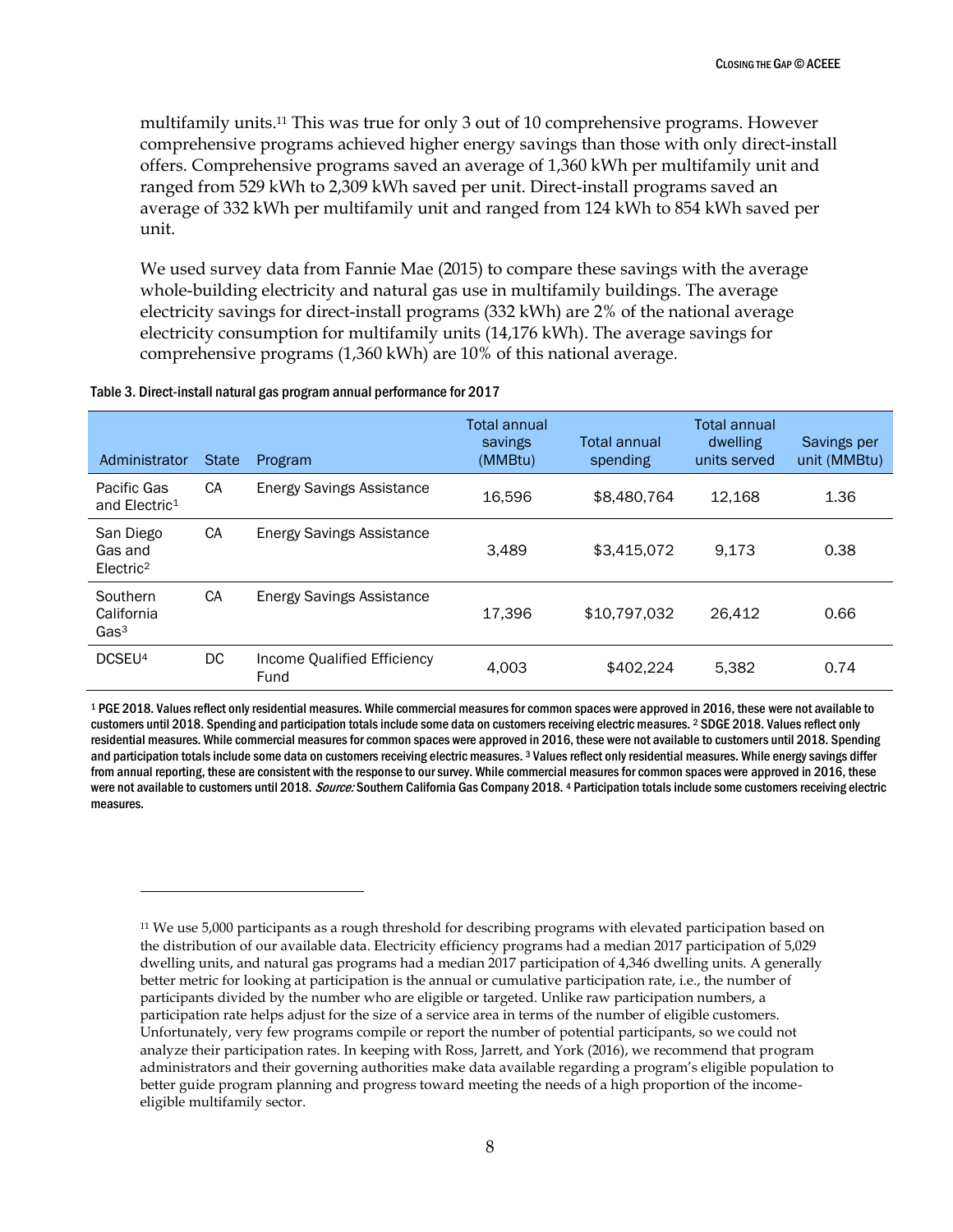multifamily units.[11] This was true for only 3 out of 10 comprehensive programs. However comprehensive programs achieved higher energy savings than those with only direct-install offers. Comprehensive programs saved an average of 1,360 kWh per multifamily unit and ranged from 529 kWh to 2,309 kWh saved per unit. Direct-install programs saved an average of 332 kWh per multifamily unit and ranged from 124 kWh to 854 kWh saved per unit.

We used survey data from Fannie Mae (2015) to compare these savings with the average whole-building electricity and natural gas use in multifamily buildings. The average electricity savings for direct-install programs (332 kWh) are 2% of the national average electricity consumption for multifamily units (14,176 kWh). The average savings for comprehensive programs (1,360 kWh) are 10% of this national average.

Table 3. Direct-install natural gas program annual performance for 2017

| Administrator | State | Program | Total annual savings (MMBtu) | Total annual spending | Total annual dwelling units served | Savings per unit (MMBtu) |
|---|---|---|---|---|---|---|
| Pacific Gas and Electric[1] | CA | Energy Savings Assistance | 16,596 | $8,480,764 | 12,168 | 1.36 |
| San Diego Gas and Electric[2] | CA | Energy Savings Assistance | 3,489 | $3,415,072 | 9,173 | 0.38 |
| Southern California Gas[3] | CA | Energy Savings Assistance | 17,396 | $10,797,032 | 26,412 | 0.66 |
| DCSEU[4] | DC | Income Qualified Efficiency Fund | 4,003 | $402,224 | 5,382 | 0.74 |

[1] PGE 2018. Values reflect only residential measures. While commercial measures for common spaces were approved in 2016, these were not available to customers until 2018. Spending and participation totals include some data on customers receiving electric measures. [2] SDGE 2018. Values reflect only residential measures. While commercial measures for common spaces were approved in 2016, these were not available to customers until 2018. Spending and participation totals include some data on customers receiving electric measures. [3] Values reflect only residential measures. While energy savings differ from annual reporting, these are consistent with the response to our survey. While commercial measures for common spaces were approved in 2016, these were not available to customers until 2018. *Source:* Southern California Gas Company 2018. [4] Participation totals include some customers receiving electric measures.

[11] We use 5,000 participants as a rough threshold for describing programs with elevated participation based on the distribution of our available data. Electricity efficiency programs had a median 2017 participation of 5,029 dwelling units, and natural gas programs had a median 2017 participation of 4,346 dwelling units. A generally better metric for looking at participation is the annual or cumulative participation rate, i.e., the number of participants divided by the number who are eligible or targeted. Unlike raw participation numbers, a participation rate helps adjust for the size of a service area in terms of the number of eligible customers. Unfortunately, very few programs compile or report the number of potential participants, so we could not analyze their participation rates. In keeping with Ross, Jarrett, and York (2016), we recommend that program administrators and their governing authorities make data available regarding a program's eligible population to better guide program planning and progress toward meeting the needs of a high proportion of the income-eligible multifamily sector.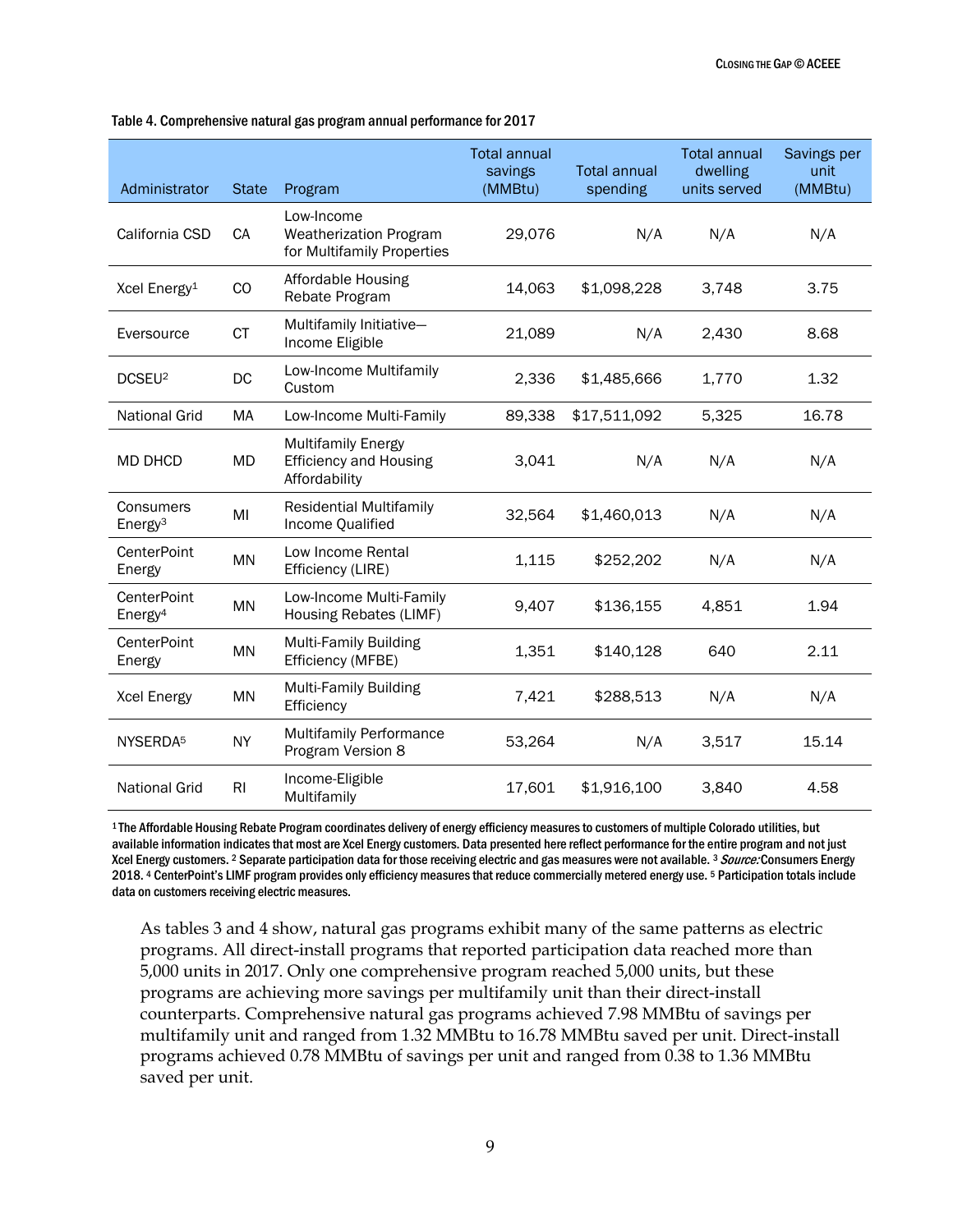Table 4. Comprehensive natural gas program annual performance for 2017

| Administrator | State | Program | Total annual savings (MMBtu) | Total annual spending | Total annual dwelling units served | Savings per unit (MMBtu) |
|---|---|---|---|---|---|---|
| California CSD | CA | Low-Income Weatherization Program for Multifamily Properties | 29,076 | N/A | N/A | N/A |
| Xcel Energy[1] | CO | Affordable Housing Rebate Program | 14,063 | $1,098,228 | 3,748 | 3.75 |
| Eversource | CT | Multifamily Initiative—Income Eligible | 21,089 | N/A | 2,430 | 8.68 |
| DCSEU[2] | DC | Low-Income Multifamily Custom | 2,336 | $1,485,666 | 1,770 | 1.32 |
| National Grid | MA | Low-Income Multi-Family | 89,338 | $17,511,092 | 5,325 | 16.78 |
| MD DHCD | MD | Multifamily Energy Efficiency and Housing Affordability | 3,041 | N/A | N/A | N/A |
| Consumers Energy[3] | MI | Residential Multifamily Income Qualified | 32,564 | $1,460,013 | N/A | N/A |
| CenterPoint Energy | MN | Low Income Rental Efficiency (LIRE) | 1,115 | $252,202 | N/A | N/A |
| CenterPoint Energy[4] | MN | Low-Income Multi-Family Housing Rebates (LIMF) | 9,407 | $136,155 | 4,851 | 1.94 |
| CenterPoint Energy | MN | Multi-Family Building Efficiency (MFBE) | 1,351 | $140,128 | 640 | 2.11 |
| Xcel Energy | MN | Multi-Family Building Efficiency | 7,421 | $288,513 | N/A | N/A |
| NYSERDA[5] | NY | Multifamily Performance Program Version 8 | 53,264 | N/A | 3,517 | 15.14 |
| National Grid | RI | Income-Eligible Multifamily | 17,601 | $1,916,100 | 3,840 | 4.58 |

[1] The Affordable Housing Rebate Program coordinates delivery of energy efficiency measures to customers of multiple Colorado utilities, but available information indicates that most are Xcel Energy customers. Data presented here reflect performance for the entire program and not just Xcel Energy customers. [2] Separate participation data for those receiving electric and gas measures were not available. [3] *Source:* Consumers Energy 2018. [4] CenterPoint's LIMF program provides only efficiency measures that reduce commercially metered energy use. [5] Participation totals include data on customers receiving electric measures.

As tables 3 and 4 show, natural gas programs exhibit many of the same patterns as electric programs. All direct-install programs that reported participation data reached more than 5,000 units in 2017. Only one comprehensive program reached 5,000 units, but these programs are achieving more savings per multifamily unit than their direct-install counterparts. Comprehensive natural gas programs achieved 7.98 MMBtu of savings per multifamily unit and ranged from 1.32 MMBtu to 16.78 MMBtu saved per unit. Direct-install programs achieved 0.78 MMBtu of savings per unit and ranged from 0.38 to 1.36 MMBtu saved per unit.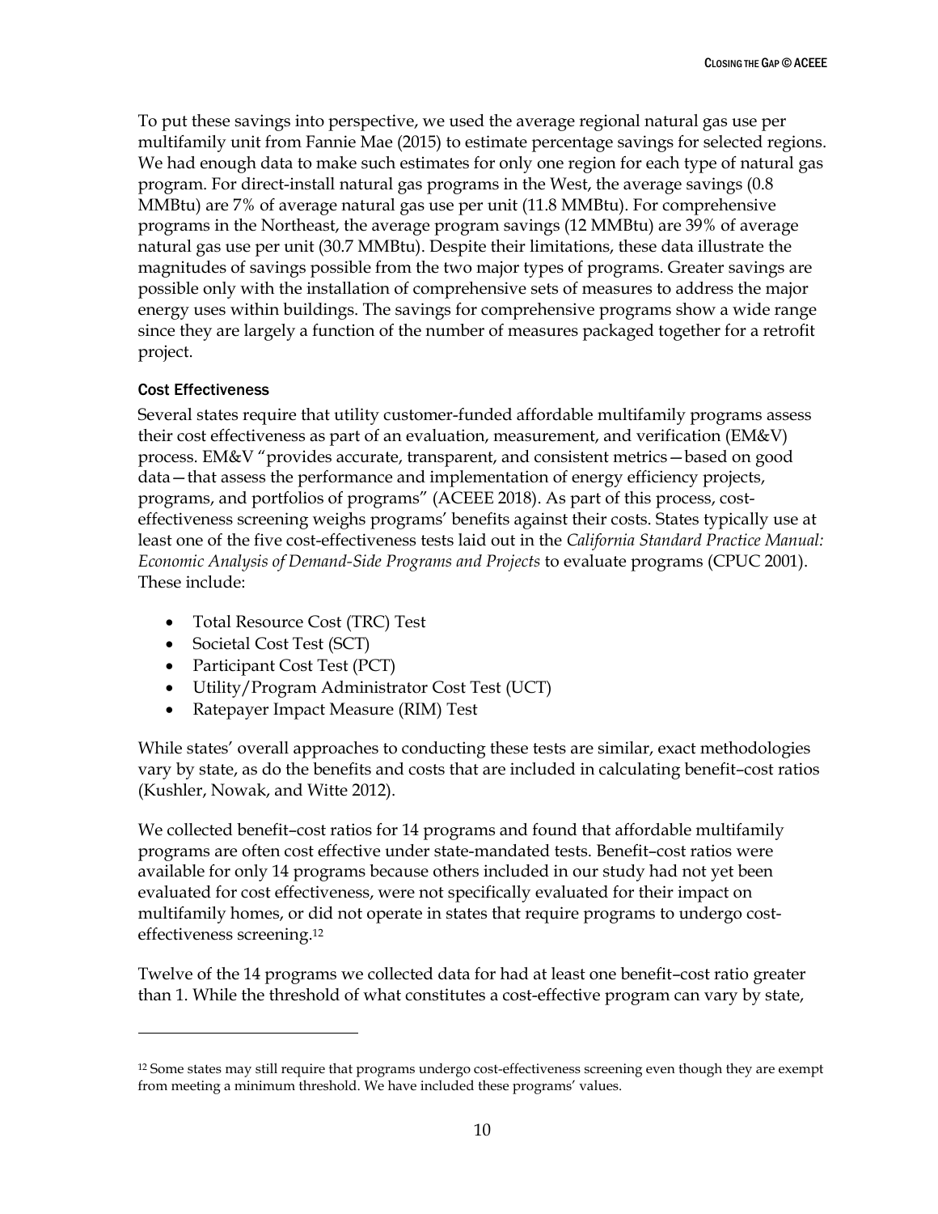To put these savings into perspective, we used the average regional natural gas use per multifamily unit from Fannie Mae (2015) to estimate percentage savings for selected regions. We had enough data to make such estimates for only one region for each type of natural gas program. For direct-install natural gas programs in the West, the average savings (0.8 MMBtu) are 7% of average natural gas use per unit (11.8 MMBtu). For comprehensive programs in the Northeast, the average program savings (12 MMBtu) are 39% of average natural gas use per unit (30.7 MMBtu). Despite their limitations, these data illustrate the magnitudes of savings possible from the two major types of programs. Greater savings are possible only with the installation of comprehensive sets of measures to address the major energy uses within buildings. The savings for comprehensive programs show a wide range since they are largely a function of the number of measures packaged together for a retrofit project.

### Cost Effectiveness

Several states require that utility customer-funded affordable multifamily programs assess their cost effectiveness as part of an evaluation, measurement, and verification (EM&V) process. EM&V "provides accurate, transparent, and consistent metrics—based on good data—that assess the performance and implementation of energy efficiency projects, programs, and portfolios of programs" (ACEEE 2018). As part of this process, cost-effectiveness screening weighs programs' benefits against their costs. States typically use at least one of the five cost-effectiveness tests laid out in the *California Standard Practice Manual: Economic Analysis of Demand-Side Programs and Projects* to evaluate programs (CPUC 2001). These include:

- Total Resource Cost (TRC) Test
- Societal Cost Test (SCT)
- Participant Cost Test (PCT)
- Utility/Program Administrator Cost Test (UCT)
- Ratepayer Impact Measure (RIM) Test

While states' overall approaches to conducting these tests are similar, exact methodologies vary by state, as do the benefits and costs that are included in calculating benefit–cost ratios (Kushler, Nowak, and Witte 2012).

We collected benefit–cost ratios for 14 programs and found that affordable multifamily programs are often cost effective under state-mandated tests. Benefit–cost ratios were available for only 14 programs because others included in our study had not yet been evaluated for cost effectiveness, were not specifically evaluated for their impact on multifamily homes, or did not operate in states that require programs to undergo cost-effectiveness screening.[12]

Twelve of the 14 programs we collected data for had at least one benefit–cost ratio greater than 1. While the threshold of what constitutes a cost-effective program can vary by state,

[12] Some states may still require that programs undergo cost-effectiveness screening even though they are exempt from meeting a minimum threshold. We have included these programs' values.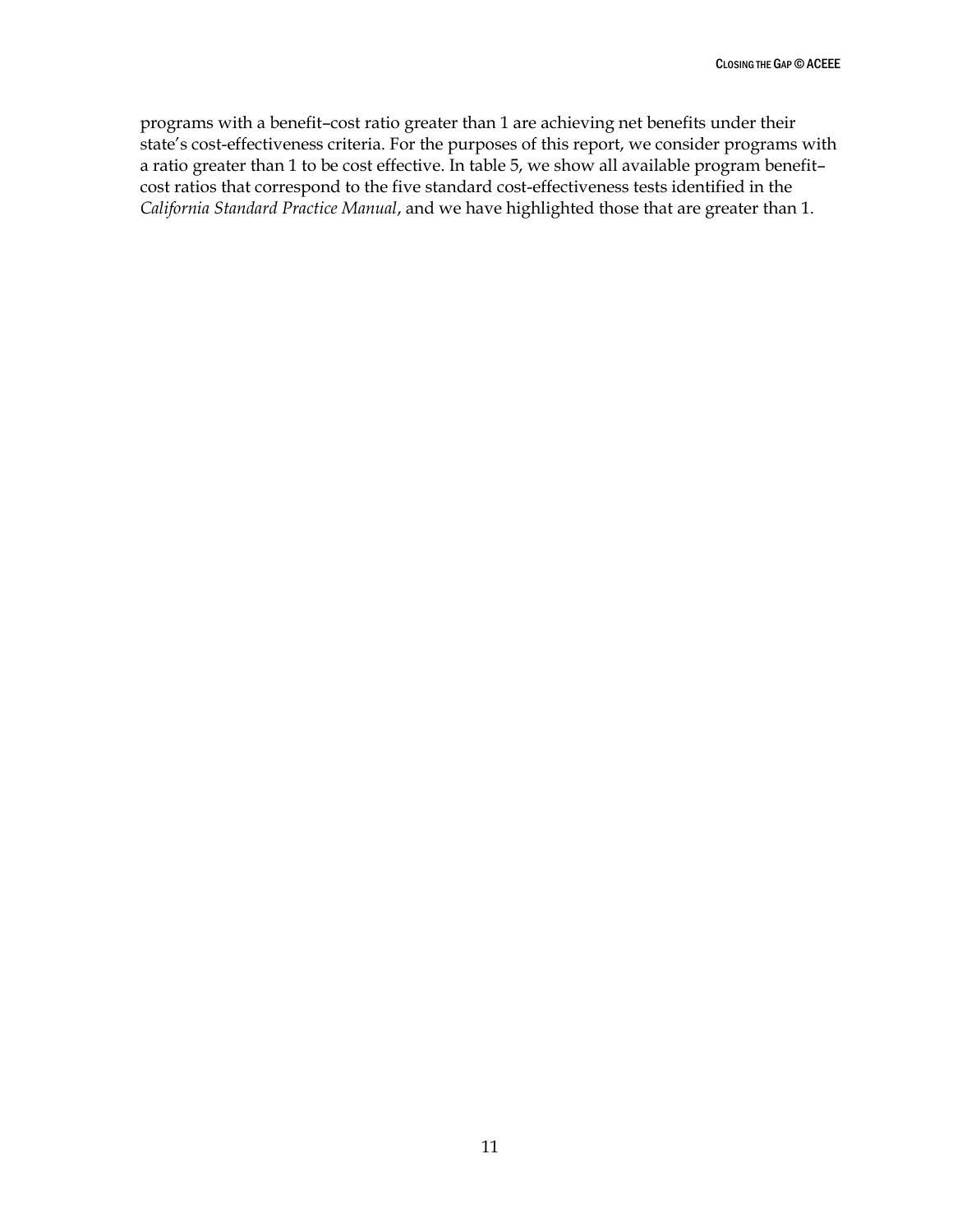programs with a benefit–cost ratio greater than 1 are achieving net benefits under their state's cost-effectiveness criteria. For the purposes of this report, we consider programs with a ratio greater than 1 to be cost effective. In table 5, we show all available program benefit–cost ratios that correspond to the five standard cost-effectiveness tests identified in the *California Standard Practice Manual*, and we have highlighted those that are greater than 1.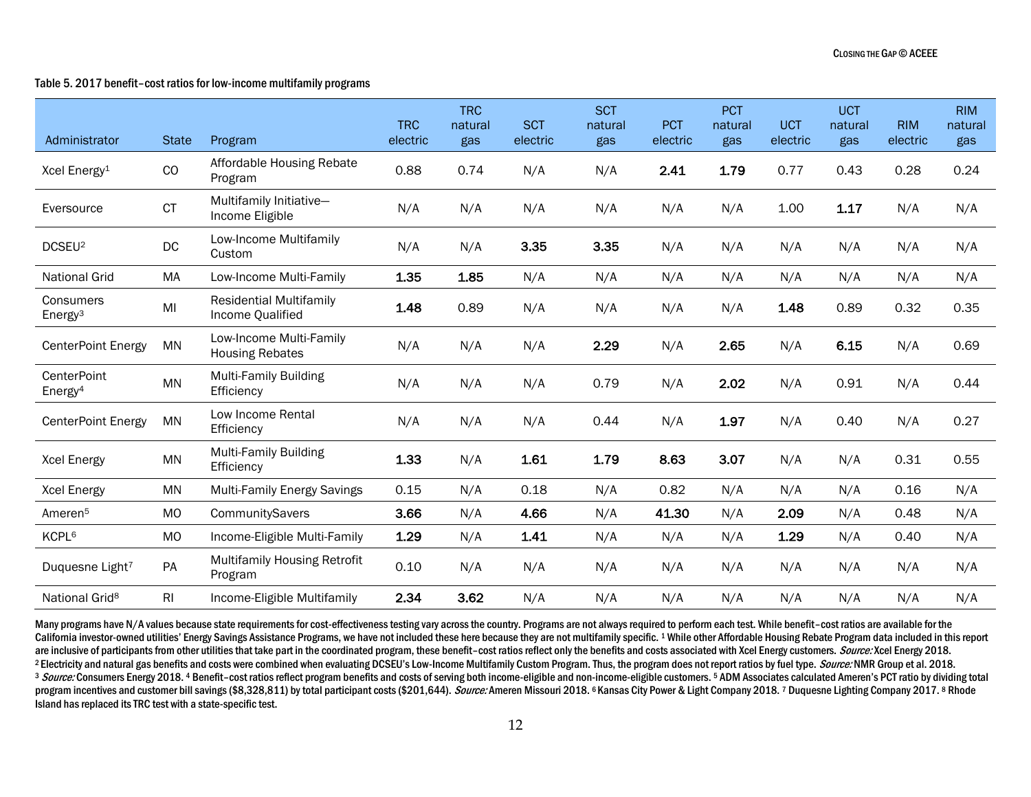Table 5. 2017 benefit–cost ratios for low-income multifamily programs

| Administrator | State | Program | TRC electric | TRC natural gas | SCT electric | SCT natural gas | PCT electric | PCT natural gas | UCT electric | UCT natural gas | RIM electric | RIM natural gas |
|---|---|---|---|---|---|---|---|---|---|---|---|---|
| Xcel Energy[1] | CO | Affordable Housing Rebate Program | 0.88 | 0.74 | N/A | N/A | **2.41** | **1.79** | 0.77 | 0.43 | 0.28 | 0.24 |
| Eversource | CT | Multifamily Initiative—Income Eligible | N/A | N/A | N/A | N/A | N/A | N/A | 1.00 | **1.17** | N/A | N/A |
| DCSEU[2] | DC | Low-Income Multifamily Custom | N/A | N/A | **3.35** | **3.35** | N/A | N/A | N/A | N/A | N/A | N/A |
| National Grid | MA | Low-Income Multi-Family | **1.35** | **1.85** | N/A | N/A | N/A | N/A | N/A | N/A | N/A | N/A |
| Consumers Energy[3] | MI | Residential Multifamily Income Qualified | **1.48** | 0.89 | N/A | N/A | N/A | N/A | **1.48** | 0.89 | 0.32 | 0.35 |
| CenterPoint Energy | MN | Low-Income Multi-Family Housing Rebates | N/A | N/A | N/A | **2.29** | N/A | **2.65** | N/A | **6.15** | N/A | 0.69 |
| CenterPoint Energy[4] | MN | Multi-Family Building Efficiency | N/A | N/A | N/A | 0.79 | N/A | **2.02** | N/A | 0.91 | N/A | 0.44 |
| CenterPoint Energy | MN | Low Income Rental Efficiency | N/A | N/A | N/A | 0.44 | N/A | **1.97** | N/A | 0.40 | N/A | 0.27 |
| Xcel Energy | MN | Multi-Family Building Efficiency | **1.33** | N/A | **1.61** | **1.79** | **8.63** | **3.07** | N/A | N/A | 0.31 | 0.55 |
| Xcel Energy | MN | Multi-Family Energy Savings | 0.15 | N/A | 0.18 | N/A | 0.82 | N/A | N/A | N/A | 0.16 | N/A |
| Ameren[5] | MO | CommunitySavers | **3.66** | N/A | **4.66** | N/A | **41.30** | N/A | **2.09** | N/A | 0.48 | N/A |
| KCPL[6] | MO | Income-Eligible Multi-Family | **1.29** | N/A | **1.41** | N/A | N/A | N/A | **1.29** | N/A | 0.40 | N/A |
| Duquesne Light[7] | PA | Multifamily Housing Retrofit Program | 0.10 | N/A | N/A | N/A | N/A | N/A | N/A | N/A | N/A | N/A |
| National Grid[8] | RI | Income-Eligible Multifamily | **2.34** | **3.62** | N/A | N/A | N/A | N/A | N/A | N/A | N/A | N/A |

Many programs have N/A values because state requirements for cost-effectiveness testing vary across the country. Programs are not always required to perform each test. While benefit–cost ratios are available for the California investor-owned utilities' Energy Savings Assistance Programs, we have not included these here because they are not multifamily specific. [1] While other Affordable Housing Rebate Program data included in this report are inclusive of participants from other utilities that take part in the coordinated program, these benefit–cost ratios reflect only the benefits and costs associated with Xcel Energy customers. *Source:* Xcel Energy 2018. [2] Electricity and natural gas benefits and costs were combined when evaluating DCSEU's Low-Income Multifamily Custom Program. Thus, the program does not report ratios by fuel type. *Source:* NMR Group et al. 2018. [3] *Source:* Consumers Energy 2018. [4] Benefit–cost ratios reflect program benefits and costs of serving both income-eligible and non-income-eligible customers. [5] ADM Associates calculated Ameren's PCT ratio by dividing total program incentives and customer bill savings ($8,328,811) by total participant costs ($201,644). *Source:* Ameren Missouri 2018. [6] Kansas City Power & Light Company 2018. [7] Duquesne Lighting Company 2017. [8] Rhode Island has replaced its TRC test with a state-specific test.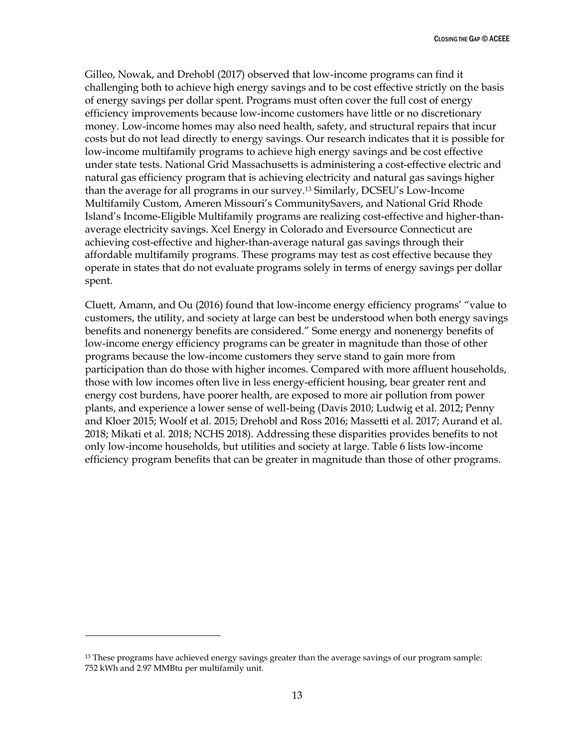Gilleo, Nowak, and Drehobl (2017) observed that low-income programs can find it challenging both to achieve high energy savings and to be cost effective strictly on the basis of energy savings per dollar spent. Programs must often cover the full cost of energy efficiency improvements because low-income customers have little or no discretionary money. Low-income homes may also need health, safety, and structural repairs that incur costs but do not lead directly to energy savings. Our research indicates that it is possible for low-income multifamily programs to achieve high energy savings and be cost effective under state tests. National Grid Massachusetts is administering a cost-effective electric and natural gas efficiency program that is achieving electricity and natural gas savings higher than the average for all programs in our survey.[13] Similarly, DCSEU's Low-Income Multifamily Custom, Ameren Missouri's CommunitySavers, and National Grid Rhode Island's Income-Eligible Multifamily programs are realizing cost-effective and higher-than-average electricity savings. Xcel Energy in Colorado and Eversource Connecticut are achieving cost-effective and higher-than-average natural gas savings through their affordable multifamily programs. These programs may test as cost effective because they operate in states that do not evaluate programs solely in terms of energy savings per dollar spent.

Cluett, Amann, and Ou (2016) found that low-income energy efficiency programs' "value to customers, the utility, and society at large can best be understood when both energy savings benefits and nonenergy benefits are considered." Some energy and nonenergy benefits of low-income energy efficiency programs can be greater in magnitude than those of other programs because the low-income customers they serve stand to gain more from participation than do those with higher incomes. Compared with more affluent households, those with low incomes often live in less energy-efficient housing, bear greater rent and energy cost burdens, have poorer health, are exposed to more air pollution from power plants, and experience a lower sense of well-being (Davis 2010; Ludwig et al. 2012; Penny and Kloer 2015; Woolf et al. 2015; Drehobl and Ross 2016; Massetti et al. 2017; Aurand et al. 2018; Mikati et al. 2018; NCHS 2018). Addressing these disparities provides benefits to not only low-income households, but utilities and society at large. Table 6 lists low-income efficiency program benefits that can be greater in magnitude than those of other programs.

[13] These programs have achieved energy savings greater than the average savings of our program sample: 752 kWh and 2.97 MMBtu per multifamily unit.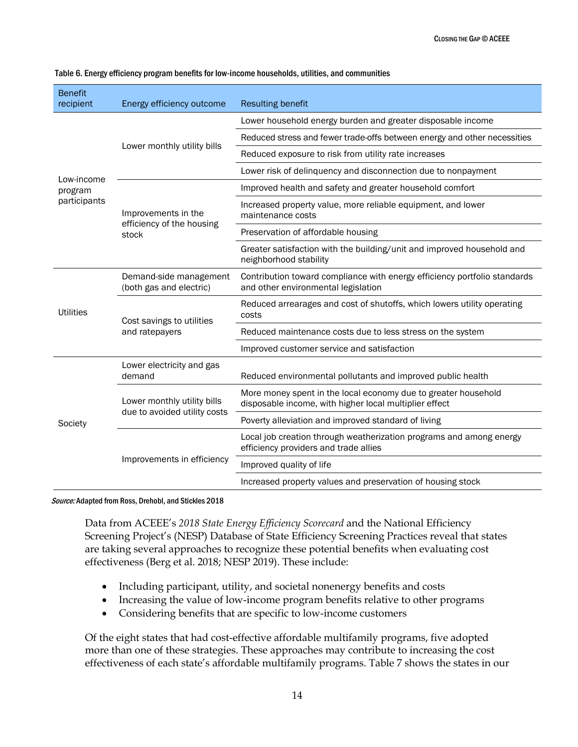Table 6. Energy efficiency program benefits for low-income households, utilities, and communities

| Benefit recipient | Energy efficiency outcome | Resulting benefit |
|---|---|---|
| Low-income program participants | Lower monthly utility bills | Lower household energy burden and greater disposable income |
| | | Reduced stress and fewer trade-offs between energy and other necessities |
| | | Reduced exposure to risk from utility rate increases |
| | | Lower risk of delinquency and disconnection due to nonpayment |
| | Improvements in the efficiency of the housing stock | Improved health and safety and greater household comfort |
| | | Increased property value, more reliable equipment, and lower maintenance costs |
| | | Preservation of affordable housing |
| | | Greater satisfaction with the building/unit and improved household and neighborhood stability |
| Utilities | Demand-side management (both gas and electric) | Contribution toward compliance with energy efficiency portfolio standards and other environmental legislation |
| | Cost savings to utilities and ratepayers | Reduced arrearages and cost of shutoffs, which lowers utility operating costs |
| | | Reduced maintenance costs due to less stress on the system |
| | | Improved customer service and satisfaction |
| Society | Lower electricity and gas demand | Reduced environmental pollutants and improved public health |
| | Lower monthly utility bills due to avoided utility costs | More money spent in the local economy due to greater household disposable income, with higher local multiplier effect |
| | | Poverty alleviation and improved standard of living |
| | Improvements in efficiency | Local job creation through weatherization programs and among energy efficiency providers and trade allies |
| | | Improved quality of life |
| | | Increased property values and preservation of housing stock |

*Source:* Adapted from Ross, Drehobl, and Stickles 2018

Data from ACEEE's *2018 State Energy Efficiency Scorecard* and the National Efficiency Screening Project's (NESP) Database of State Efficiency Screening Practices reveal that states are taking several approaches to recognize these potential benefits when evaluating cost effectiveness (Berg et al. 2018; NESP 2019). These include:

- Including participant, utility, and societal nonenergy benefits and costs
- Increasing the value of low-income program benefits relative to other programs
- Considering benefits that are specific to low-income customers

Of the eight states that had cost-effective affordable multifamily programs, five adopted more than one of these strategies. These approaches may contribute to increasing the cost effectiveness of each state's affordable multifamily programs. Table 7 shows the states in our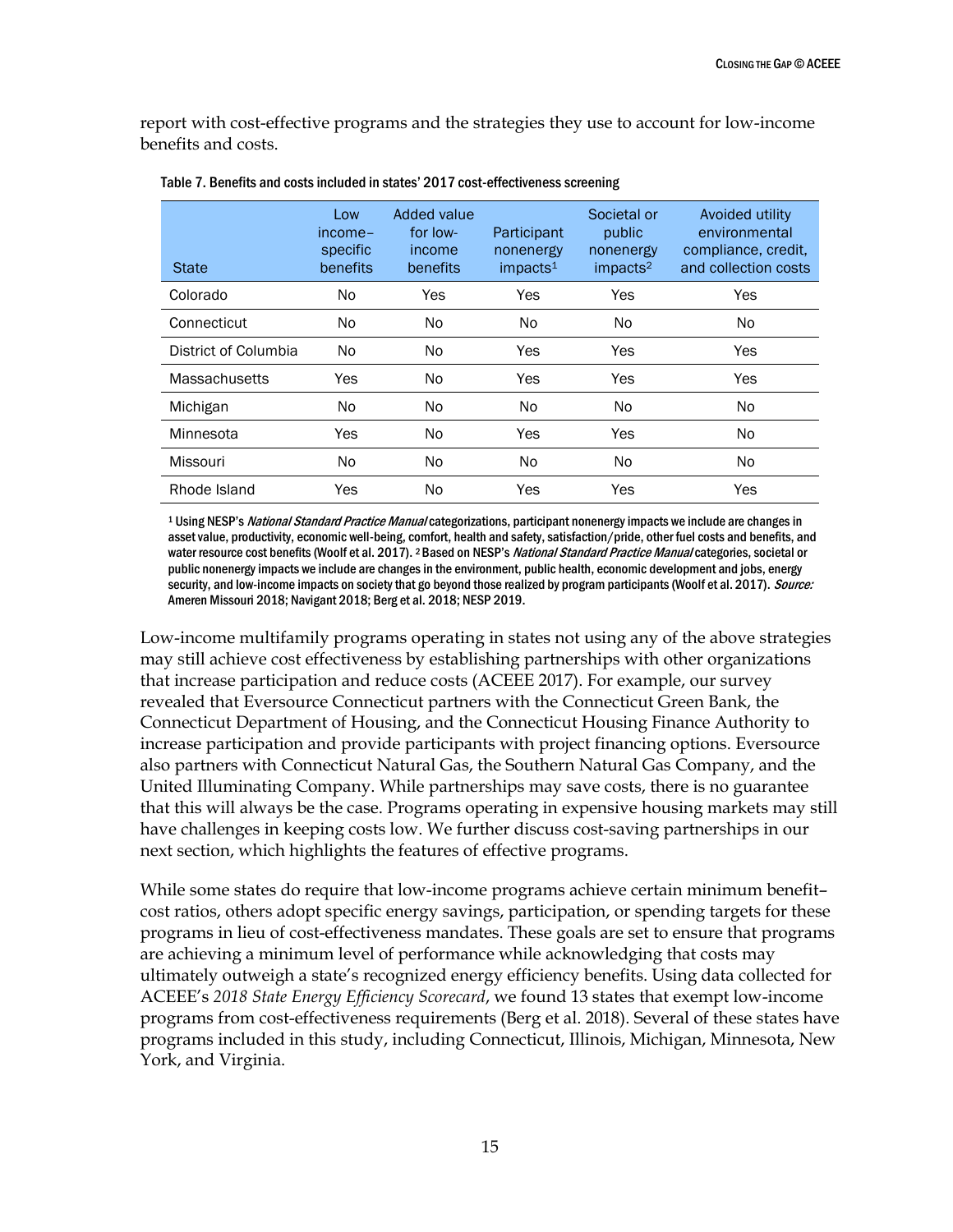report with cost-effective programs and the strategies they use to account for low-income benefits and costs.

Table 7. Benefits and costs included in states' 2017 cost-effectiveness screening

| State | Low income–specific benefits | Added value for low-income benefits | Participant nonenergy impacts[1] | Societal or public nonenergy impacts[2] | Avoided utility environmental compliance, credit, and collection costs |
|---|---|---|---|---|---|
| Colorado | No | Yes | Yes | Yes | Yes |
| Connecticut | No | No | No | No | No |
| District of Columbia | No | No | Yes | Yes | Yes |
| Massachusetts | Yes | No | Yes | Yes | Yes |
| Michigan | No | No | No | No | No |
| Minnesota | Yes | No | Yes | Yes | No |
| Missouri | No | No | No | No | No |
| Rhode Island | Yes | No | Yes | Yes | Yes |

[1] Using NESP's *National Standard Practice Manual* categorizations, participant nonenergy impacts we include are changes in asset value, productivity, economic well-being, comfort, health and safety, satisfaction/pride, other fuel costs and benefits, and water resource cost benefits (Woolf et al. 2017). [2] Based on NESP's *National Standard Practice Manual* categories, societal or public nonenergy impacts we include are changes in the environment, public health, economic development and jobs, energy security, and low-income impacts on society that go beyond those realized by program participants (Woolf et al. 2017). *Source:* Ameren Missouri 2018; Navigant 2018; Berg et al. 2018; NESP 2019.

Low-income multifamily programs operating in states not using any of the above strategies may still achieve cost effectiveness by establishing partnerships with other organizations that increase participation and reduce costs (ACEEE 2017). For example, our survey revealed that Eversource Connecticut partners with the Connecticut Green Bank, the Connecticut Department of Housing, and the Connecticut Housing Finance Authority to increase participation and provide participants with project financing options. Eversource also partners with Connecticut Natural Gas, the Southern Natural Gas Company, and the United Illuminating Company. While partnerships may save costs, there is no guarantee that this will always be the case. Programs operating in expensive housing markets may still have challenges in keeping costs low. We further discuss cost-saving partnerships in our next section, which highlights the features of effective programs.

While some states do require that low-income programs achieve certain minimum benefit–cost ratios, others adopt specific energy savings, participation, or spending targets for these programs in lieu of cost-effectiveness mandates. These goals are set to ensure that programs are achieving a minimum level of performance while acknowledging that costs may ultimately outweigh a state's recognized energy efficiency benefits. Using data collected for ACEEE's *2018 State Energy Efficiency Scorecard*, we found 13 states that exempt low-income programs from cost-effectiveness requirements (Berg et al. 2018). Several of these states have programs included in this study, including Connecticut, Illinois, Michigan, Minnesota, New York, and Virginia.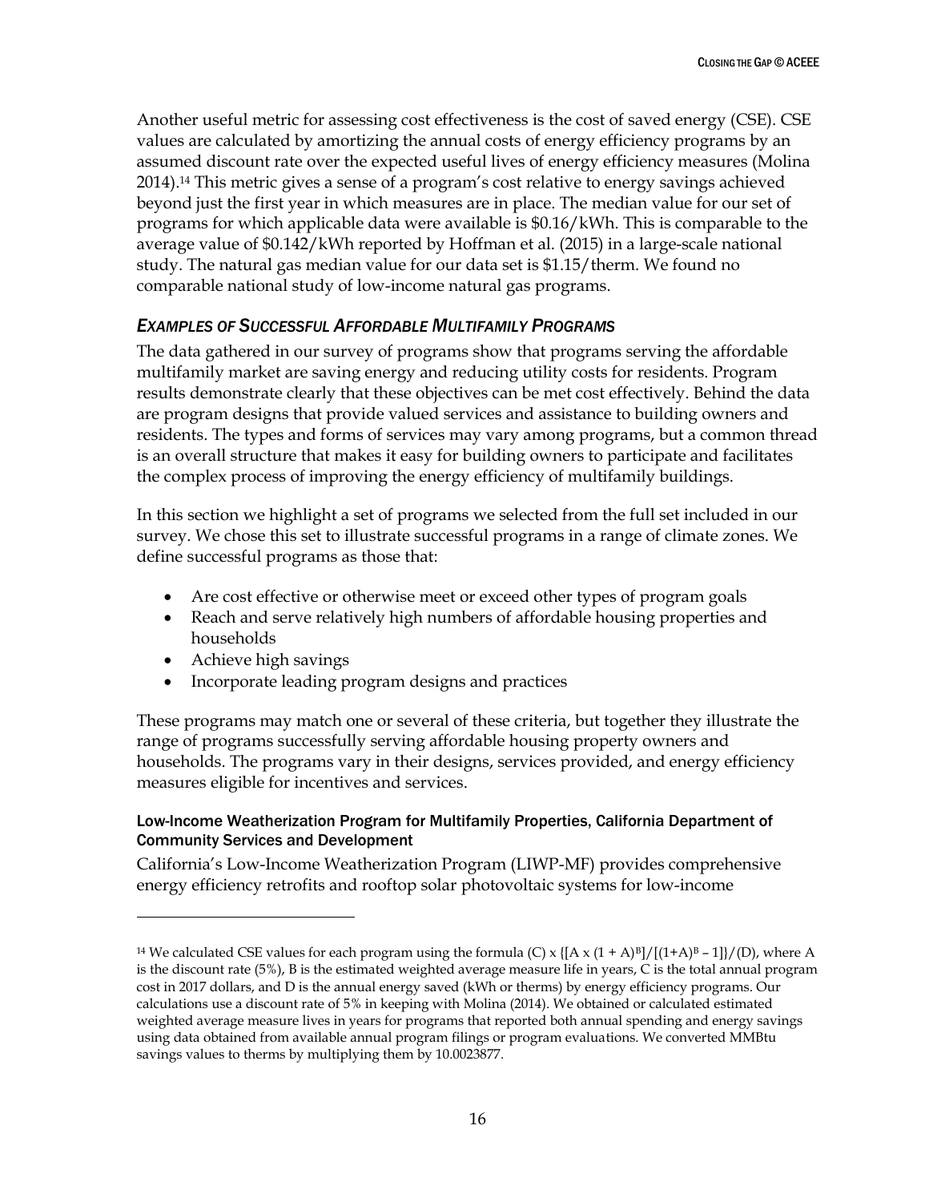Another useful metric for assessing cost effectiveness is the cost of saved energy (CSE). CSE values are calculated by amortizing the annual costs of energy efficiency programs by an assumed discount rate over the expected useful lives of energy efficiency measures (Molina 2014).[14] This metric gives a sense of a program's cost relative to energy savings achieved beyond just the first year in which measures are in place. The median value for our set of programs for which applicable data were available is \$0.16/kWh. This is comparable to the average value of \$0.142/kWh reported by Hoffman et al. (2015) in a large-scale national study. The natural gas median value for our data set is \$1.15/therm. We found no comparable national study of low-income natural gas programs.

### *Examples of Successful Affordable Multifamily Programs*

The data gathered in our survey of programs show that programs serving the affordable multifamily market are saving energy and reducing utility costs for residents. Program results demonstrate clearly that these objectives can be met cost effectively. Behind the data are program designs that provide valued services and assistance to building owners and residents. The types and forms of services may vary among programs, but a common thread is an overall structure that makes it easy for building owners to participate and facilitates the complex process of improving the energy efficiency of multifamily buildings.

In this section we highlight a set of programs we selected from the full set included in our survey. We chose this set to illustrate successful programs in a range of climate zones. We define successful programs as those that:

- Are cost effective or otherwise meet or exceed other types of program goals
- Reach and serve relatively high numbers of affordable housing properties and households
- Achieve high savings
- Incorporate leading program designs and practices

These programs may match one or several of these criteria, but together they illustrate the range of programs successfully serving affordable housing property owners and households. The programs vary in their designs, services provided, and energy efficiency measures eligible for incentives and services.

#### Low-Income Weatherization Program for Multifamily Properties, California Department of Community Services and Development

California's Low-Income Weatherization Program (LIWP-MF) provides comprehensive energy efficiency retrofits and rooftop solar photovoltaic systems for low-income

---

[14] We calculated CSE values for each program using the formula $(C) \times \{[A \times (1 + A)^B]/[(1+A)^B - 1]\}/(D)$, where A is the discount rate (5%), B is the estimated weighted average measure life in years, C is the total annual program cost in 2017 dollars, and D is the annual energy saved (kWh or therms) by energy efficiency programs. Our calculations use a discount rate of 5% in keeping with Molina (2014). We obtained or calculated estimated weighted average measure lives in years for programs that reported both annual spending and energy savings using data obtained from available annual program filings or program evaluations. We converted MMBtu savings values to therms by multiplying them by 10.0023877.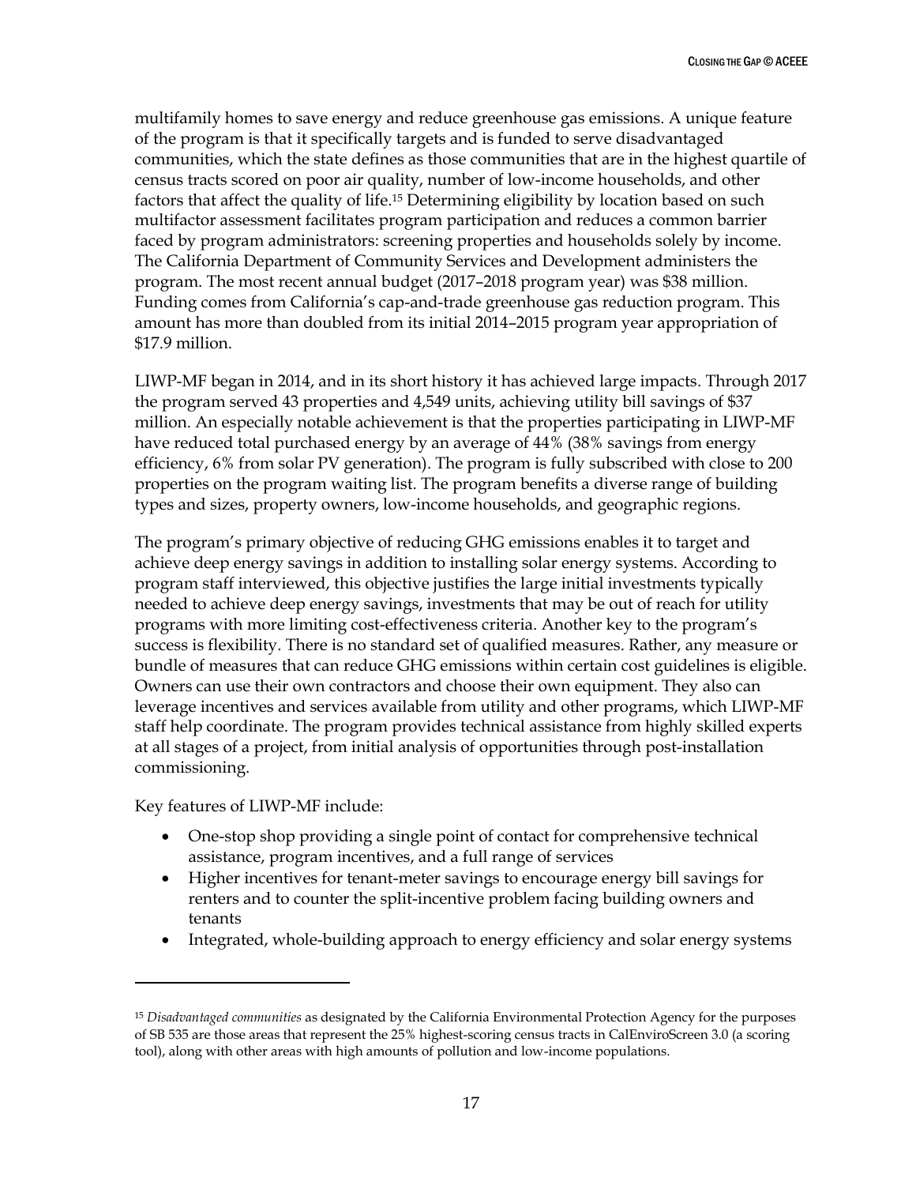multifamily homes to save energy and reduce greenhouse gas emissions. A unique feature of the program is that it specifically targets and is funded to serve disadvantaged communities, which the state defines as those communities that are in the highest quartile of census tracts scored on poor air quality, number of low-income households, and other factors that affect the quality of life.[15] Determining eligibility by location based on such multifactor assessment facilitates program participation and reduces a common barrier faced by program administrators: screening properties and households solely by income. The California Department of Community Services and Development administers the program. The most recent annual budget (2017–2018 program year) was $38 million. Funding comes from California's cap-and-trade greenhouse gas reduction program. This amount has more than doubled from its initial 2014–2015 program year appropriation of $17.9 million.

LIWP-MF began in 2014, and in its short history it has achieved large impacts. Through 2017 the program served 43 properties and 4,549 units, achieving utility bill savings of $37 million. An especially notable achievement is that the properties participating in LIWP-MF have reduced total purchased energy by an average of 44% (38% savings from energy efficiency, 6% from solar PV generation). The program is fully subscribed with close to 200 properties on the program waiting list. The program benefits a diverse range of building types and sizes, property owners, low-income households, and geographic regions.

The program's primary objective of reducing GHG emissions enables it to target and achieve deep energy savings in addition to installing solar energy systems. According to program staff interviewed, this objective justifies the large initial investments typically needed to achieve deep energy savings, investments that may be out of reach for utility programs with more limiting cost-effectiveness criteria. Another key to the program's success is flexibility. There is no standard set of qualified measures. Rather, any measure or bundle of measures that can reduce GHG emissions within certain cost guidelines is eligible. Owners can use their own contractors and choose their own equipment. They also can leverage incentives and services available from utility and other programs, which LIWP-MF staff help coordinate. The program provides technical assistance from highly skilled experts at all stages of a project, from initial analysis of opportunities through post-installation commissioning.

Key features of LIWP-MF include:

- One-stop shop providing a single point of contact for comprehensive technical assistance, program incentives, and a full range of services
- Higher incentives for tenant-meter savings to encourage energy bill savings for renters and to counter the split-incentive problem facing building owners and tenants
- Integrated, whole-building approach to energy efficiency and solar energy systems

[15] *Disadvantaged communities* as designated by the California Environmental Protection Agency for the purposes of SB 535 are those areas that represent the 25% highest-scoring census tracts in CalEnviroScreen 3.0 (a scoring tool), along with other areas with high amounts of pollution and low-income populations.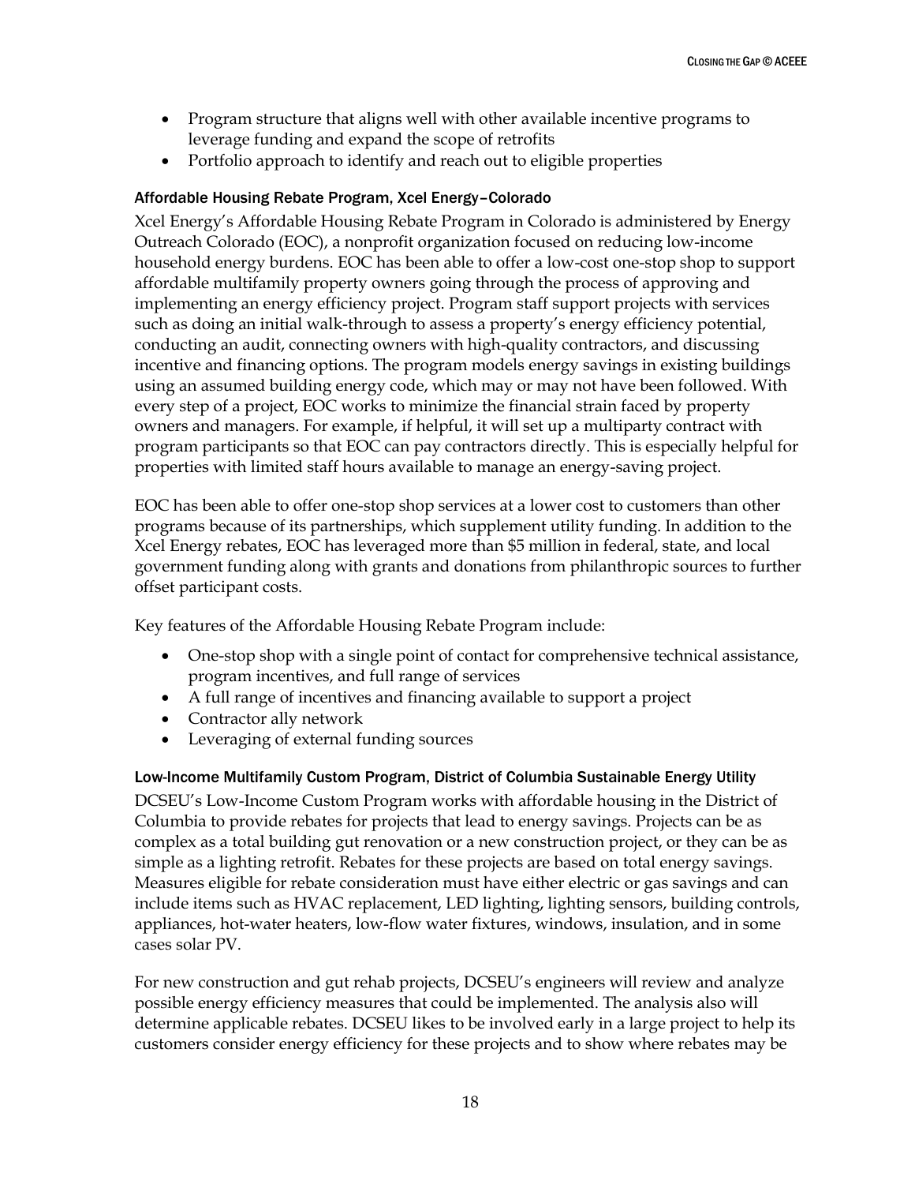- Program structure that aligns well with other available incentive programs to leverage funding and expand the scope of retrofits
- Portfolio approach to identify and reach out to eligible properties

### Affordable Housing Rebate Program, Xcel Energy–Colorado

Xcel Energy's Affordable Housing Rebate Program in Colorado is administered by Energy Outreach Colorado (EOC), a nonprofit organization focused on reducing low-income household energy burdens. EOC has been able to offer a low-cost one-stop shop to support affordable multifamily property owners going through the process of approving and implementing an energy efficiency project. Program staff support projects with services such as doing an initial walk-through to assess a property's energy efficiency potential, conducting an audit, connecting owners with high-quality contractors, and discussing incentive and financing options. The program models energy savings in existing buildings using an assumed building energy code, which may or may not have been followed. With every step of a project, EOC works to minimize the financial strain faced by property owners and managers. For example, if helpful, it will set up a multiparty contract with program participants so that EOC can pay contractors directly. This is especially helpful for properties with limited staff hours available to manage an energy-saving project.

EOC has been able to offer one-stop shop services at a lower cost to customers than other programs because of its partnerships, which supplement utility funding. In addition to the Xcel Energy rebates, EOC has leveraged more than $5 million in federal, state, and local government funding along with grants and donations from philanthropic sources to further offset participant costs.

Key features of the Affordable Housing Rebate Program include:

- One-stop shop with a single point of contact for comprehensive technical assistance, program incentives, and full range of services
- A full range of incentives and financing available to support a project
- Contractor ally network
- Leveraging of external funding sources

### Low-Income Multifamily Custom Program, District of Columbia Sustainable Energy Utility

DCSEU's Low-Income Custom Program works with affordable housing in the District of Columbia to provide rebates for projects that lead to energy savings. Projects can be as complex as a total building gut renovation or a new construction project, or they can be as simple as a lighting retrofit. Rebates for these projects are based on total energy savings. Measures eligible for rebate consideration must have either electric or gas savings and can include items such as HVAC replacement, LED lighting, lighting sensors, building controls, appliances, hot-water heaters, low-flow water fixtures, windows, insulation, and in some cases solar PV.

For new construction and gut rehab projects, DCSEU's engineers will review and analyze possible energy efficiency measures that could be implemented. The analysis also will determine applicable rebates. DCSEU likes to be involved early in a large project to help its customers consider energy efficiency for these projects and to show where rebates may be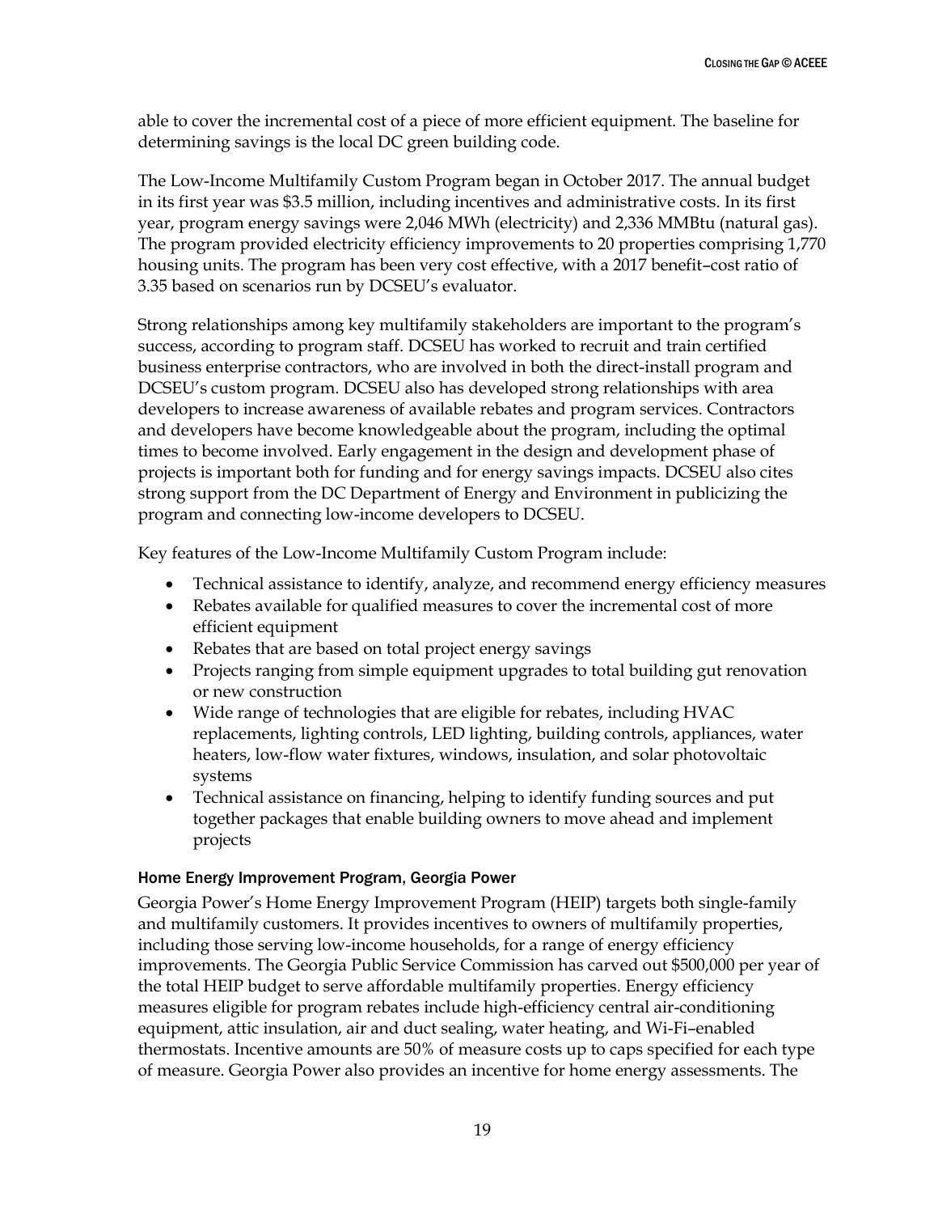able to cover the incremental cost of a piece of more efficient equipment. The baseline for determining savings is the local DC green building code.

The Low-Income Multifamily Custom Program began in October 2017. The annual budget in its first year was $3.5 million, including incentives and administrative costs. In its first year, program energy savings were 2,046 MWh (electricity) and 2,336 MMBtu (natural gas). The program provided electricity efficiency improvements to 20 properties comprising 1,770 housing units. The program has been very cost effective, with a 2017 benefit–cost ratio of 3.35 based on scenarios run by DCSEU's evaluator.

Strong relationships among key multifamily stakeholders are important to the program's success, according to program staff. DCSEU has worked to recruit and train certified business enterprise contractors, who are involved in both the direct-install program and DCSEU's custom program. DCSEU also has developed strong relationships with area developers to increase awareness of available rebates and program services. Contractors and developers have become knowledgeable about the program, including the optimal times to become involved. Early engagement in the design and development phase of projects is important both for funding and for energy savings impacts. DCSEU also cites strong support from the DC Department of Energy and Environment in publicizing the program and connecting low-income developers to DCSEU.

Key features of the Low-Income Multifamily Custom Program include:

- Technical assistance to identify, analyze, and recommend energy efficiency measures
- Rebates available for qualified measures to cover the incremental cost of more efficient equipment
- Rebates that are based on total project energy savings
- Projects ranging from simple equipment upgrades to total building gut renovation or new construction
- Wide range of technologies that are eligible for rebates, including HVAC replacements, lighting controls, LED lighting, building controls, appliances, water heaters, low-flow water fixtures, windows, insulation, and solar photovoltaic systems
- Technical assistance on financing, helping to identify funding sources and put together packages that enable building owners to move ahead and implement projects

### Home Energy Improvement Program, Georgia Power

Georgia Power's Home Energy Improvement Program (HEIP) targets both single-family and multifamily customers. It provides incentives to owners of multifamily properties, including those serving low-income households, for a range of energy efficiency improvements. The Georgia Public Service Commission has carved out $500,000 per year of the total HEIP budget to serve affordable multifamily properties. Energy efficiency measures eligible for program rebates include high-efficiency central air-conditioning equipment, attic insulation, air and duct sealing, water heating, and Wi-Fi–enabled thermostats. Incentive amounts are 50% of measure costs up to caps specified for each type of measure. Georgia Power also provides an incentive for home energy assessments. The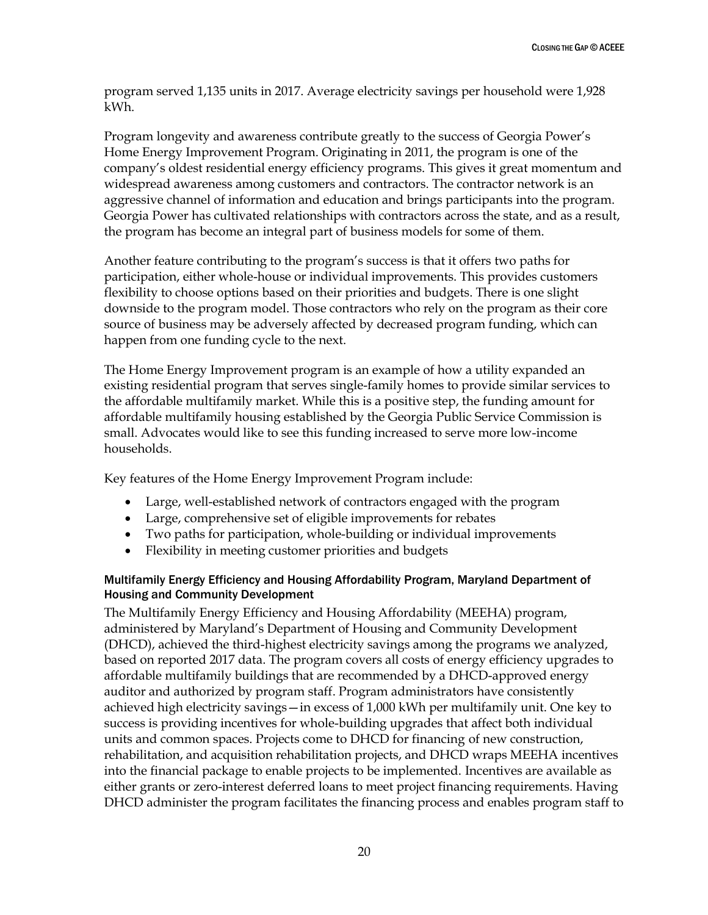program served 1,135 units in 2017. Average electricity savings per household were 1,928 kWh.

Program longevity and awareness contribute greatly to the success of Georgia Power's Home Energy Improvement Program. Originating in 2011, the program is one of the company's oldest residential energy efficiency programs. This gives it great momentum and widespread awareness among customers and contractors. The contractor network is an aggressive channel of information and education and brings participants into the program. Georgia Power has cultivated relationships with contractors across the state, and as a result, the program has become an integral part of business models for some of them.

Another feature contributing to the program's success is that it offers two paths for participation, either whole-house or individual improvements. This provides customers flexibility to choose options based on their priorities and budgets. There is one slight downside to the program model. Those contractors who rely on the program as their core source of business may be adversely affected by decreased program funding, which can happen from one funding cycle to the next.

The Home Energy Improvement program is an example of how a utility expanded an existing residential program that serves single-family homes to provide similar services to the affordable multifamily market. While this is a positive step, the funding amount for affordable multifamily housing established by the Georgia Public Service Commission is small. Advocates would like to see this funding increased to serve more low-income households.

Key features of the Home Energy Improvement Program include:

- Large, well-established network of contractors engaged with the program
- Large, comprehensive set of eligible improvements for rebates
- Two paths for participation, whole-building or individual improvements
- Flexibility in meeting customer priorities and budgets

#### Multifamily Energy Efficiency and Housing Affordability Program, Maryland Department of Housing and Community Development

The Multifamily Energy Efficiency and Housing Affordability (MEEHA) program, administered by Maryland's Department of Housing and Community Development (DHCD), achieved the third-highest electricity savings among the programs we analyzed, based on reported 2017 data. The program covers all costs of energy efficiency upgrades to affordable multifamily buildings that are recommended by a DHCD-approved energy auditor and authorized by program staff. Program administrators have consistently achieved high electricity savings—in excess of 1,000 kWh per multifamily unit. One key to success is providing incentives for whole-building upgrades that affect both individual units and common spaces. Projects come to DHCD for financing of new construction, rehabilitation, and acquisition rehabilitation projects, and DHCD wraps MEEHA incentives into the financial package to enable projects to be implemented. Incentives are available as either grants or zero-interest deferred loans to meet project financing requirements. Having DHCD administer the program facilitates the financing process and enables program staff to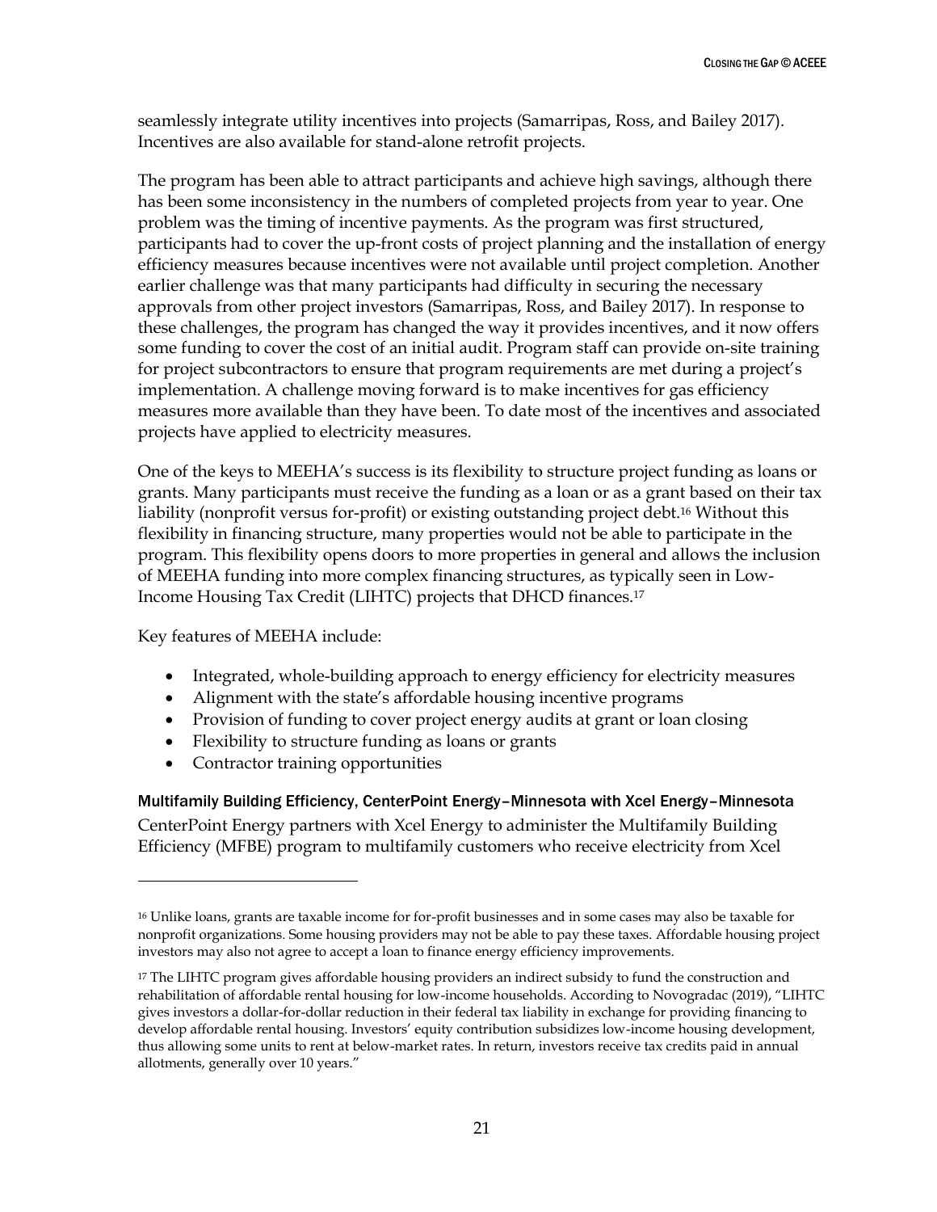seamlessly integrate utility incentives into projects (Samarripas, Ross, and Bailey 2017). Incentives are also available for stand-alone retrofit projects.

The program has been able to attract participants and achieve high savings, although there has been some inconsistency in the numbers of completed projects from year to year. One problem was the timing of incentive payments. As the program was first structured, participants had to cover the up-front costs of project planning and the installation of energy efficiency measures because incentives were not available until project completion. Another earlier challenge was that many participants had difficulty in securing the necessary approvals from other project investors (Samarripas, Ross, and Bailey 2017). In response to these challenges, the program has changed the way it provides incentives, and it now offers some funding to cover the cost of an initial audit. Program staff can provide on-site training for project subcontractors to ensure that program requirements are met during a project's implementation. A challenge moving forward is to make incentives for gas efficiency measures more available than they have been. To date most of the incentives and associated projects have applied to electricity measures.

One of the keys to MEEHA's success is its flexibility to structure project funding as loans or grants. Many participants must receive the funding as a loan or as a grant based on their tax liability (nonprofit versus for-profit) or existing outstanding project debt.[16] Without this flexibility in financing structure, many properties would not be able to participate in the program. This flexibility opens doors to more properties in general and allows the inclusion of MEEHA funding into more complex financing structures, as typically seen in Low-Income Housing Tax Credit (LIHTC) projects that DHCD finances.[17]

Key features of MEEHA include:

- Integrated, whole-building approach to energy efficiency for electricity measures
- Alignment with the state's affordable housing incentive programs
- Provision of funding to cover project energy audits at grant or loan closing
- Flexibility to structure funding as loans or grants
- Contractor training opportunities

#### Multifamily Building Efficiency, CenterPoint Energy–Minnesota with Xcel Energy–Minnesota

CenterPoint Energy partners with Xcel Energy to administer the Multifamily Building Efficiency (MFBE) program to multifamily customers who receive electricity from Xcel

---

[16] Unlike loans, grants are taxable income for for-profit businesses and in some cases may also be taxable for nonprofit organizations. Some housing providers may not be able to pay these taxes. Affordable housing project investors may also not agree to accept a loan to finance energy efficiency improvements.

[17] The LIHTC program gives affordable housing providers an indirect subsidy to fund the construction and rehabilitation of affordable rental housing for low-income households. According to Novogradac (2019), "LIHTC gives investors a dollar-for-dollar reduction in their federal tax liability in exchange for providing financing to develop affordable rental housing. Investors' equity contribution subsidizes low-income housing development, thus allowing some units to rent at below-market rates. In return, investors receive tax credits paid in annual allotments, generally over 10 years."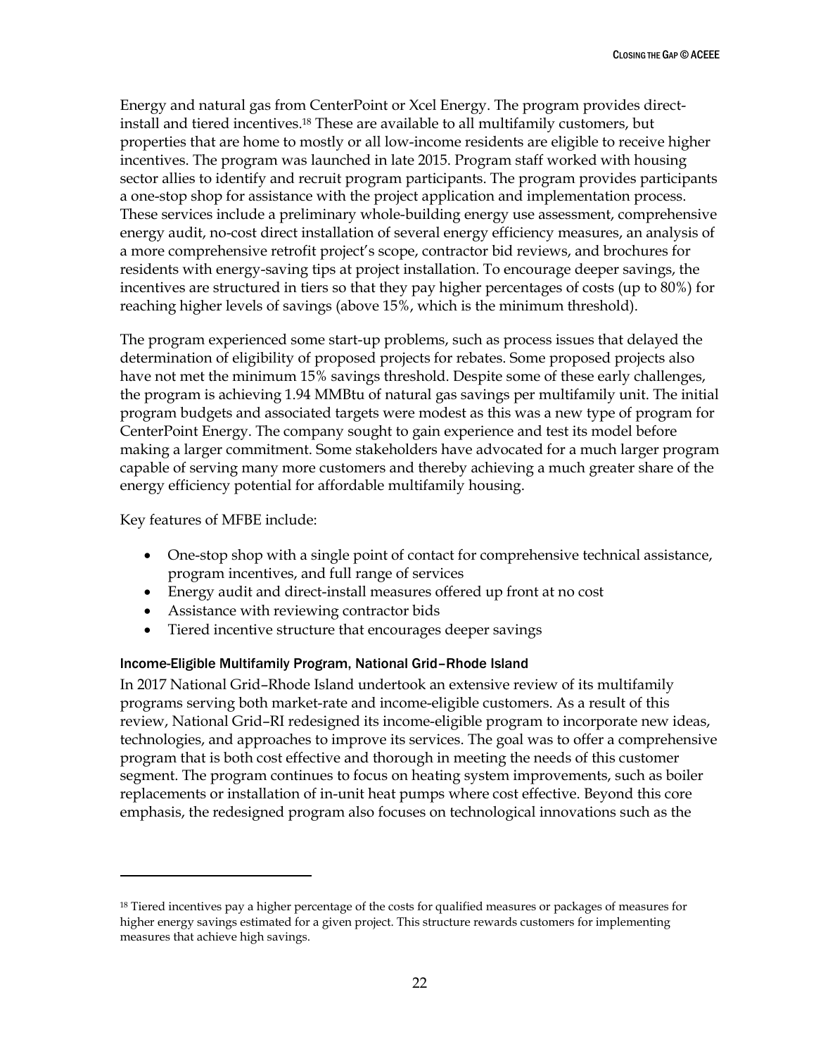Energy and natural gas from CenterPoint or Xcel Energy. The program provides direct-install and tiered incentives.[18] These are available to all multifamily customers, but properties that are home to mostly or all low-income residents are eligible to receive higher incentives. The program was launched in late 2015. Program staff worked with housing sector allies to identify and recruit program participants. The program provides participants a one-stop shop for assistance with the project application and implementation process. These services include a preliminary whole-building energy use assessment, comprehensive energy audit, no-cost direct installation of several energy efficiency measures, an analysis of a more comprehensive retrofit project's scope, contractor bid reviews, and brochures for residents with energy-saving tips at project installation. To encourage deeper savings, the incentives are structured in tiers so that they pay higher percentages of costs (up to 80%) for reaching higher levels of savings (above 15%, which is the minimum threshold).

The program experienced some start-up problems, such as process issues that delayed the determination of eligibility of proposed projects for rebates. Some proposed projects also have not met the minimum 15% savings threshold. Despite some of these early challenges, the program is achieving 1.94 MMBtu of natural gas savings per multifamily unit. The initial program budgets and associated targets were modest as this was a new type of program for CenterPoint Energy. The company sought to gain experience and test its model before making a larger commitment. Some stakeholders have advocated for a much larger program capable of serving many more customers and thereby achieving a much greater share of the energy efficiency potential for affordable multifamily housing.

Key features of MFBE include:

- One-stop shop with a single point of contact for comprehensive technical assistance, program incentives, and full range of services
- Energy audit and direct-install measures offered up front at no cost
- Assistance with reviewing contractor bids
- Tiered incentive structure that encourages deeper savings

### Income-Eligible Multifamily Program, National Grid–Rhode Island

In 2017 National Grid–Rhode Island undertook an extensive review of its multifamily programs serving both market-rate and income-eligible customers. As a result of this review, National Grid–RI redesigned its income-eligible program to incorporate new ideas, technologies, and approaches to improve its services. The goal was to offer a comprehensive program that is both cost effective and thorough in meeting the needs of this customer segment. The program continues to focus on heating system improvements, such as boiler replacements or installation of in-unit heat pumps where cost effective. Beyond this core emphasis, the redesigned program also focuses on technological innovations such as the

[18] Tiered incentives pay a higher percentage of the costs for qualified measures or packages of measures for higher energy savings estimated for a given project. This structure rewards customers for implementing measures that achieve high savings.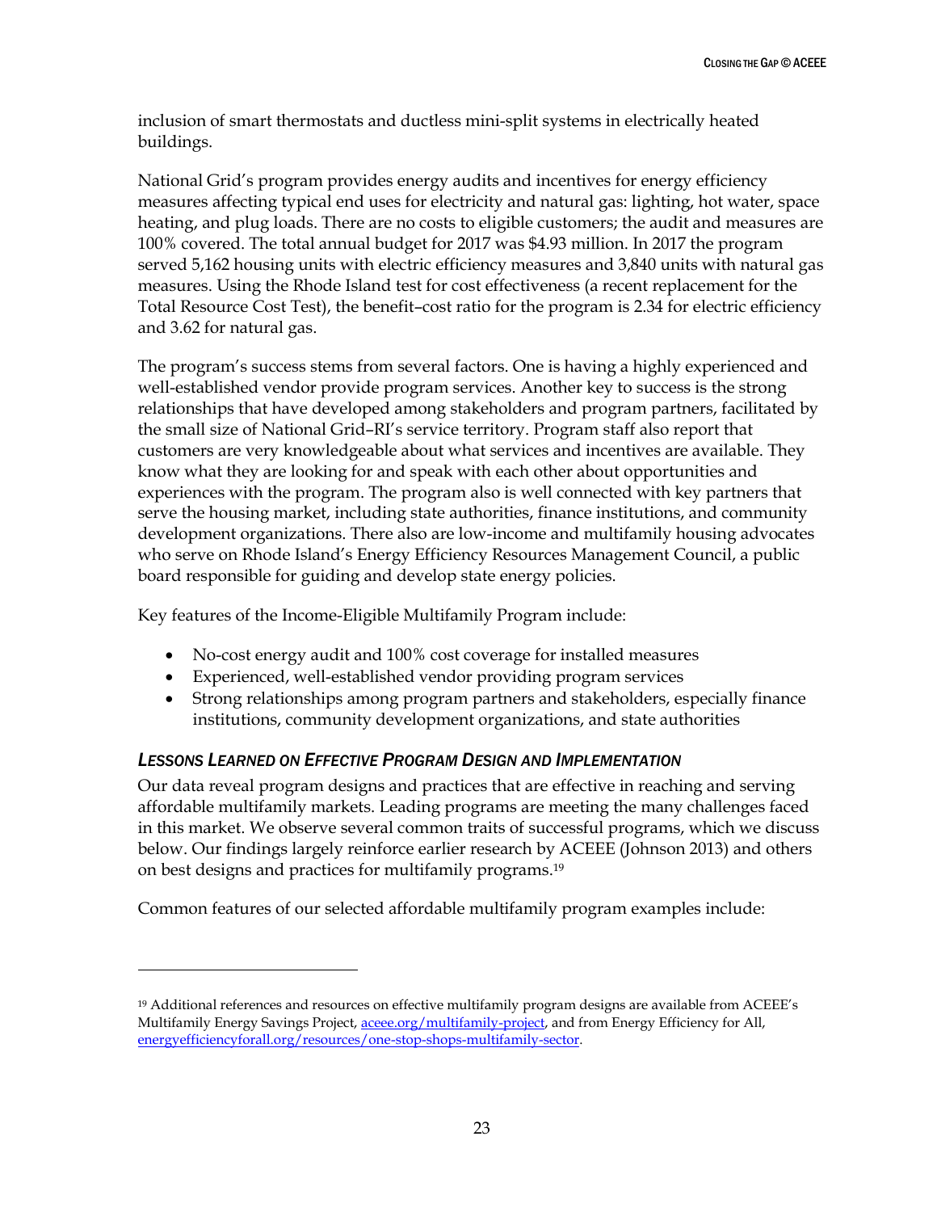inclusion of smart thermostats and ductless mini-split systems in electrically heated buildings.

National Grid's program provides energy audits and incentives for energy efficiency measures affecting typical end uses for electricity and natural gas: lighting, hot water, space heating, and plug loads. There are no costs to eligible customers; the audit and measures are 100% covered. The total annual budget for 2017 was $4.93 million. In 2017 the program served 5,162 housing units with electric efficiency measures and 3,840 units with natural gas measures. Using the Rhode Island test for cost effectiveness (a recent replacement for the Total Resource Cost Test), the benefit–cost ratio for the program is 2.34 for electric efficiency and 3.62 for natural gas.

The program's success stems from several factors. One is having a highly experienced and well-established vendor provide program services. Another key to success is the strong relationships that have developed among stakeholders and program partners, facilitated by the small size of National Grid–RI's service territory. Program staff also report that customers are very knowledgeable about what services and incentives are available. They know what they are looking for and speak with each other about opportunities and experiences with the program. The program also is well connected with key partners that serve the housing market, including state authorities, finance institutions, and community development organizations. There also are low-income and multifamily housing advocates who serve on Rhode Island's Energy Efficiency Resources Management Council, a public board responsible for guiding and develop state energy policies.

Key features of the Income-Eligible Multifamily Program include:

- No-cost energy audit and 100% cost coverage for installed measures
- Experienced, well-established vendor providing program services
- Strong relationships among program partners and stakeholders, especially finance institutions, community development organizations, and state authorities

### *Lessons Learned on Effective Program Design and Implementation*

Our data reveal program designs and practices that are effective in reaching and serving affordable multifamily markets. Leading programs are meeting the many challenges faced in this market. We observe several common traits of successful programs, which we discuss below. Our findings largely reinforce earlier research by ACEEE (Johnson 2013) and others on best designs and practices for multifamily programs.[19]

Common features of our selected affordable multifamily program examples include:

---

[19] Additional references and resources on effective multifamily program designs are available from ACEEE's Multifamily Energy Savings Project, aceee.org/multifamily-project, and from Energy Efficiency for All, energyefficiencyforall.org/resources/one-stop-shops-multifamily-sector.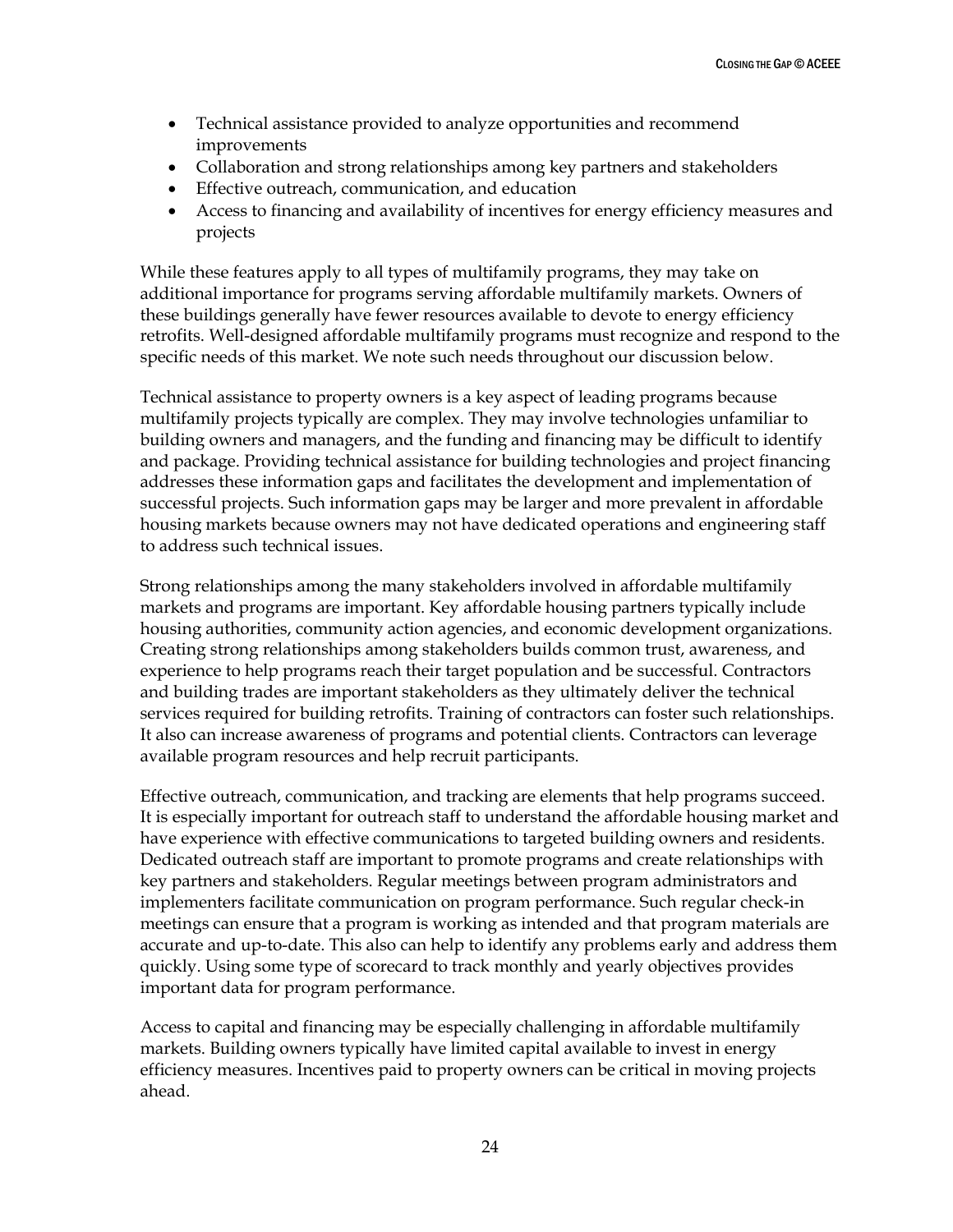- Technical assistance provided to analyze opportunities and recommend improvements
- Collaboration and strong relationships among key partners and stakeholders
- Effective outreach, communication, and education
- Access to financing and availability of incentives for energy efficiency measures and projects

While these features apply to all types of multifamily programs, they may take on additional importance for programs serving affordable multifamily markets. Owners of these buildings generally have fewer resources available to devote to energy efficiency retrofits. Well-designed affordable multifamily programs must recognize and respond to the specific needs of this market. We note such needs throughout our discussion below.

Technical assistance to property owners is a key aspect of leading programs because multifamily projects typically are complex. They may involve technologies unfamiliar to building owners and managers, and the funding and financing may be difficult to identify and package. Providing technical assistance for building technologies and project financing addresses these information gaps and facilitates the development and implementation of successful projects. Such information gaps may be larger and more prevalent in affordable housing markets because owners may not have dedicated operations and engineering staff to address such technical issues.

Strong relationships among the many stakeholders involved in affordable multifamily markets and programs are important. Key affordable housing partners typically include housing authorities, community action agencies, and economic development organizations. Creating strong relationships among stakeholders builds common trust, awareness, and experience to help programs reach their target population and be successful. Contractors and building trades are important stakeholders as they ultimately deliver the technical services required for building retrofits. Training of contractors can foster such relationships. It also can increase awareness of programs and potential clients. Contractors can leverage available program resources and help recruit participants.

Effective outreach, communication, and tracking are elements that help programs succeed. It is especially important for outreach staff to understand the affordable housing market and have experience with effective communications to targeted building owners and residents. Dedicated outreach staff are important to promote programs and create relationships with key partners and stakeholders. Regular meetings between program administrators and implementers facilitate communication on program performance. Such regular check-in meetings can ensure that a program is working as intended and that program materials are accurate and up-to-date. This also can help to identify any problems early and address them quickly. Using some type of scorecard to track monthly and yearly objectives provides important data for program performance.

Access to capital and financing may be especially challenging in affordable multifamily markets. Building owners typically have limited capital available to invest in energy efficiency measures. Incentives paid to property owners can be critical in moving projects ahead.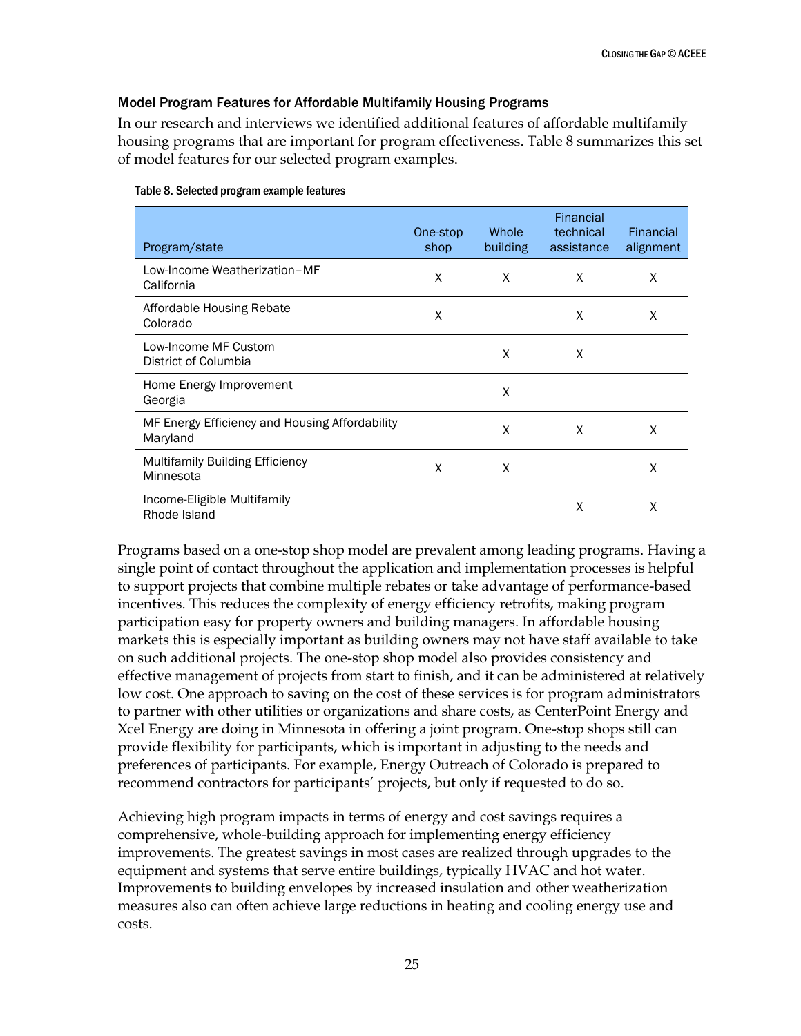### Model Program Features for Affordable Multifamily Housing Programs

In our research and interviews we identified additional features of affordable multifamily housing programs that are important for program effectiveness. Table 8 summarizes this set of model features for our selected program examples.

Table 8. Selected program example features

| Program/state | One-stop shop | Whole building | Financial technical assistance | Financial alignment |
|---|---|---|---|---|
| Low-Income Weatherization–MF<br>California | X | X | X | X |
| Affordable Housing Rebate<br>Colorado | X | | X | X |
| Low-Income MF Custom<br>District of Columbia | | X | X | |
| Home Energy Improvement<br>Georgia | | X | | |
| MF Energy Efficiency and Housing Affordability<br>Maryland | | X | X | X |
| Multifamily Building Efficiency<br>Minnesota | X | X | | X |
| Income-Eligible Multifamily<br>Rhode Island | | | X | X |

Programs based on a one-stop shop model are prevalent among leading programs. Having a single point of contact throughout the application and implementation processes is helpful to support projects that combine multiple rebates or take advantage of performance-based incentives. This reduces the complexity of energy efficiency retrofits, making program participation easy for property owners and building managers. In affordable housing markets this is especially important as building owners may not have staff available to take on such additional projects. The one-stop shop model also provides consistency and effective management of projects from start to finish, and it can be administered at relatively low cost. One approach to saving on the cost of these services is for program administrators to partner with other utilities or organizations and share costs, as CenterPoint Energy and Xcel Energy are doing in Minnesota in offering a joint program. One-stop shops still can provide flexibility for participants, which is important in adjusting to the needs and preferences of participants. For example, Energy Outreach of Colorado is prepared to recommend contractors for participants' projects, but only if requested to do so.

Achieving high program impacts in terms of energy and cost savings requires a comprehensive, whole-building approach for implementing energy efficiency improvements. The greatest savings in most cases are realized through upgrades to the equipment and systems that serve entire buildings, typically HVAC and hot water. Improvements to building envelopes by increased insulation and other weatherization measures also can often achieve large reductions in heating and cooling energy use and costs.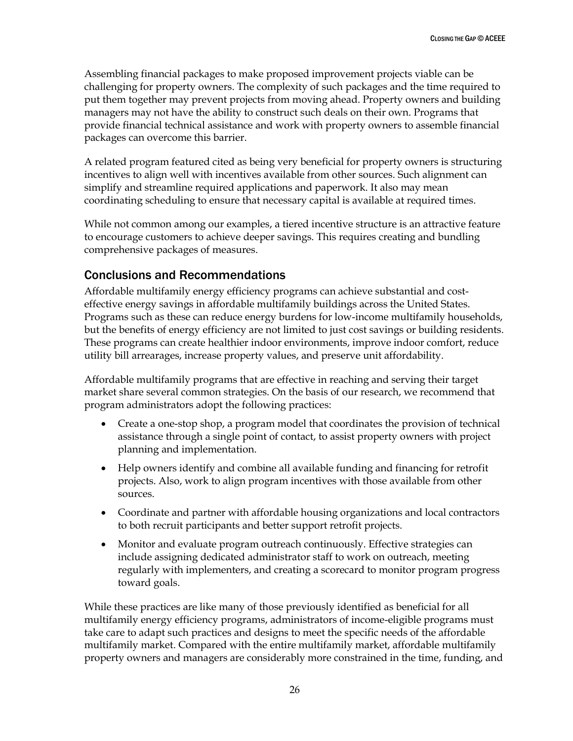Assembling financial packages to make proposed improvement projects viable can be challenging for property owners. The complexity of such packages and the time required to put them together may prevent projects from moving ahead. Property owners and building managers may not have the ability to construct such deals on their own. Programs that provide financial technical assistance and work with property owners to assemble financial packages can overcome this barrier.

A related program featured cited as being very beneficial for property owners is structuring incentives to align well with incentives available from other sources. Such alignment can simplify and streamline required applications and paperwork. It also may mean coordinating scheduling to ensure that necessary capital is available at required times.

While not common among our examples, a tiered incentive structure is an attractive feature to encourage customers to achieve deeper savings. This requires creating and bundling comprehensive packages of measures.

## Conclusions and Recommendations

Affordable multifamily energy efficiency programs can achieve substantial and cost-effective energy savings in affordable multifamily buildings across the United States. Programs such as these can reduce energy burdens for low-income multifamily households, but the benefits of energy efficiency are not limited to just cost savings or building residents. These programs can create healthier indoor environments, improve indoor comfort, reduce utility bill arrearages, increase property values, and preserve unit affordability.

Affordable multifamily programs that are effective in reaching and serving their target market share several common strategies. On the basis of our research, we recommend that program administrators adopt the following practices:

- Create a one-stop shop, a program model that coordinates the provision of technical assistance through a single point of contact, to assist property owners with project planning and implementation.
- Help owners identify and combine all available funding and financing for retrofit projects. Also, work to align program incentives with those available from other sources.
- Coordinate and partner with affordable housing organizations and local contractors to both recruit participants and better support retrofit projects.
- Monitor and evaluate program outreach continuously. Effective strategies can include assigning dedicated administrator staff to work on outreach, meeting regularly with implementers, and creating a scorecard to monitor program progress toward goals.

While these practices are like many of those previously identified as beneficial for all multifamily energy efficiency programs, administrators of income-eligible programs must take care to adapt such practices and designs to meet the specific needs of the affordable multifamily market. Compared with the entire multifamily market, affordable multifamily property owners and managers are considerably more constrained in the time, funding, and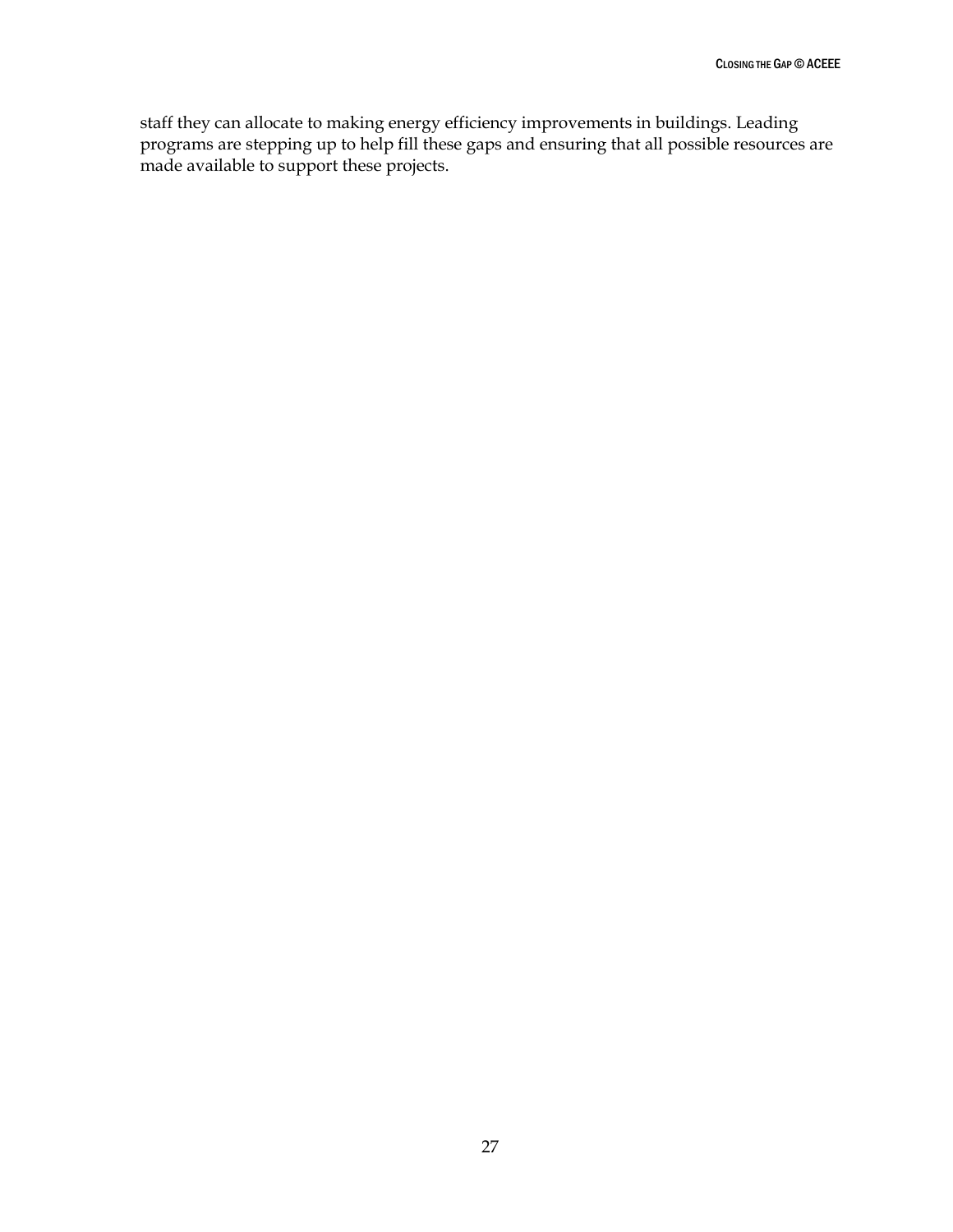staff they can allocate to making energy efficiency improvements in buildings. Leading programs are stepping up to help fill these gaps and ensuring that all possible resources are made available to support these projects.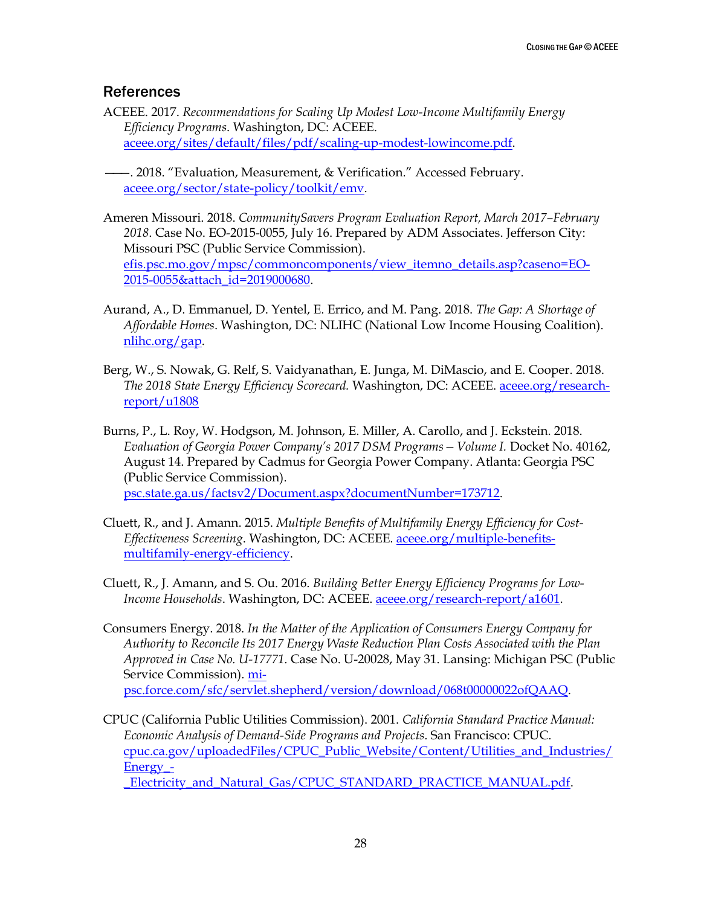## References

ACEEE. 2017. *Recommendations for Scaling Up Modest Low-Income Multifamily Energy Efficiency Programs*. Washington, DC: ACEEE. aceee.org/sites/default/files/pdf/scaling-up-modest-lowincome.pdf.

———. 2018. "Evaluation, Measurement, & Verification." Accessed February. aceee.org/sector/state-policy/toolkit/emv.

Ameren Missouri. 2018. *CommunitySavers Program Evaluation Report, March 2017–February 2018*. Case No. EO-2015-0055, July 16. Prepared by ADM Associates. Jefferson City: Missouri PSC (Public Service Commission). efis.psc.mo.gov/mpsc/commoncomponents/view_itemno_details.asp?caseno=EO-2015-0055&attach_id=2019000680.

Aurand, A., D. Emmanuel, D. Yentel, E. Errico, and M. Pang. 2018. *The Gap: A Shortage of Affordable Homes*. Washington, DC: NLIHC (National Low Income Housing Coalition). nlihc.org/gap.

Berg, W., S. Nowak, G. Relf, S. Vaidyanathan, E. Junga, M. DiMascio, and E. Cooper. 2018. *The 2018 State Energy Efficiency Scorecard.* Washington, DC: ACEEE. aceee.org/research-report/u1808

Burns, P., L. Roy, W. Hodgson, M. Johnson, E. Miller, A. Carollo, and J. Eckstein. 2018. *Evaluation of Georgia Power Company's 2017 DSM Programs — Volume I.* Docket No. 40162, August 14. Prepared by Cadmus for Georgia Power Company. Atlanta: Georgia PSC (Public Service Commission). psc.state.ga.us/factsv2/Document.aspx?documentNumber=173712.

Cluett, R., and J. Amann. 2015. *Multiple Benefits of Multifamily Energy Efficiency for Cost-Effectiveness Screening*. Washington, DC: ACEEE. aceee.org/multiple-benefits-multifamily-energy-efficiency.

Cluett, R., J. Amann, and S. Ou. 2016. *Building Better Energy Efficiency Programs for Low-Income Households*. Washington, DC: ACEEE. aceee.org/research-report/a1601.

Consumers Energy. 2018. *In the Matter of the Application of Consumers Energy Company for Authority to Reconcile Its 2017 Energy Waste Reduction Plan Costs Associated with the Plan Approved in Case No. U-17771*. Case No. U-20028, May 31. Lansing: Michigan PSC (Public Service Commission). mi-psc.force.com/sfc/servlet.shepherd/version/download/068t00000022ofQAAQ.

CPUC (California Public Utilities Commission). 2001. *California Standard Practice Manual: Economic Analysis of Demand-Side Programs and Projects*. San Francisco: CPUC. cpuc.ca.gov/uploadedFiles/CPUC_Public_Website/Content/Utilities_and_Industries/Energy_-_Electricity_and_Natural_Gas/CPUC_STANDARD_PRACTICE_MANUAL.pdf.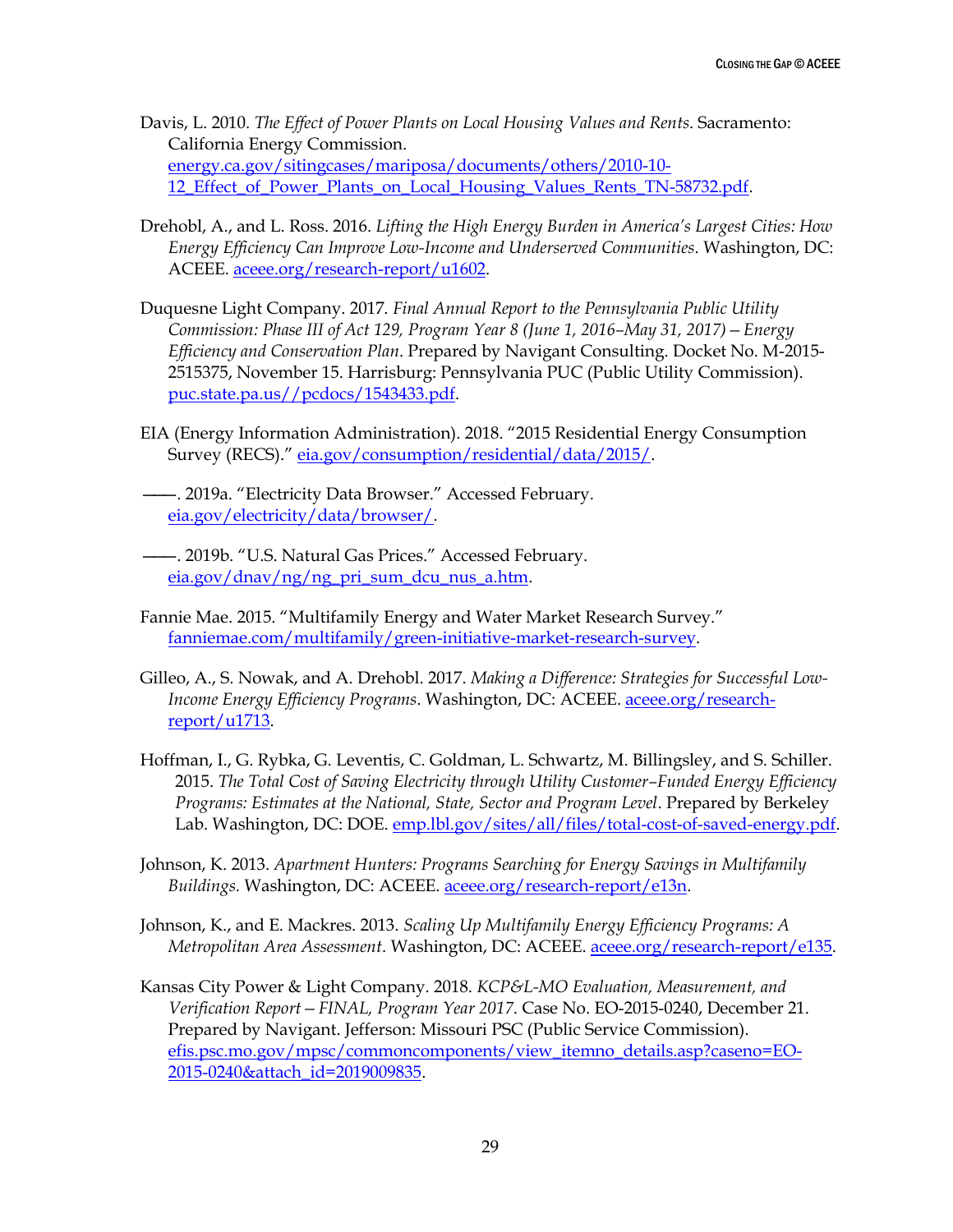Davis, L. 2010. *The Effect of Power Plants on Local Housing Values and Rents*. Sacramento: California Energy Commission. energy.ca.gov/sitingcases/mariposa/documents/others/2010-10-12_Effect_of_Power_Plants_on_Local_Housing_Values_Rents_TN-58732.pdf.

Drehobl, A., and L. Ross. 2016. *Lifting the High Energy Burden in America's Largest Cities: How Energy Efficiency Can Improve Low-Income and Underserved Communities*. Washington, DC: ACEEE. aceee.org/research-report/u1602.

Duquesne Light Company. 2017. *Final Annual Report to the Pennsylvania Public Utility Commission: Phase III of Act 129, Program Year 8 (June 1, 2016–May 31, 2017)—Energy Efficiency and Conservation Plan*. Prepared by Navigant Consulting. Docket No. M-2015-2515375, November 15. Harrisburg: Pennsylvania PUC (Public Utility Commission). puc.state.pa.us//pcdocs/1543433.pdf.

EIA (Energy Information Administration). 2018. "2015 Residential Energy Consumption Survey (RECS)." eia.gov/consumption/residential/data/2015/.

———. 2019a. "Electricity Data Browser." Accessed February. eia.gov/electricity/data/browser/.

———. 2019b. "U.S. Natural Gas Prices." Accessed February. eia.gov/dnav/ng/ng_pri_sum_dcu_nus_a.htm.

Fannie Mae. 2015. "Multifamily Energy and Water Market Research Survey." fanniemae.com/multifamily/green-initiative-market-research-survey.

Gilleo, A., S. Nowak, and A. Drehobl. 2017. *Making a Difference: Strategies for Successful Low-Income Energy Efficiency Programs*. Washington, DC: ACEEE. aceee.org/research-report/u1713.

Hoffman, I., G. Rybka, G. Leventis, C. Goldman, L. Schwartz, M. Billingsley, and S. Schiller. 2015. *The Total Cost of Saving Electricity through Utility Customer–Funded Energy Efficiency Programs: Estimates at the National, State, Sector and Program Level*. Prepared by Berkeley Lab. Washington, DC: DOE. emp.lbl.gov/sites/all/files/total-cost-of-saved-energy.pdf.

Johnson, K. 2013. *Apartment Hunters: Programs Searching for Energy Savings in Multifamily Buildings.* Washington, DC: ACEEE. aceee.org/research-report/e13n.

Johnson, K., and E. Mackres. 2013. *Scaling Up Multifamily Energy Efficiency Programs: A Metropolitan Area Assessment*. Washington, DC: ACEEE. aceee.org/research-report/e135.

Kansas City Power & Light Company. 2018. *KCP&L-MO Evaluation, Measurement, and Verification Report—FINAL, Program Year 2017*. Case No. EO-2015-0240, December 21. Prepared by Navigant. Jefferson: Missouri PSC (Public Service Commission). efis.psc.mo.gov/mpsc/commoncomponents/view_itemno_details.asp?caseno=EO-2015-0240&attach_id=2019009835.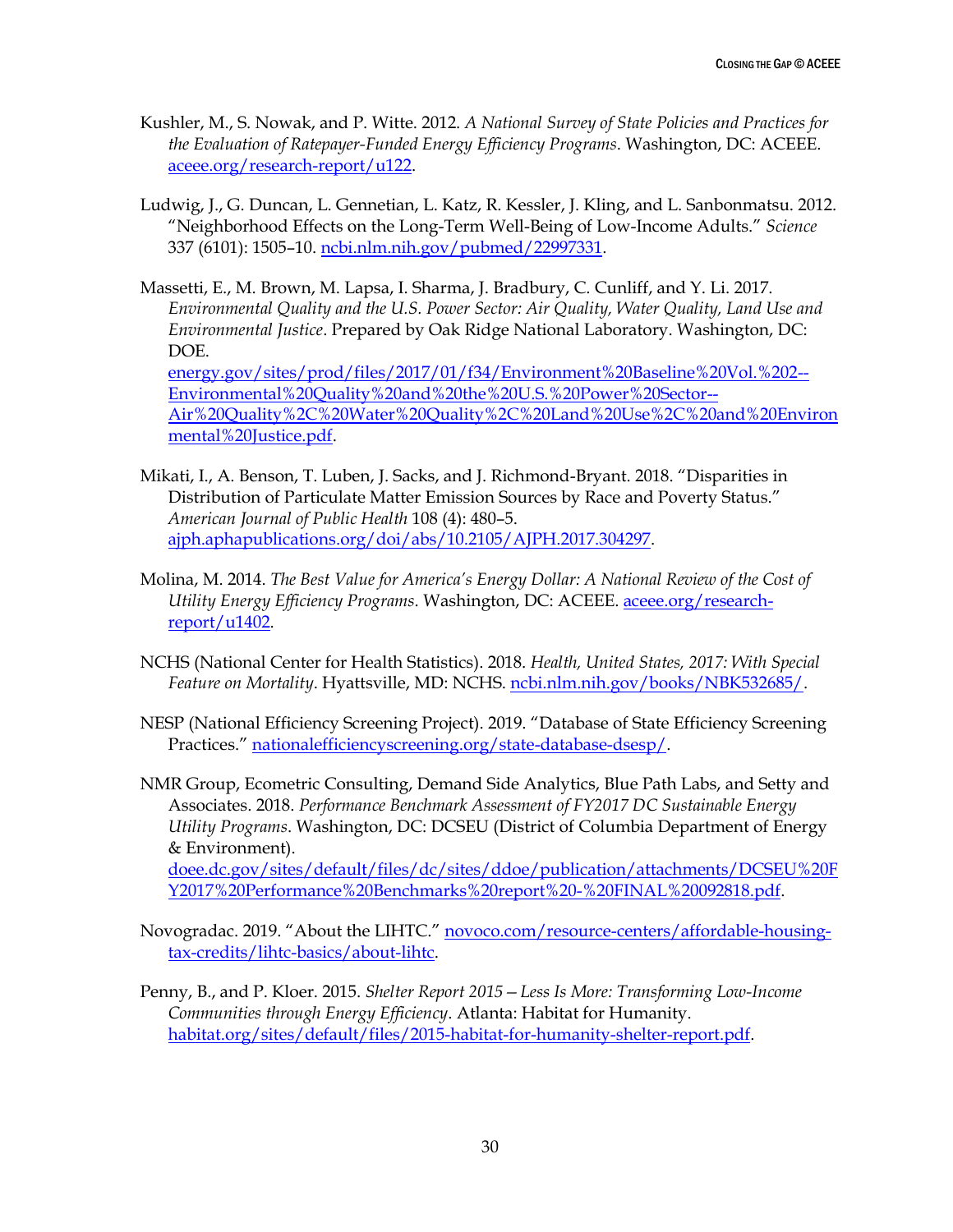Kushler, M., S. Nowak, and P. Witte. 2012. *A National Survey of State Policies and Practices for the Evaluation of Ratepayer-Funded Energy Efficiency Programs*. Washington, DC: ACEEE. aceee.org/research-report/u122.

Ludwig, J., G. Duncan, L. Gennetian, L. Katz, R. Kessler, J. Kling, and L. Sanbonmatsu. 2012. "Neighborhood Effects on the Long-Term Well-Being of Low-Income Adults." *Science* 337 (6101): 1505–10. ncbi.nlm.nih.gov/pubmed/22997331.

Massetti, E., M. Brown, M. Lapsa, I. Sharma, J. Bradbury, C. Cunliff, and Y. Li. 2017. *Environmental Quality and the U.S. Power Sector: Air Quality, Water Quality, Land Use and Environmental Justice*. Prepared by Oak Ridge National Laboratory. Washington, DC: DOE. energy.gov/sites/prod/files/2017/01/f34/Environment%20Baseline%20Vol.%202--Environmental%20Quality%20and%20the%20U.S.%20Power%20Sector--Air%20Quality%2C%20Water%20Quality%2C%20Land%20Use%2C%20and%20Environmental%20Justice.pdf.

Mikati, I., A. Benson, T. Luben, J. Sacks, and J. Richmond-Bryant. 2018. "Disparities in Distribution of Particulate Matter Emission Sources by Race and Poverty Status." *American Journal of Public Health* 108 (4): 480–5. ajph.aphapublications.org/doi/abs/10.2105/AJPH.2017.304297.

Molina, M. 2014. *The Best Value for America's Energy Dollar: A National Review of the Cost of Utility Energy Efficiency Programs*. Washington, DC: ACEEE. aceee.org/research-report/u1402.

NCHS (National Center for Health Statistics). 2018. *Health, United States, 2017: With Special Feature on Mortality*. Hyattsville, MD: NCHS. ncbi.nlm.nih.gov/books/NBK532685/.

NESP (National Efficiency Screening Project). 2019. "Database of State Efficiency Screening Practices." nationalefficiencyscreening.org/state-database-dsesp/.

NMR Group, Ecometric Consulting, Demand Side Analytics, Blue Path Labs, and Setty and Associates. 2018. *Performance Benchmark Assessment of FY2017 DC Sustainable Energy Utility Programs*. Washington, DC: DCSEU (District of Columbia Department of Energy & Environment). doee.dc.gov/sites/default/files/dc/sites/ddoe/publication/attachments/DCSEU%20FY2017%20Performance%20Benchmarks%20report%20-%20FINAL%20092818.pdf.

Novogradac. 2019. "About the LIHTC." novoco.com/resource-centers/affordable-housing-tax-credits/lihtc-basics/about-lihtc.

Penny, B., and P. Kloer. 2015. *Shelter Report 2015—Less Is More: Transforming Low-Income Communities through Energy Efficiency*. Atlanta: Habitat for Humanity. habitat.org/sites/default/files/2015-habitat-for-humanity-shelter-report.pdf.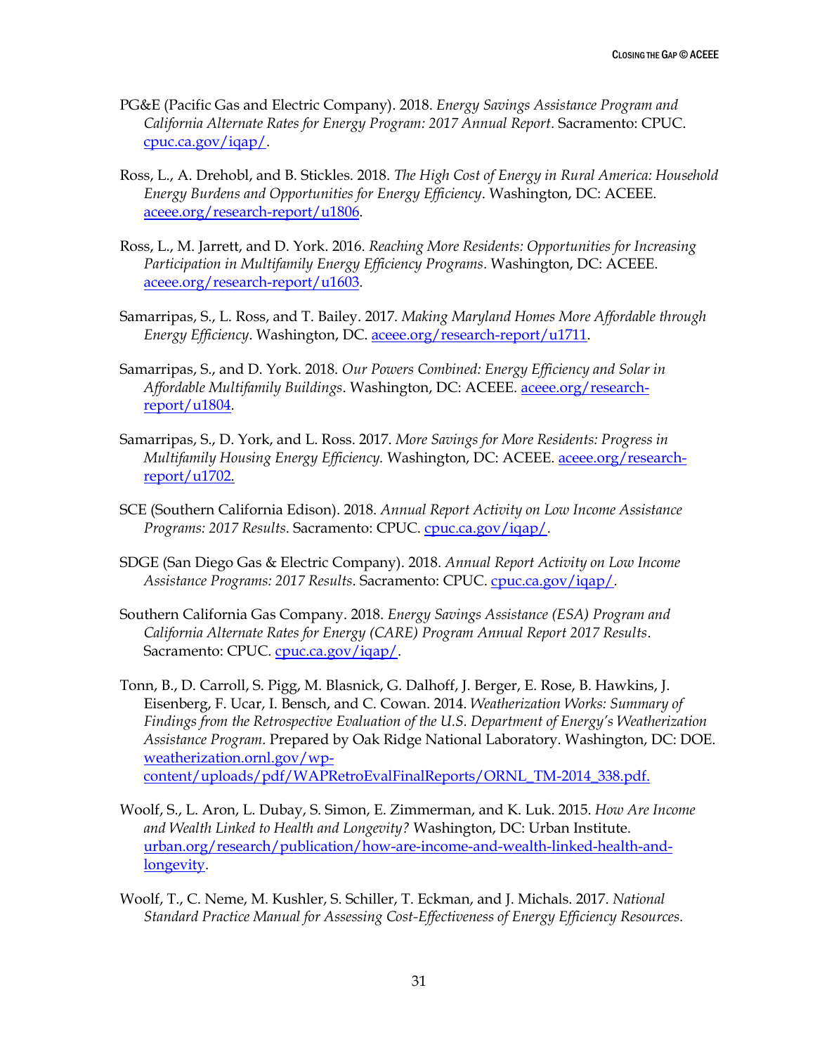PG&E (Pacific Gas and Electric Company). 2018. *Energy Savings Assistance Program and California Alternate Rates for Energy Program: 2017 Annual Report*. Sacramento: CPUC. cpuc.ca.gov/iqap/.

Ross, L., A. Drehobl, and B. Stickles. 2018. *The High Cost of Energy in Rural America: Household Energy Burdens and Opportunities for Energy Efficiency*. Washington, DC: ACEEE. aceee.org/research-report/u1806.

Ross, L., M. Jarrett, and D. York. 2016. *Reaching More Residents: Opportunities for Increasing Participation in Multifamily Energy Efficiency Programs*. Washington, DC: ACEEE. aceee.org/research-report/u1603.

Samarripas, S., L. Ross, and T. Bailey. 2017. *Making Maryland Homes More Affordable through Energy Efficiency*. Washington, DC. aceee.org/research-report/u1711.

Samarripas, S., and D. York. 2018. *Our Powers Combined: Energy Efficiency and Solar in Affordable Multifamily Buildings*. Washington, DC: ACEEE. aceee.org/research-report/u1804.

Samarripas, S., D. York, and L. Ross. 2017. *More Savings for More Residents: Progress in Multifamily Housing Energy Efficiency.* Washington, DC: ACEEE. aceee.org/research-report/u1702.

SCE (Southern California Edison). 2018. *Annual Report Activity on Low Income Assistance Programs: 2017 Results*. Sacramento: CPUC. cpuc.ca.gov/iqap/.

SDGE (San Diego Gas & Electric Company). 2018. *Annual Report Activity on Low Income Assistance Programs: 2017 Results*. Sacramento: CPUC. cpuc.ca.gov/iqap/.

Southern California Gas Company. 2018. *Energy Savings Assistance (ESA) Program and California Alternate Rates for Energy (CARE) Program Annual Report 2017 Results*. Sacramento: CPUC. cpuc.ca.gov/iqap/.

Tonn, B., D. Carroll, S. Pigg, M. Blasnick, G. Dalhoff, J. Berger, E. Rose, B. Hawkins, J. Eisenberg, F. Ucar, I. Bensch, and C. Cowan. 2014. *Weatherization Works: Summary of Findings from the Retrospective Evaluation of the U.S. Department of Energy's Weatherization Assistance Program.* Prepared by Oak Ridge National Laboratory. Washington, DC: DOE. weatherization.ornl.gov/wp-content/uploads/pdf/WAPRetroEvalFinalReports/ORNL_TM-2014_338.pdf.

Woolf, S., L. Aron, L. Dubay, S. Simon, E. Zimmerman, and K. Luk. 2015. *How Are Income and Wealth Linked to Health and Longevity?* Washington, DC: Urban Institute. urban.org/research/publication/how-are-income-and-wealth-linked-health-and-longevity.

Woolf, T., C. Neme, M. Kushler, S. Schiller, T. Eckman, and J. Michals. 2017. *National Standard Practice Manual for Assessing Cost-Effectiveness of Energy Efficiency Resources*.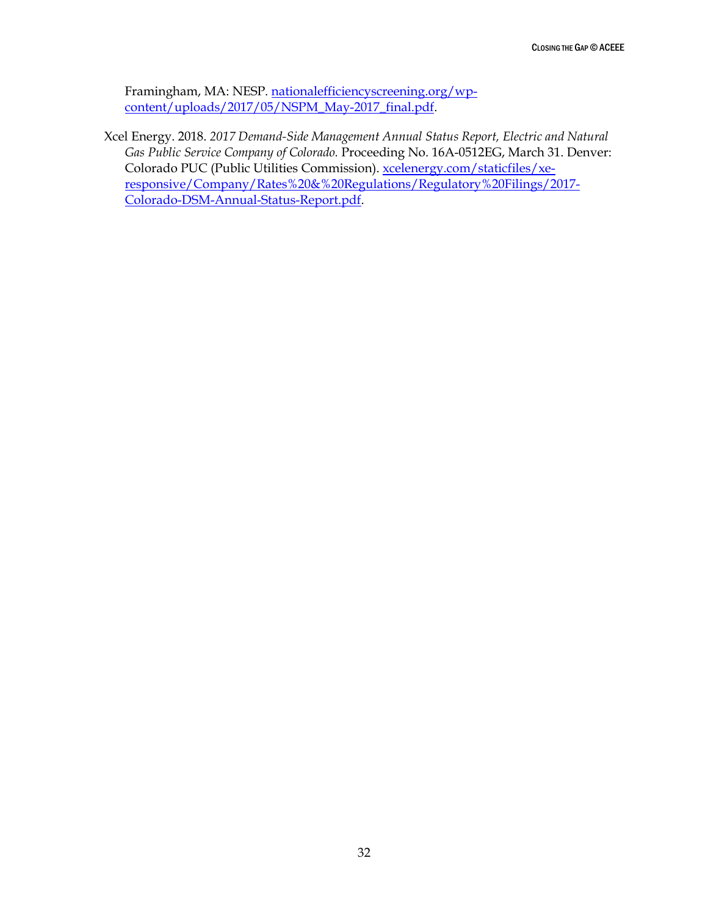Framingham, MA: NESP. nationalefficiencyscreening.org/wp-content/uploads/2017/05/NSPM_May-2017_final.pdf.

Xcel Energy. 2018. *2017 Demand-Side Management Annual Status Report, Electric and Natural Gas Public Service Company of Colorado.* Proceeding No. 16A-0512EG, March 31. Denver: Colorado PUC (Public Utilities Commission). xcelenergy.com/staticfiles/xe-responsive/Company/Rates%20&%20Regulations/Regulatory%20Filings/2017-Colorado-DSM-Annual-Status-Report.pdf.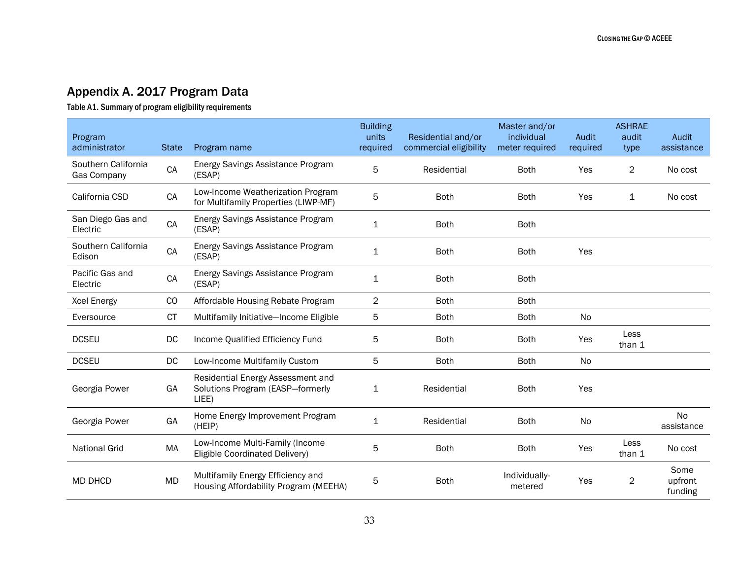## Appendix A. 2017 Program Data

Table A1. Summary of program eligibility requirements

| Program administrator | State | Program name | Building units required | Residential and/or commercial eligibility | Master and/or individual meter required | Audit required | ASHRAE audit type | Audit assistance |
|---|---|---|---|---|---|---|---|---|
| Southern California Gas Company | CA | Energy Savings Assistance Program (ESAP) | 5 | Residential | Both | Yes | 2 | No cost |
| California CSD | CA | Low-Income Weatherization Program for Multifamily Properties (LIWP-MF) | 5 | Both | Both | Yes | 1 | No cost |
| San Diego Gas and Electric | CA | Energy Savings Assistance Program (ESAP) | 1 | Both | Both | | | |
| Southern California Edison | CA | Energy Savings Assistance Program (ESAP) | 1 | Both | Both | Yes | | |
| Pacific Gas and Electric | CA | Energy Savings Assistance Program (ESAP) | 1 | Both | Both | | | |
| Xcel Energy | CO | Affordable Housing Rebate Program | 2 | Both | Both | | | |
| Eversource | CT | Multifamily Initiative—Income Eligible | 5 | Both | Both | No | | |
| DCSEU | DC | Income Qualified Efficiency Fund | 5 | Both | Both | Yes | Less than 1 | |
| DCSEU | DC | Low-Income Multifamily Custom | 5 | Both | Both | No | | |
| Georgia Power | GA | Residential Energy Assessment and Solutions Program (EASP—formerly LIEE) | 1 | Residential | Both | Yes | | |
| Georgia Power | GA | Home Energy Improvement Program (HEIP) | 1 | Residential | Both | No | | No assistance |
| National Grid | MA | Low-Income Multi-Family (Income Eligible Coordinated Delivery) | 5 | Both | Both | Yes | Less than 1 | No cost |
| MD DHCD | MD | Multifamily Energy Efficiency and Housing Affordability Program (MEEHA) | 5 | Both | Individually-metered | Yes | 2 | Some upfront funding |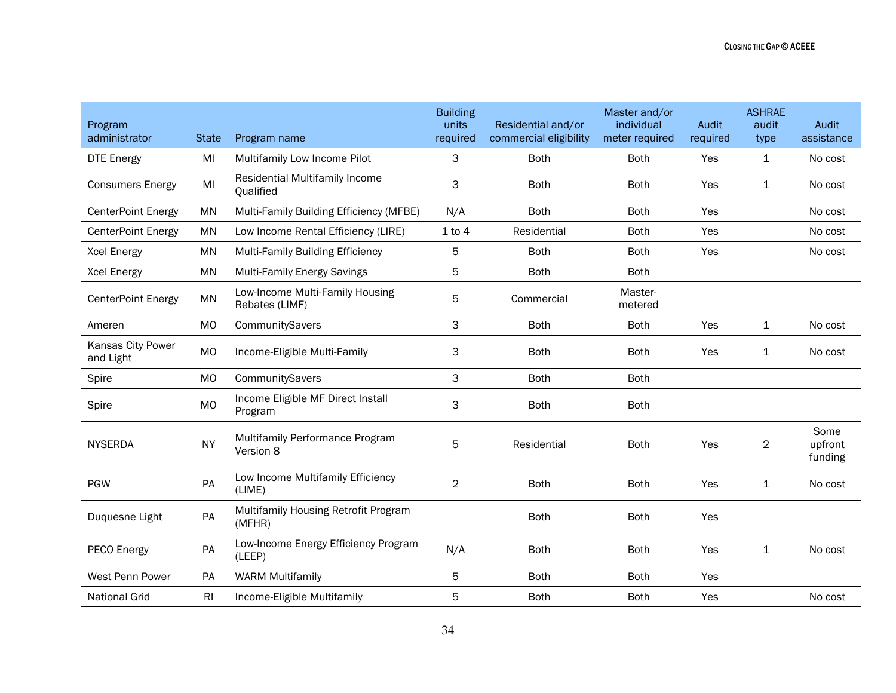| Program administrator | State | Program name | Building units required | Residential and/or commercial eligibility | Master and/or individual meter required | Audit required | ASHRAE audit type | Audit assistance |
|---|---|---|---|---|---|---|---|---|
| DTE Energy | MI | Multifamily Low Income Pilot | 3 | Both | Both | Yes | 1 | No cost |
| Consumers Energy | MI | Residential Multifamily Income Qualified | 3 | Both | Both | Yes | 1 | No cost |
| CenterPoint Energy | MN | Multi-Family Building Efficiency (MFBE) | N/A | Both | Both | Yes | | No cost |
| CenterPoint Energy | MN | Low Income Rental Efficiency (LIRE) | 1 to 4 | Residential | Both | Yes | | No cost |
| Xcel Energy | MN | Multi-Family Building Efficiency | 5 | Both | Both | Yes | | No cost |
| Xcel Energy | MN | Multi-Family Energy Savings | 5 | Both | Both | | | |
| CenterPoint Energy | MN | Low-Income Multi-Family Housing Rebates (LIMF) | 5 | Commercial | Master-metered | | | |
| Ameren | MO | CommunitySavers | 3 | Both | Both | Yes | 1 | No cost |
| Kansas City Power and Light | MO | Income-Eligible Multi-Family | 3 | Both | Both | Yes | 1 | No cost |
| Spire | MO | CommunitySavers | 3 | Both | Both | | | |
| Spire | MO | Income Eligible MF Direct Install Program | 3 | Both | Both | | | |
| NYSERDA | NY | Multifamily Performance Program Version 8 | 5 | Residential | Both | Yes | 2 | Some upfront funding |
| PGW | PA | Low Income Multifamily Efficiency (LIME) | 2 | Both | Both | Yes | 1 | No cost |
| Duquesne Light | PA | Multifamily Housing Retrofit Program (MFHR) | | Both | Both | Yes | | |
| PECO Energy | PA | Low-Income Energy Efficiency Program (LEEP) | N/A | Both | Both | Yes | 1 | No cost |
| West Penn Power | PA | WARM Multifamily | 5 | Both | Both | Yes | | |
| National Grid | RI | Income-Eligible Multifamily | 5 | Both | Both | Yes | | No cost |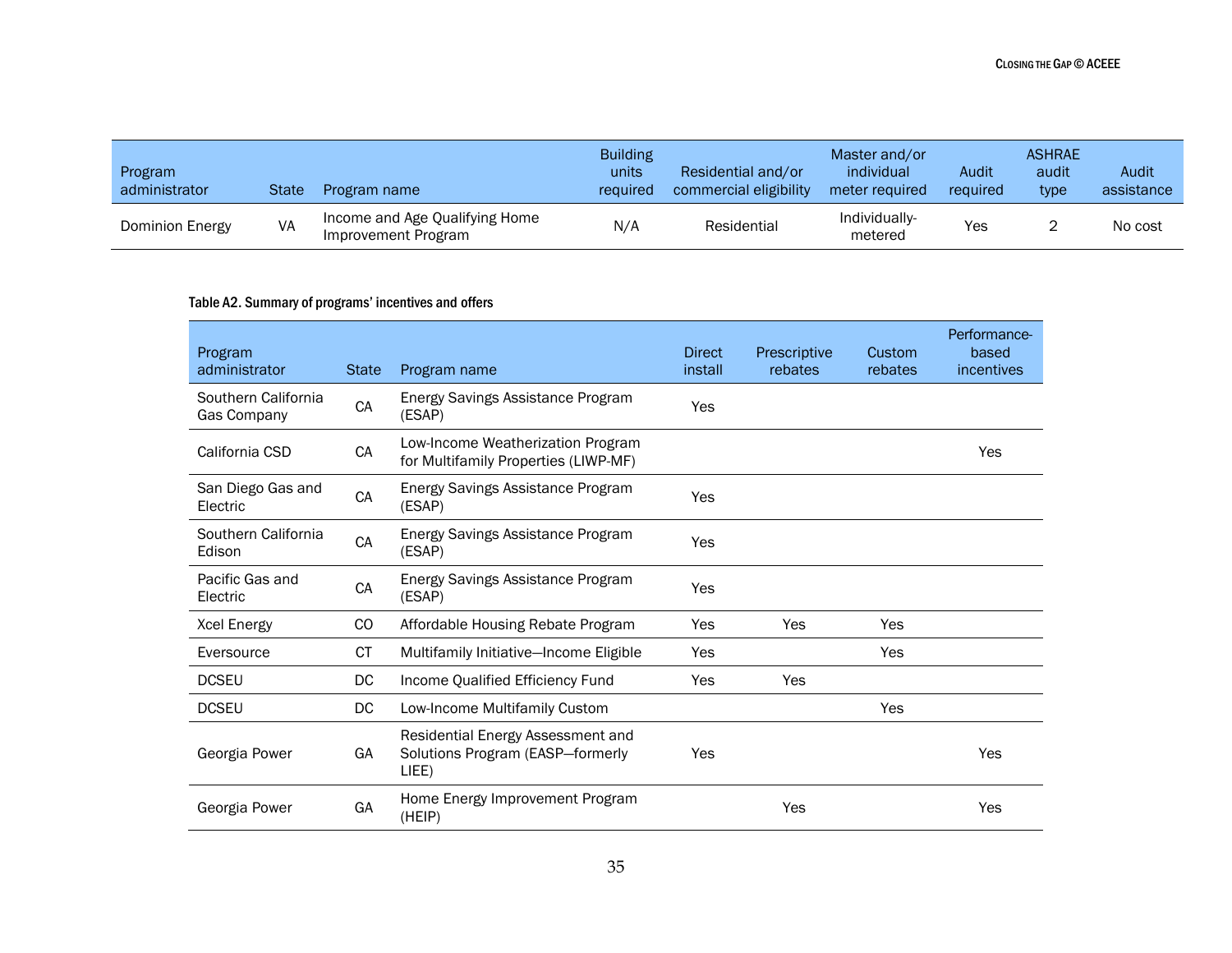| Program administrator | State | Program name | Building units required | Residential and/or commercial eligibility | Master and/or individual meter required | Audit required | ASHRAE audit type | Audit assistance |
|---|---|---|---|---|---|---|---|---|
| Dominion Energy | VA | Income and Age Qualifying Home Improvement Program | N/A | Residential | Individually-metered | Yes | 2 | No cost |

#### Table A2. Summary of programs' incentives and offers

| Program administrator | State | Program name | Direct install | Prescriptive rebates | Custom rebates | Performance-based incentives |
|---|---|---|---|---|---|---|
| Southern California Gas Company | CA | Energy Savings Assistance Program (ESAP) | Yes | | | |
| California CSD | CA | Low-Income Weatherization Program for Multifamily Properties (LIWP-MF) | | | | Yes |
| San Diego Gas and Electric | CA | Energy Savings Assistance Program (ESAP) | Yes | | | |
| Southern California Edison | CA | Energy Savings Assistance Program (ESAP) | Yes | | | |
| Pacific Gas and Electric | CA | Energy Savings Assistance Program (ESAP) | Yes | | | |
| Xcel Energy | CO | Affordable Housing Rebate Program | Yes | Yes | Yes | |
| Eversource | CT | Multifamily Initiative—Income Eligible | Yes | | Yes | |
| DCSEU | DC | Income Qualified Efficiency Fund | Yes | Yes | | |
| DCSEU | DC | Low-Income Multifamily Custom | | | Yes | |
| Georgia Power | GA | Residential Energy Assessment and Solutions Program (EASP—formerly LIEE) | Yes | | | Yes |
| Georgia Power | GA | Home Energy Improvement Program (HEIP) | | Yes | | Yes |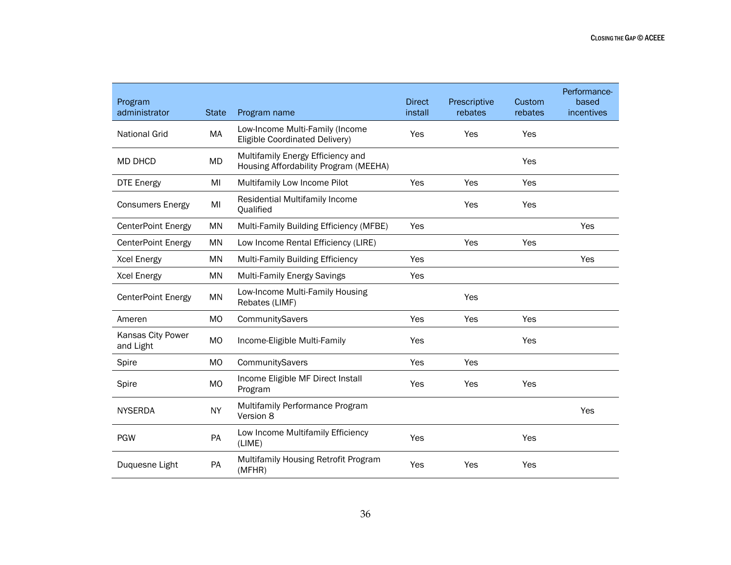| Program administrator | State | Program name | Direct install | Prescriptive rebates | Custom rebates | Performance-based incentives |
|---|---|---|---|---|---|---|
| National Grid | MA | Low-Income Multi-Family (Income Eligible Coordinated Delivery) | Yes | Yes | Yes | |
| MD DHCD | MD | Multifamily Energy Efficiency and Housing Affordability Program (MEEHA) | | | Yes | |
| DTE Energy | MI | Multifamily Low Income Pilot | Yes | Yes | Yes | |
| Consumers Energy | MI | Residential Multifamily Income Qualified | | Yes | Yes | |
| CenterPoint Energy | MN | Multi-Family Building Efficiency (MFBE) | Yes | | | Yes |
| CenterPoint Energy | MN | Low Income Rental Efficiency (LIRE) | | Yes | Yes | |
| Xcel Energy | MN | Multi-Family Building Efficiency | Yes | | | Yes |
| Xcel Energy | MN | Multi-Family Energy Savings | Yes | | | |
| CenterPoint Energy | MN | Low-Income Multi-Family Housing Rebates (LIMF) | | Yes | | |
| Ameren | MO | CommunitySavers | Yes | Yes | Yes | |
| Kansas City Power and Light | MO | Income-Eligible Multi-Family | Yes | | Yes | |
| Spire | MO | CommunitySavers | Yes | Yes | | |
| Spire | MO | Income Eligible MF Direct Install Program | Yes | Yes | Yes | |
| NYSERDA | NY | Multifamily Performance Program Version 8 | | | | Yes |
| PGW | PA | Low Income Multifamily Efficiency (LIME) | Yes | | Yes | |
| Duquesne Light | PA | Multifamily Housing Retrofit Program (MFHR) | Yes | Yes | Yes | |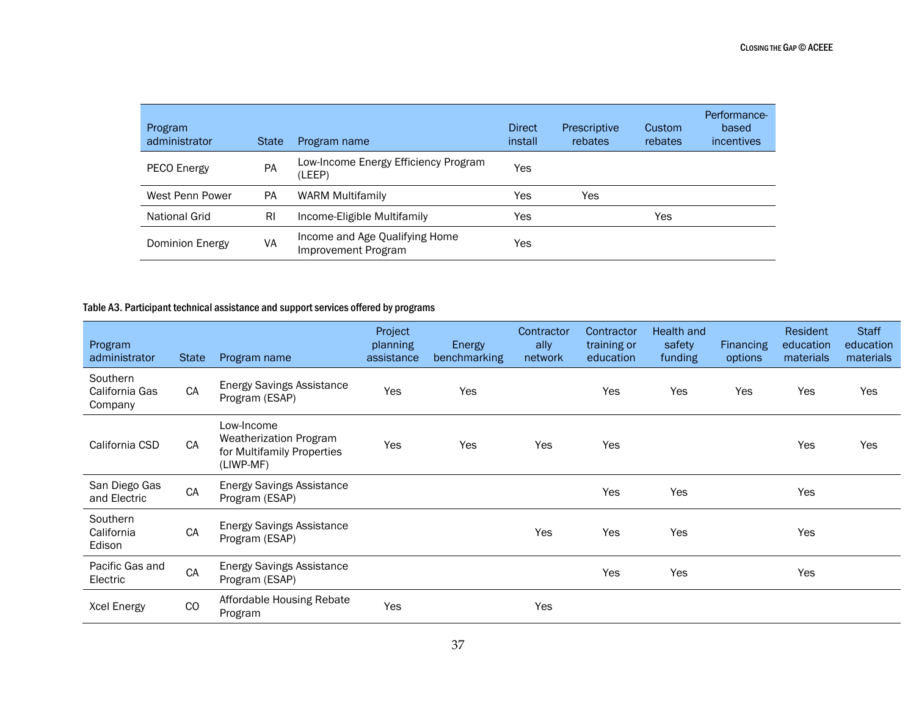| Program administrator | State | Program name | Direct install | Prescriptive rebates | Custom rebates | Performance-based incentives |
|---|---|---|---|---|---|---|
| PECO Energy | PA | Low-Income Energy Efficiency Program (LEEP) | Yes | | | |
| West Penn Power | PA | WARM Multifamily | Yes | Yes | | |
| National Grid | RI | Income-Eligible Multifamily | Yes | | Yes | |
| Dominion Energy | VA | Income and Age Qualifying Home Improvement Program | Yes | | | |

**Table A3. Participant technical assistance and support services offered by programs**

| Program administrator | State | Program name | Project planning assistance | Energy benchmarking | Contractor ally network | Contractor training or education | Health and safety funding | Financing options | Resident education materials | Staff education materials |
|---|---|---|---|---|---|---|---|---|---|---|
| Southern California Gas Company | CA | Energy Savings Assistance Program (ESAP) | Yes | Yes | | Yes | Yes | Yes | Yes | Yes |
| California CSD | CA | Low-Income Weatherization Program for Multifamily Properties (LIWP-MF) | Yes | Yes | Yes | Yes | | | Yes | Yes |
| San Diego Gas and Electric | CA | Energy Savings Assistance Program (ESAP) | | | | Yes | Yes | | Yes | |
| Southern California Edison | CA | Energy Savings Assistance Program (ESAP) | | | Yes | Yes | Yes | | Yes | |
| Pacific Gas and Electric | CA | Energy Savings Assistance Program (ESAP) | | | | Yes | Yes | | Yes | |
| Xcel Energy | CO | Affordable Housing Rebate Program | Yes | | Yes | | | | | |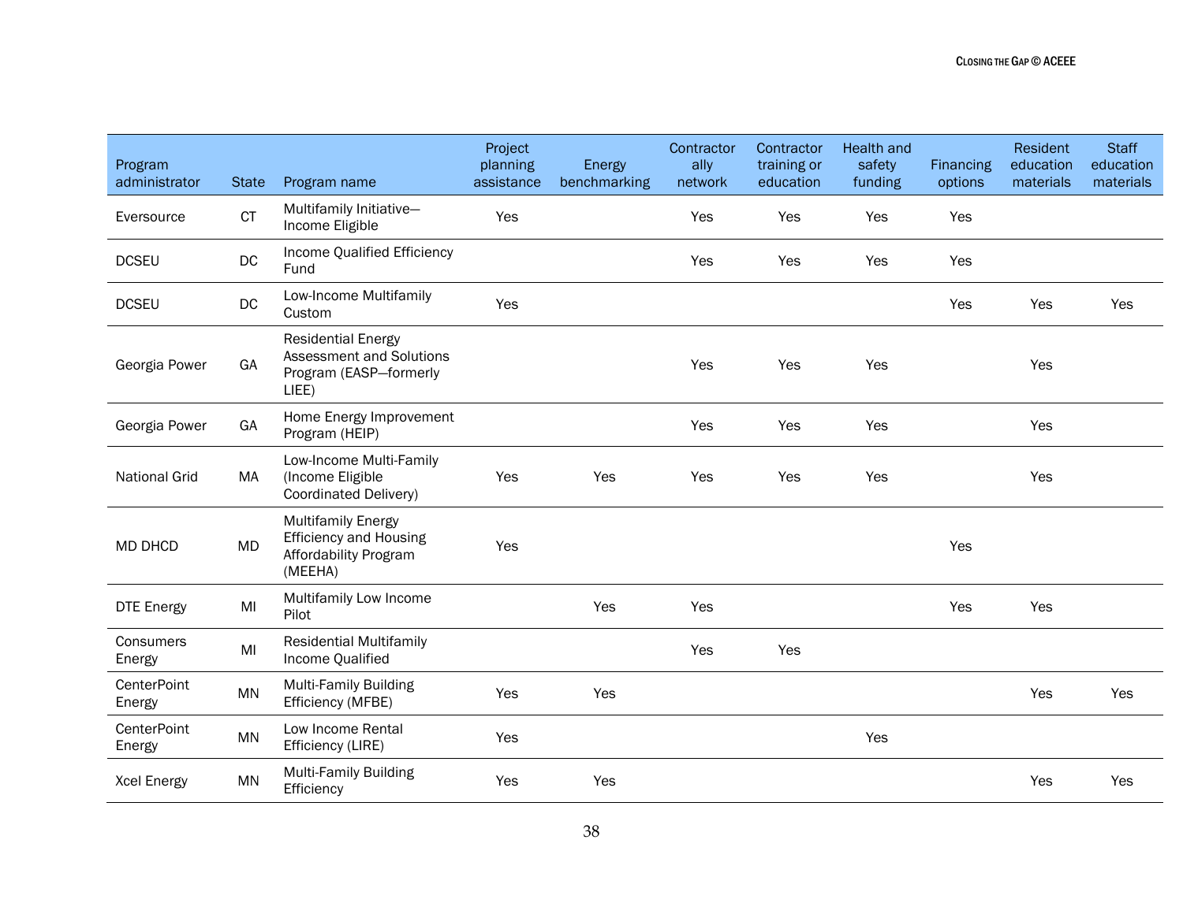| Program administrator | State | Program name | Project planning assistance | Energy benchmarking | Contractor ally network | Contractor training or education | Health and safety funding | Financing options | Resident education materials | Staff education materials |
|---|---|---|---|---|---|---|---|---|---|---|
| Eversource | CT | Multifamily Initiative—Income Eligible | Yes | | Yes | Yes | Yes | Yes | | |
| DCSEU | DC | Income Qualified Efficiency Fund | | | Yes | Yes | Yes | Yes | | |
| DCSEU | DC | Low-Income Multifamily Custom | Yes | | | | | Yes | Yes | Yes |
| Georgia Power | GA | Residential Energy Assessment and Solutions Program (EASP—formerly LIEE) | | | Yes | Yes | Yes | | Yes | |
| Georgia Power | GA | Home Energy Improvement Program (HEIP) | | | Yes | Yes | Yes | | Yes | |
| National Grid | MA | Low-Income Multi-Family (Income Eligible Coordinated Delivery) | Yes | Yes | Yes | Yes | Yes | | Yes | |
| MD DHCD | MD | Multifamily Energy Efficiency and Housing Affordability Program (MEEHA) | Yes | | | | | Yes | | |
| DTE Energy | MI | Multifamily Low Income Pilot | | Yes | Yes | | | Yes | Yes | |
| Consumers Energy | MI | Residential Multifamily Income Qualified | | | Yes | Yes | | | | |
| CenterPoint Energy | MN | Multi-Family Building Efficiency (MFBE) | Yes | Yes | | | | | Yes | Yes |
| CenterPoint Energy | MN | Low Income Rental Efficiency (LIRE) | Yes | | | | Yes | | | |
| Xcel Energy | MN | Multi-Family Building Efficiency | Yes | Yes | | | | | Yes | Yes |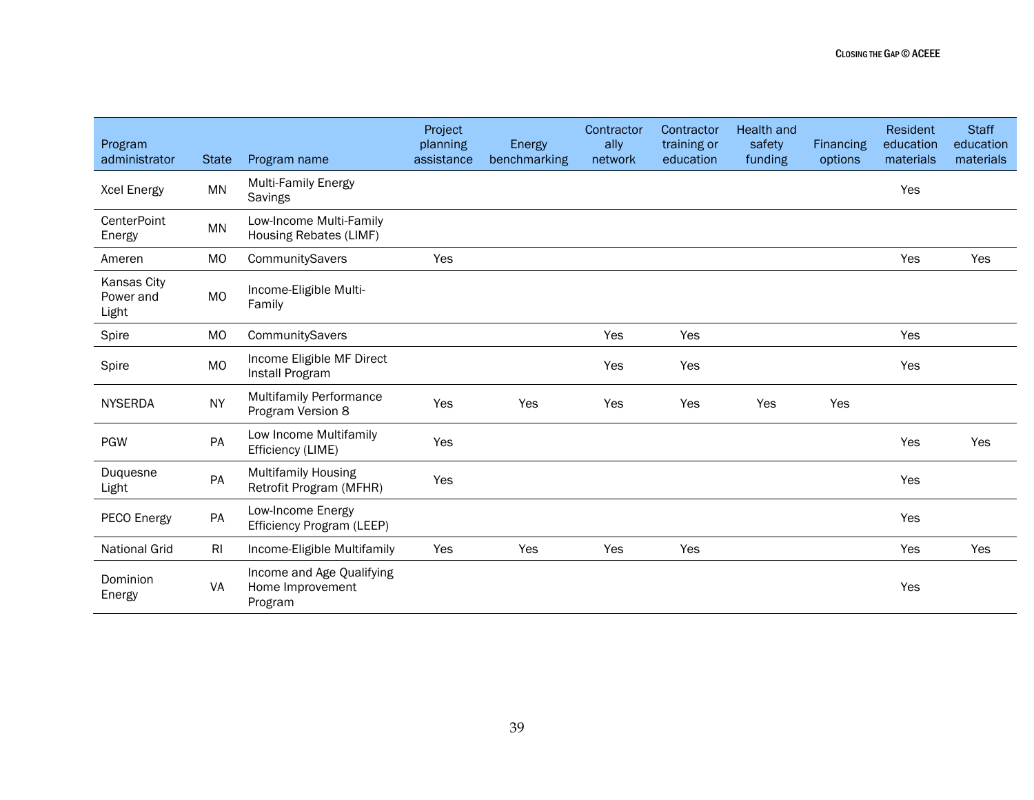| Program administrator | State | Program name | Project planning assistance | Energy benchmarking | Contractor ally network | Contractor training or education | Health and safety funding | Financing options | Resident education materials | Staff education materials |
|---|---|---|---|---|---|---|---|---|---|---|
| Xcel Energy | MN | Multi-Family Energy Savings | | | | | | | Yes | |
| CenterPoint Energy | MN | Low-Income Multi-Family Housing Rebates (LIMF) | | | | | | | | |
| Ameren | MO | CommunitySavers | Yes | | | | | | Yes | Yes |
| Kansas City Power and Light | MO | Income-Eligible Multi-Family | | | | | | | | |
| Spire | MO | CommunitySavers | | | Yes | Yes | | | Yes | |
| Spire | MO | Income Eligible MF Direct Install Program | | | Yes | Yes | | | Yes | |
| NYSERDA | NY | Multifamily Performance Program Version 8 | Yes | Yes | Yes | Yes | Yes | Yes | | |
| PGW | PA | Low Income Multifamily Efficiency (LIME) | Yes | | | | | | Yes | Yes |
| Duquesne Light | PA | Multifamily Housing Retrofit Program (MFHR) | Yes | | | | | | Yes | |
| PECO Energy | PA | Low-Income Energy Efficiency Program (LEEP) | | | | | | | Yes | |
| National Grid | RI | Income-Eligible Multifamily | Yes | Yes | Yes | Yes | | | Yes | Yes |
| Dominion Energy | VA | Income and Age Qualifying Home Improvement Program | | | | | | | Yes | |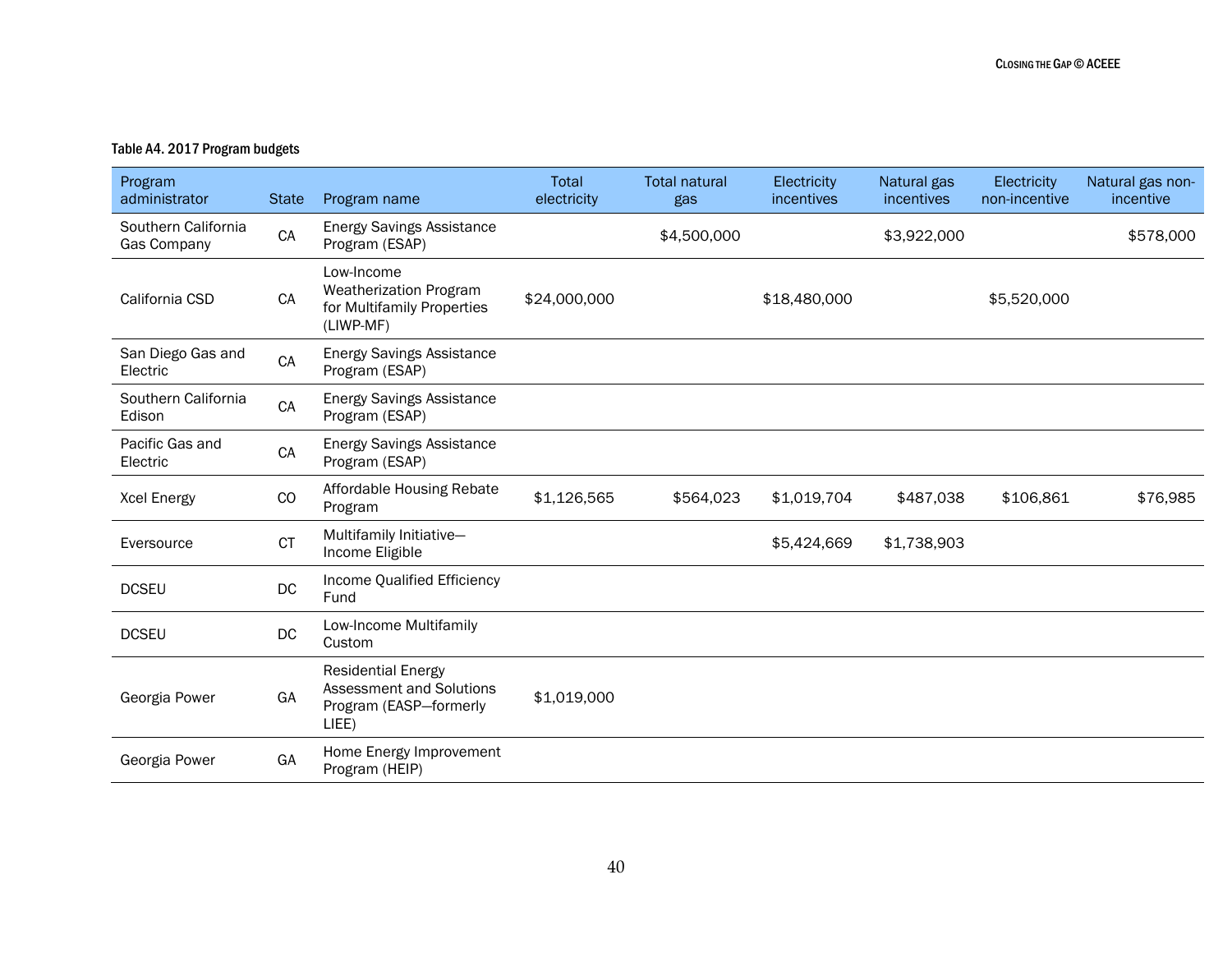Table A4. 2017 Program budgets

| Program administrator | State | Program name | Total electricity | Total natural gas | Electricity incentives | Natural gas incentives | Electricity non-incentive | Natural gas non-incentive |
|---|---|---|---|---|---|---|---|---|
| Southern California Gas Company | CA | Energy Savings Assistance Program (ESAP) | | $4,500,000 | | $3,922,000 | | $578,000 |
| California CSD | CA | Low-Income Weatherization Program for Multifamily Properties (LIWP-MF) | $24,000,000 | | $18,480,000 | | $5,520,000 | |
| San Diego Gas and Electric | CA | Energy Savings Assistance Program (ESAP) | | | | | | |
| Southern California Edison | CA | Energy Savings Assistance Program (ESAP) | | | | | | |
| Pacific Gas and Electric | CA | Energy Savings Assistance Program (ESAP) | | | | | | |
| Xcel Energy | CO | Affordable Housing Rebate Program | $1,126,565 | $564,023 | $1,019,704 | $487,038 | $106,861 | $76,985 |
| Eversource | CT | Multifamily Initiative—Income Eligible | | | $5,424,669 | $1,738,903 | | |
| DCSEU | DC | Income Qualified Efficiency Fund | | | | | | |
| DCSEU | DC | Low-Income Multifamily Custom | | | | | | |
| Georgia Power | GA | Residential Energy Assessment and Solutions Program (EASP—formerly LIEE) | $1,019,000 | | | | | |
| Georgia Power | GA | Home Energy Improvement Program (HEIP) | | | | | | |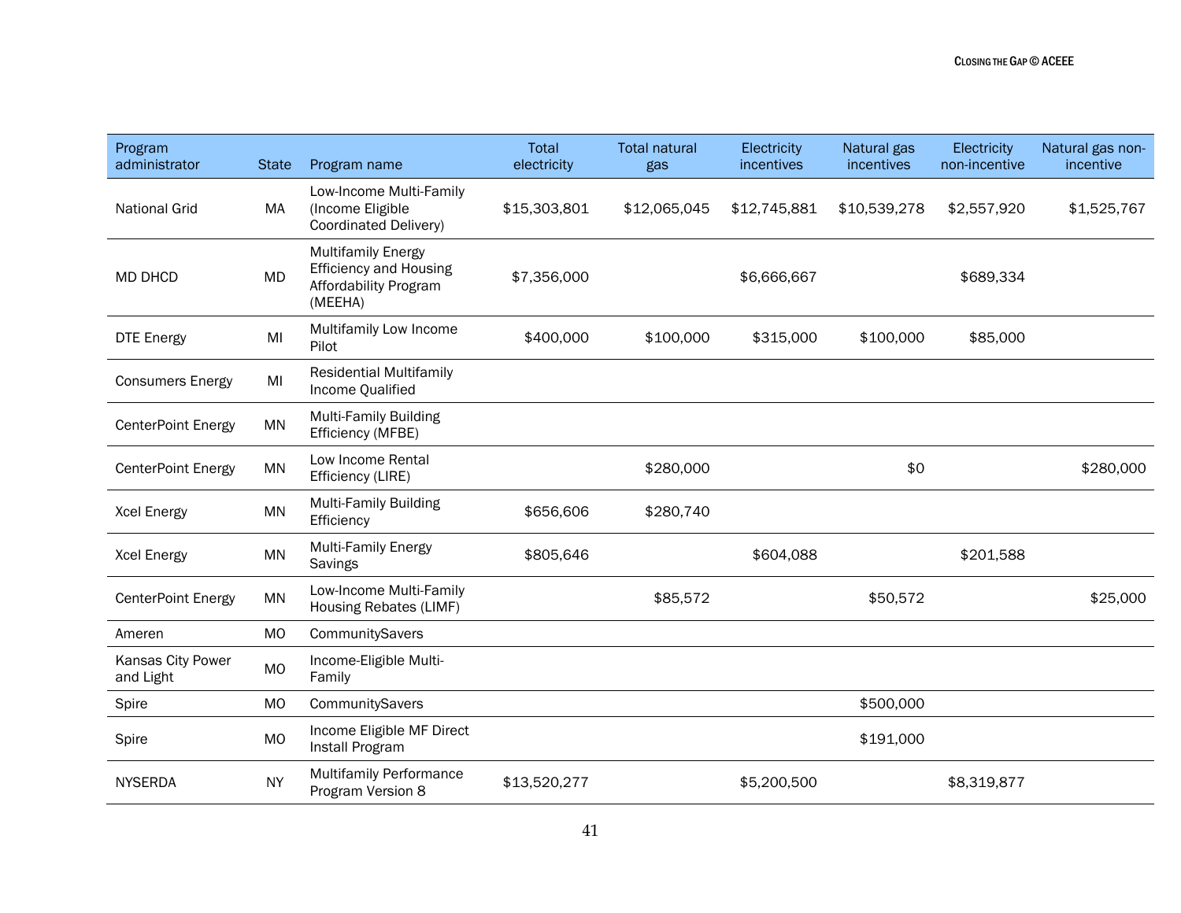| Program administrator | State | Program name | Total electricity | Total natural gas | Electricity incentives | Natural gas incentives | Electricity non-incentive | Natural gas non-incentive |
|---|---|---|---|---|---|---|---|---|
| National Grid | MA | Low-Income Multi-Family (Income Eligible Coordinated Delivery) | $15,303,801 | $12,065,045 | $12,745,881 | $10,539,278 | $2,557,920 | $1,525,767 |
| MD DHCD | MD | Multifamily Energy Efficiency and Housing Affordability Program (MEEHA) | $7,356,000 | | $6,666,667 | | $689,334 | |
| DTE Energy | MI | Multifamily Low Income Pilot | $400,000 | $100,000 | $315,000 | $100,000 | $85,000 | |
| Consumers Energy | MI | Residential Multifamily Income Qualified | | | | | | |
| CenterPoint Energy | MN | Multi-Family Building Efficiency (MFBE) | | | | | | |
| CenterPoint Energy | MN | Low Income Rental Efficiency (LIRE) | | $280,000 | | $0 | | $280,000 |
| Xcel Energy | MN | Multi-Family Building Efficiency | $656,606 | $280,740 | | | | |
| Xcel Energy | MN | Multi-Family Energy Savings | $805,646 | | $604,088 | | $201,588 | |
| CenterPoint Energy | MN | Low-Income Multi-Family Housing Rebates (LIMF) | | $85,572 | | $50,572 | | $25,000 |
| Ameren | MO | CommunitySavers | | | | | | |
| Kansas City Power and Light | MO | Income-Eligible Multi-Family | | | | | | |
| Spire | MO | CommunitySavers | | | | $500,000 | | |
| Spire | MO | Income Eligible MF Direct Install Program | | | | $191,000 | | |
| NYSERDA | NY | Multifamily Performance Program Version 8 | $13,520,277 | | $5,200,500 | | $8,319,877 | |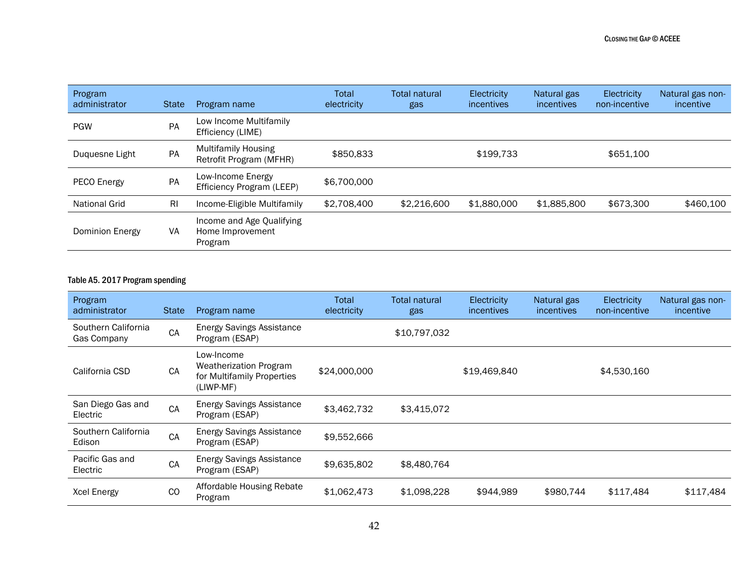| Program administrator | State | Program name | Total electricity | Total natural gas | Electricity incentives | Natural gas incentives | Electricity non-incentive | Natural gas non-incentive |
|---|---|---|---|---|---|---|---|---|
| PGW | PA | Low Income Multifamily Efficiency (LIME) | | | | | | |
| Duquesne Light | PA | Multifamily Housing Retrofit Program (MFHR) | $850,833 | | $199,733 | | $651,100 | |
| PECO Energy | PA | Low-Income Energy Efficiency Program (LEEP) | $6,700,000 | | | | | |
| National Grid | RI | Income-Eligible Multifamily | $2,708,400 | $2,216,600 | $1,880,000 | $1,885,800 | $673,300 | $460,100 |
| Dominion Energy | VA | Income and Age Qualifying Home Improvement Program | | | | | | |

Table A5. 2017 Program spending

| Program administrator | State | Program name | Total electricity | Total natural gas | Electricity incentives | Natural gas incentives | Electricity non-incentive | Natural gas non-incentive |
|---|---|---|---|---|---|---|---|---|
| Southern California Gas Company | CA | Energy Savings Assistance Program (ESAP) | | $10,797,032 | | | | |
| California CSD | CA | Low-Income Weatherization Program for Multifamily Properties (LIWP-MF) | $24,000,000 | | $19,469,840 | | $4,530,160 | |
| San Diego Gas and Electric | CA | Energy Savings Assistance Program (ESAP) | $3,462,732 | $3,415,072 | | | | |
| Southern California Edison | CA | Energy Savings Assistance Program (ESAP) | $9,552,666 | | | | | |
| Pacific Gas and Electric | CA | Energy Savings Assistance Program (ESAP) | $9,635,802 | $8,480,764 | | | | |
| Xcel Energy | CO | Affordable Housing Rebate Program | $1,062,473 | $1,098,228 | $944,989 | $980,744 | $117,484 | $117,484 |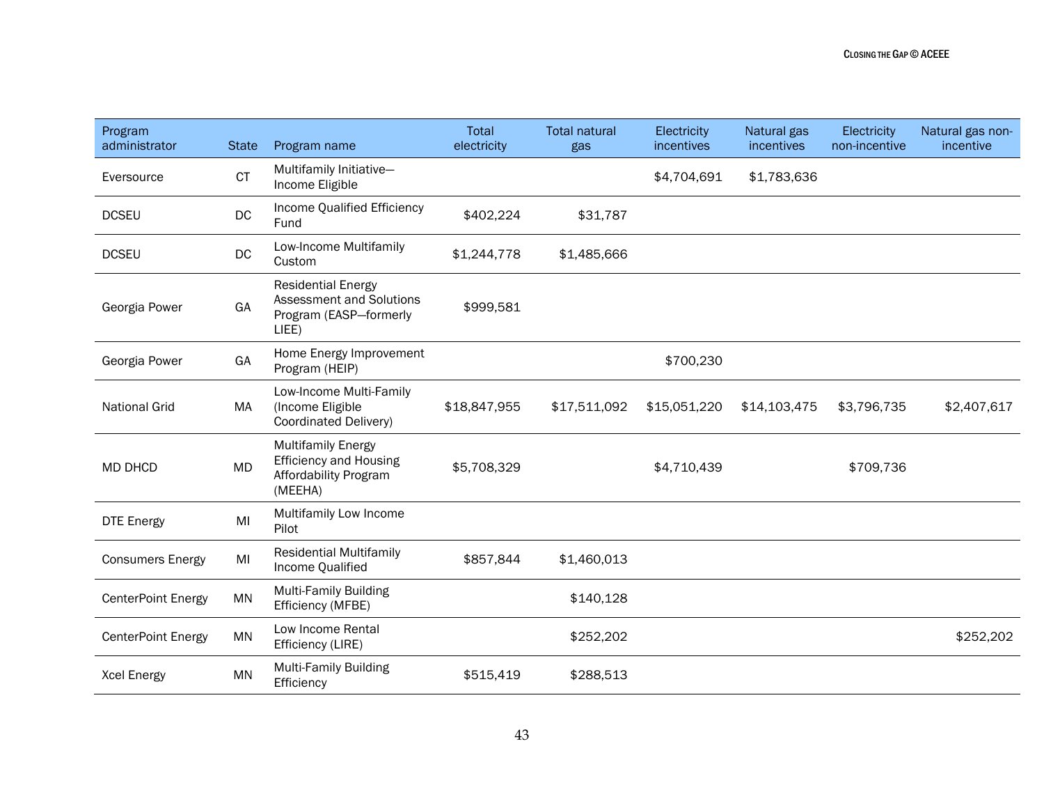| Program administrator | State | Program name | Total electricity | Total natural gas | Electricity incentives | Natural gas incentives | Electricity non-incentive | Natural gas non-incentive |
| --- | --- | --- | --- | --- | --- | --- | --- | --- |
| Eversource | CT | Multifamily Initiative—Income Eligible | | | $4,704,691 | $1,783,636 | | |
| DCSEU | DC | Income Qualified Efficiency Fund | $402,224 | $31,787 | | | | |
| DCSEU | DC | Low-Income Multifamily Custom | $1,244,778 | $1,485,666 | | | | |
| Georgia Power | GA | Residential Energy Assessment and Solutions Program (EASP—formerly LIEE) | $999,581 | | | | | |
| Georgia Power | GA | Home Energy Improvement Program (HEIP) | | | $700,230 | | | |
| National Grid | MA | Low-Income Multi-Family (Income Eligible Coordinated Delivery) | $18,847,955 | $17,511,092 | $15,051,220 | $14,103,475 | $3,796,735 | $2,407,617 |
| MD DHCD | MD | Multifamily Energy Efficiency and Housing Affordability Program (MEEHA) | $5,708,329 | | $4,710,439 | | $709,736 | |
| DTE Energy | MI | Multifamily Low Income Pilot | | | | | | |
| Consumers Energy | MI | Residential Multifamily Income Qualified | $857,844 | $1,460,013 | | | | |
| CenterPoint Energy | MN | Multi-Family Building Efficiency (MFBE) | | $140,128 | | | | |
| CenterPoint Energy | MN | Low Income Rental Efficiency (LIRE) | | $252,202 | | | | $252,202 |
| Xcel Energy | MN | Multi-Family Building Efficiency | $515,419 | $288,513 | | | | |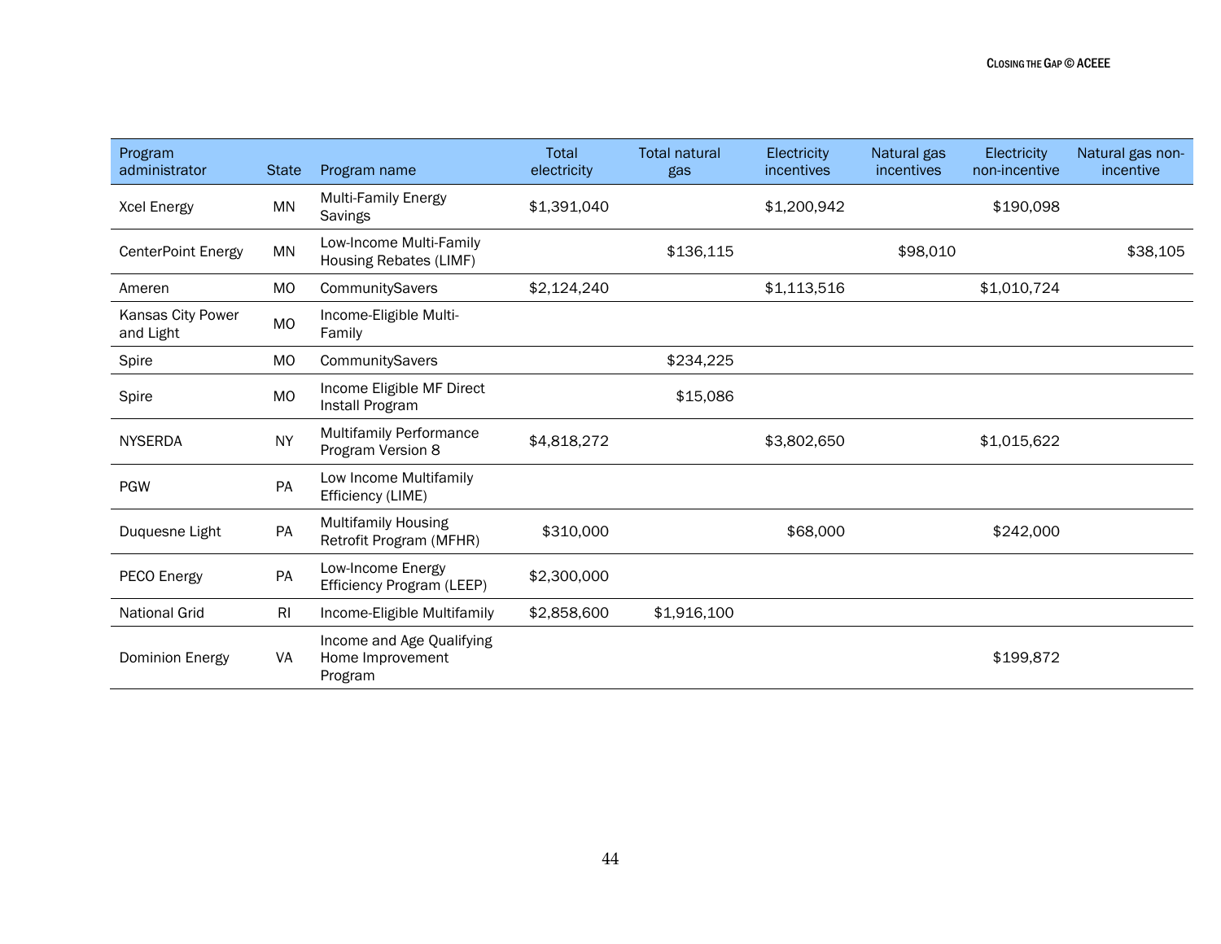| Program administrator | State | Program name | Total electricity | Total natural gas | Electricity incentives | Natural gas incentives | Electricity non-incentive | Natural gas non-incentive |
|---|---|---|---|---|---|---|---|---|
| Xcel Energy | MN | Multi-Family Energy Savings | $1,391,040 | | $1,200,942 | | $190,098 | |
| CenterPoint Energy | MN | Low-Income Multi-Family Housing Rebates (LIMF) | | $136,115 | | $98,010 | | $38,105 |
| Ameren | MO | CommunitySavers | $2,124,240 | | $1,113,516 | | $1,010,724 | |
| Kansas City Power and Light | MO | Income-Eligible Multi-Family | | | | | | |
| Spire | MO | CommunitySavers | | $234,225 | | | | |
| Spire | MO | Income Eligible MF Direct Install Program | | $15,086 | | | | |
| NYSERDA | NY | Multifamily Performance Program Version 8 | $4,818,272 | | $3,802,650 | | $1,015,622 | |
| PGW | PA | Low Income Multifamily Efficiency (LIME) | | | | | | |
| Duquesne Light | PA | Multifamily Housing Retrofit Program (MFHR) | $310,000 | | $68,000 | | $242,000 | |
| PECO Energy | PA | Low-Income Energy Efficiency Program (LEEP) | $2,300,000 | | | | | |
| National Grid | RI | Income-Eligible Multifamily | $2,858,600 | $1,916,100 | | | | |
| Dominion Energy | VA | Income and Age Qualifying Home Improvement Program | | | | | $199,872 | |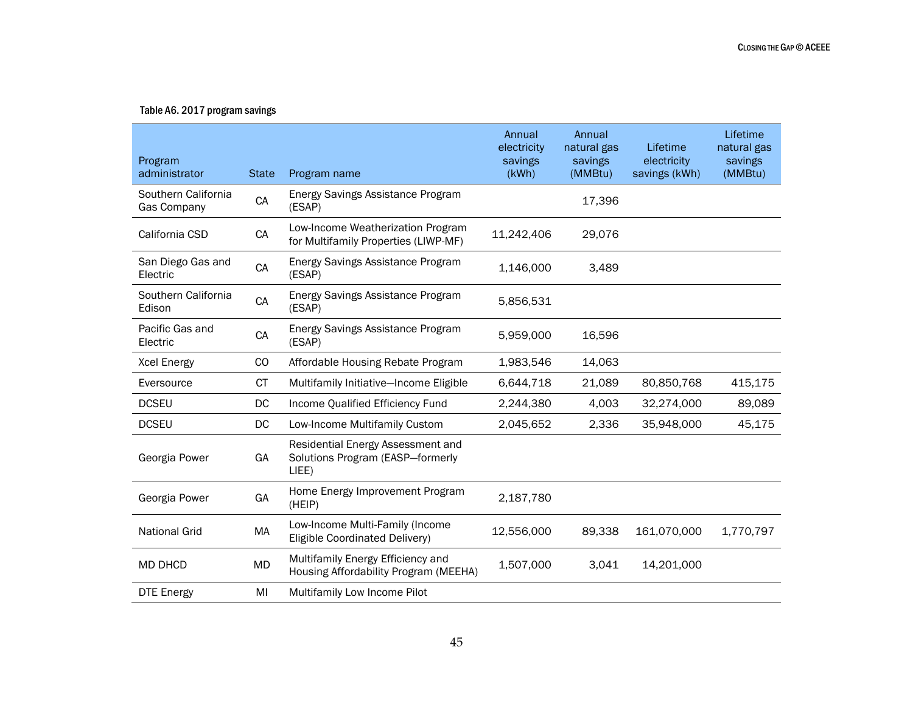Table A6. 2017 program savings

| Program administrator | State | Program name | Annual electricity savings (kWh) | Annual natural gas savings (MMBtu) | Lifetime electricity savings (kWh) | Lifetime natural gas savings (MMBtu) |
|---|---|---|---|---|---|---|
| Southern California Gas Company | CA | Energy Savings Assistance Program (ESAP) | | 17,396 | | |
| California CSD | CA | Low-Income Weatherization Program for Multifamily Properties (LIWP-MF) | 11,242,406 | 29,076 | | |
| San Diego Gas and Electric | CA | Energy Savings Assistance Program (ESAP) | 1,146,000 | 3,489 | | |
| Southern California Edison | CA | Energy Savings Assistance Program (ESAP) | 5,856,531 | | | |
| Pacific Gas and Electric | CA | Energy Savings Assistance Program (ESAP) | 5,959,000 | 16,596 | | |
| Xcel Energy | CO | Affordable Housing Rebate Program | 1,983,546 | 14,063 | | |
| Eversource | CT | Multifamily Initiative—Income Eligible | 6,644,718 | 21,089 | 80,850,768 | 415,175 |
| DCSEU | DC | Income Qualified Efficiency Fund | 2,244,380 | 4,003 | 32,274,000 | 89,089 |
| DCSEU | DC | Low-Income Multifamily Custom | 2,045,652 | 2,336 | 35,948,000 | 45,175 |
| Georgia Power | GA | Residential Energy Assessment and Solutions Program (EASP—formerly LIEE) | | | | |
| Georgia Power | GA | Home Energy Improvement Program (HEIP) | 2,187,780 | | | |
| National Grid | MA | Low-Income Multi-Family (Income Eligible Coordinated Delivery) | 12,556,000 | 89,338 | 161,070,000 | 1,770,797 |
| MD DHCD | MD | Multifamily Energy Efficiency and Housing Affordability Program (MEEHA) | 1,507,000 | 3,041 | 14,201,000 | |
| DTE Energy | MI | Multifamily Low Income Pilot | | | | |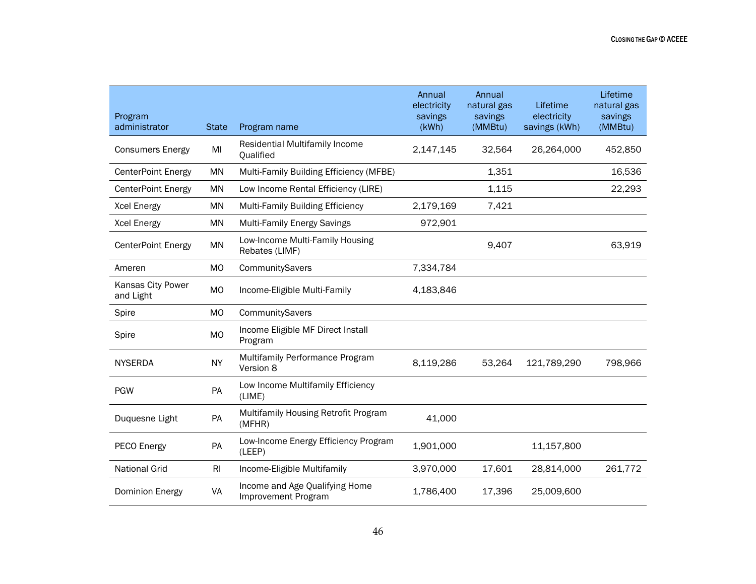| Program administrator | State | Program name | Annual electricity savings (kWh) | Annual natural gas savings (MMBtu) | Lifetime electricity savings (kWh) | Lifetime natural gas savings (MMBtu) |
|---|---|---|---|---|---|---|
| Consumers Energy | MI | Residential Multifamily Income Qualified | 2,147,145 | 32,564 | 26,264,000 | 452,850 |
| CenterPoint Energy | MN | Multi-Family Building Efficiency (MFBE) | | 1,351 | | 16,536 |
| CenterPoint Energy | MN | Low Income Rental Efficiency (LIRE) | | 1,115 | | 22,293 |
| Xcel Energy | MN | Multi-Family Building Efficiency | 2,179,169 | 7,421 | | |
| Xcel Energy | MN | Multi-Family Energy Savings | 972,901 | | | |
| CenterPoint Energy | MN | Low-Income Multi-Family Housing Rebates (LIMF) | | 9,407 | | 63,919 |
| Ameren | MO | CommunitySavers | 7,334,784 | | | |
| Kansas City Power and Light | MO | Income-Eligible Multi-Family | 4,183,846 | | | |
| Spire | MO | CommunitySavers | | | | |
| Spire | MO | Income Eligible MF Direct Install Program | | | | |
| NYSERDA | NY | Multifamily Performance Program Version 8 | 8,119,286 | 53,264 | 121,789,290 | 798,966 |
| PGW | PA | Low Income Multifamily Efficiency (LIME) | | | | |
| Duquesne Light | PA | Multifamily Housing Retrofit Program (MFHR) | 41,000 | | | |
| PECO Energy | PA | Low-Income Energy Efficiency Program (LEEP) | 1,901,000 | | 11,157,800 | |
| National Grid | RI | Income-Eligible Multifamily | 3,970,000 | 17,601 | 28,814,000 | 261,772 |
| Dominion Energy | VA | Income and Age Qualifying Home Improvement Program | 1,786,400 | 17,396 | 25,009,600 | |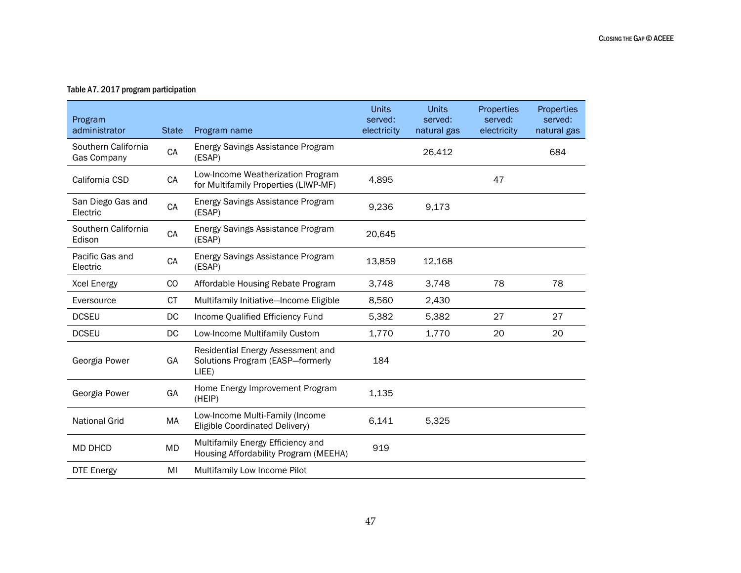Table A7. 2017 program participation

| Program administrator | State | Program name | Units served: electricity | Units served: natural gas | Properties served: electricity | Properties served: natural gas |
|---|---|---|---|---|---|---|
| Southern California Gas Company | CA | Energy Savings Assistance Program (ESAP) | | 26,412 | | 684 |
| California CSD | CA | Low-Income Weatherization Program for Multifamily Properties (LIWP-MF) | 4,895 | | 47 | |
| San Diego Gas and Electric | CA | Energy Savings Assistance Program (ESAP) | 9,236 | 9,173 | | |
| Southern California Edison | CA | Energy Savings Assistance Program (ESAP) | 20,645 | | | |
| Pacific Gas and Electric | CA | Energy Savings Assistance Program (ESAP) | 13,859 | 12,168 | | |
| Xcel Energy | CO | Affordable Housing Rebate Program | 3,748 | 3,748 | 78 | 78 |
| Eversource | CT | Multifamily Initiative—Income Eligible | 8,560 | 2,430 | | |
| DCSEU | DC | Income Qualified Efficiency Fund | 5,382 | 5,382 | 27 | 27 |
| DCSEU | DC | Low-Income Multifamily Custom | 1,770 | 1,770 | 20 | 20 |
| Georgia Power | GA | Residential Energy Assessment and Solutions Program (EASP—formerly LIEE) | 184 | | | |
| Georgia Power | GA | Home Energy Improvement Program (HEIP) | 1,135 | | | |
| National Grid | MA | Low-Income Multi-Family (Income Eligible Coordinated Delivery) | 6,141 | 5,325 | | |
| MD DHCD | MD | Multifamily Energy Efficiency and Housing Affordability Program (MEEHA) | 919 | | | |
| DTE Energy | MI | Multifamily Low Income Pilot | | | | |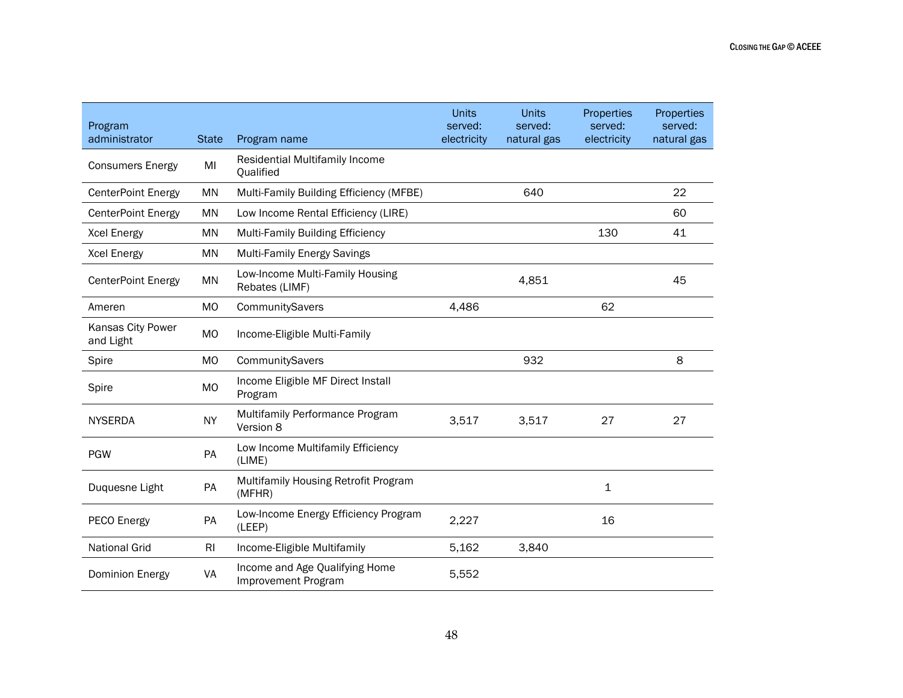| Program administrator | State | Program name | Units served: electricity | Units served: natural gas | Properties served: electricity | Properties served: natural gas |
|---|---|---|---|---|---|---|
| Consumers Energy | MI | Residential Multifamily Income Qualified | | | | |
| CenterPoint Energy | MN | Multi-Family Building Efficiency (MFBE) | | 640 | | 22 |
| CenterPoint Energy | MN | Low Income Rental Efficiency (LIRE) | | | | 60 |
| Xcel Energy | MN | Multi-Family Building Efficiency | | | 130 | 41 |
| Xcel Energy | MN | Multi-Family Energy Savings | | | | |
| CenterPoint Energy | MN | Low-Income Multi-Family Housing Rebates (LIMF) | | 4,851 | | 45 |
| Ameren | MO | CommunitySavers | 4,486 | | 62 | |
| Kansas City Power and Light | MO | Income-Eligible Multi-Family | | | | |
| Spire | MO | CommunitySavers | | 932 | | 8 |
| Spire | MO | Income Eligible MF Direct Install Program | | | | |
| NYSERDA | NY | Multifamily Performance Program Version 8 | 3,517 | 3,517 | 27 | 27 |
| PGW | PA | Low Income Multifamily Efficiency (LIME) | | | | |
| Duquesne Light | PA | Multifamily Housing Retrofit Program (MFHR) | | | 1 | |
| PECO Energy | PA | Low-Income Energy Efficiency Program (LEEP) | 2,227 | | 16 | |
| National Grid | RI | Income-Eligible Multifamily | 5,162 | 3,840 | | |
| Dominion Energy | VA | Income and Age Qualifying Home Improvement Program | 5,552 | | | |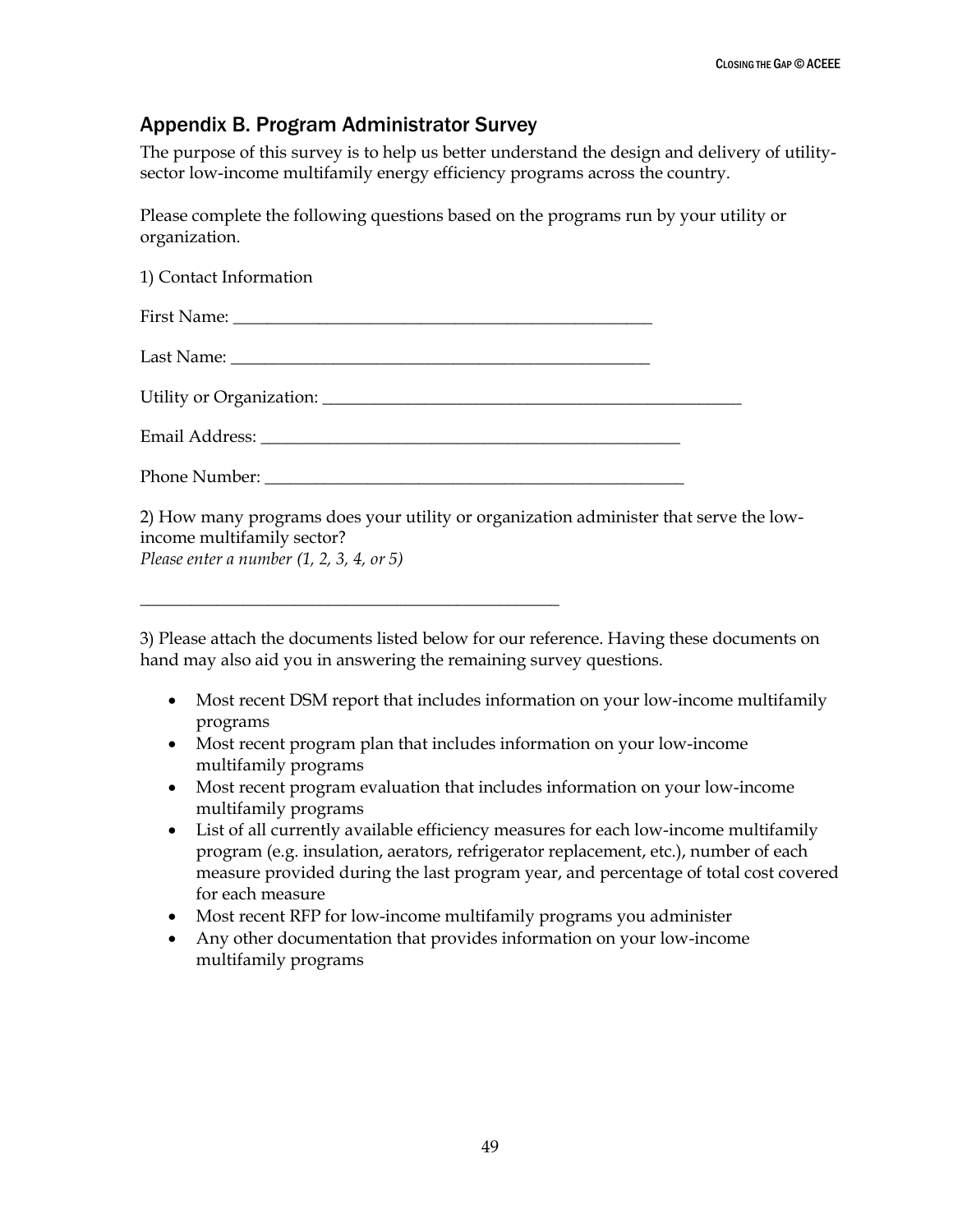## Appendix B. Program Administrator Survey

The purpose of this survey is to help us better understand the design and delivery of utility-sector low-income multifamily energy efficiency programs across the country.

Please complete the following questions based on the programs run by your utility or organization.

1) Contact Information

First Name: ___________________________________________________

Last Name: ___________________________________________________

Utility or Organization: ___________________________________________________

Email Address: ___________________________________________________

Phone Number: ___________________________________________________

2) How many programs does your utility or organization administer that serve the low-income multifamily sector?
*Please enter a number (1, 2, 3, 4, or 5)*

___________________________________________________

3) Please attach the documents listed below for our reference. Having these documents on hand may also aid you in answering the remaining survey questions.

- Most recent DSM report that includes information on your low-income multifamily programs
- Most recent program plan that includes information on your low-income multifamily programs
- Most recent program evaluation that includes information on your low-income multifamily programs
- List of all currently available efficiency measures for each low-income multifamily program (e.g. insulation, aerators, refrigerator replacement, etc.), number of each measure provided during the last program year, and percentage of total cost covered for each measure
- Most recent RFP for low-income multifamily programs you administer
- Any other documentation that provides information on your low-income multifamily programs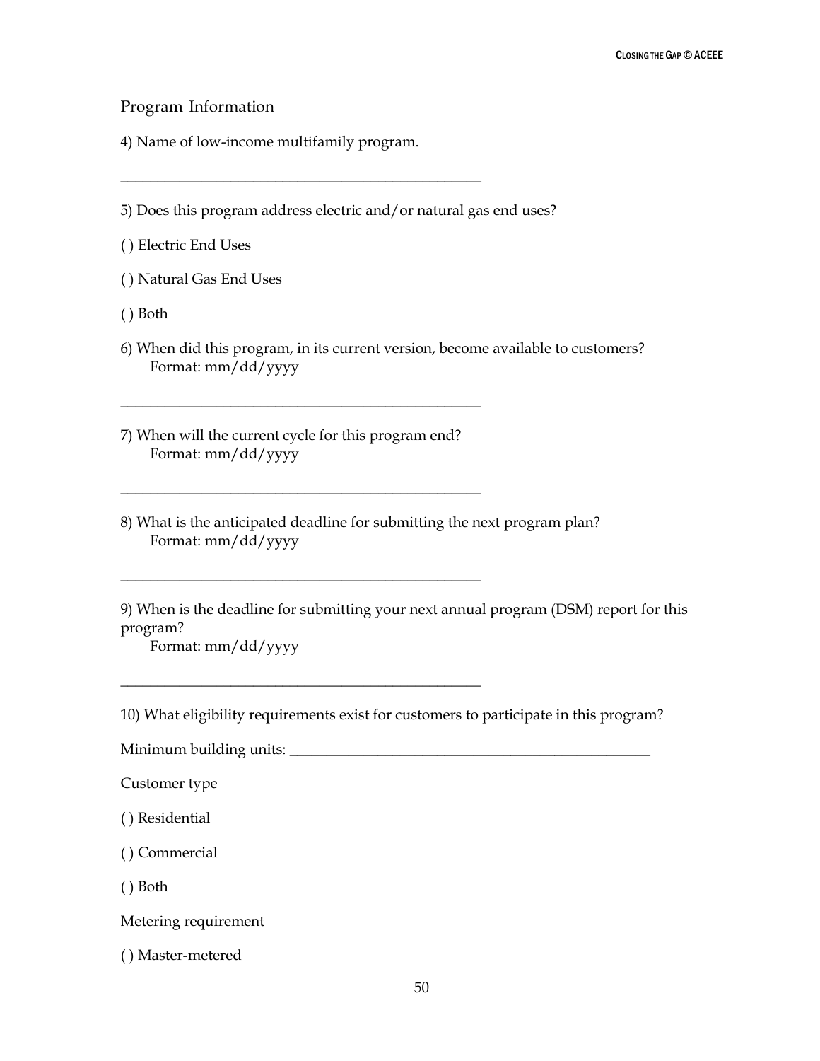## Program Information

4) Name of low-income multifamily program.

__________________________________________________

5) Does this program address electric and/or natural gas end uses?

( ) Electric End Uses

( ) Natural Gas End Uses

( ) Both

6) When did this program, in its current version, become available to customers?
Format: mm/dd/yyyy

__________________________________________________

7) When will the current cycle for this program end?
Format: mm/dd/yyyy

__________________________________________________

8) What is the anticipated deadline for submitting the next program plan?
Format: mm/dd/yyyy

__________________________________________________

9) When is the deadline for submitting your next annual program (DSM) report for this program?
Format: mm/dd/yyyy

__________________________________________________

10) What eligibility requirements exist for customers to participate in this program?

Minimum building units: __________________________________________________

Customer type

( ) Residential

( ) Commercial

( ) Both

Metering requirement

( ) Master-metered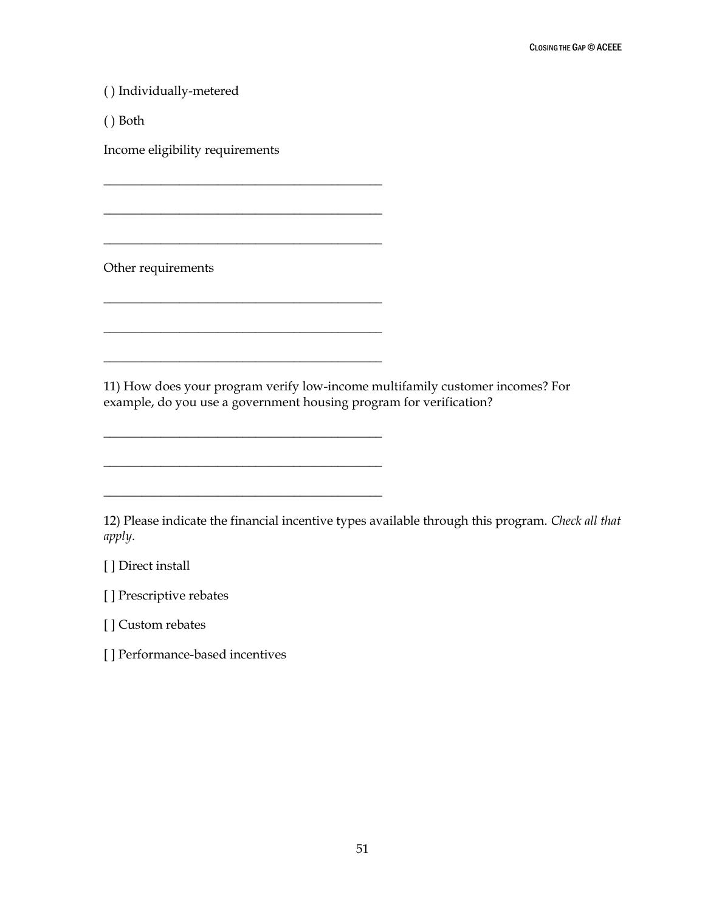( ) Individually-metered

( ) Both

Income eligibility requirements

_____________________________________________

_____________________________________________

_____________________________________________

Other requirements

_____________________________________________

_____________________________________________

_____________________________________________

11) How does your program verify low-income multifamily customer incomes? For example, do you use a government housing program for verification?

_____________________________________________

_____________________________________________

_____________________________________________

12) Please indicate the financial incentive types available through this program. *Check all that apply*.

[ ] Direct install

[ ] Prescriptive rebates

[ ] Custom rebates

[ ] Performance-based incentives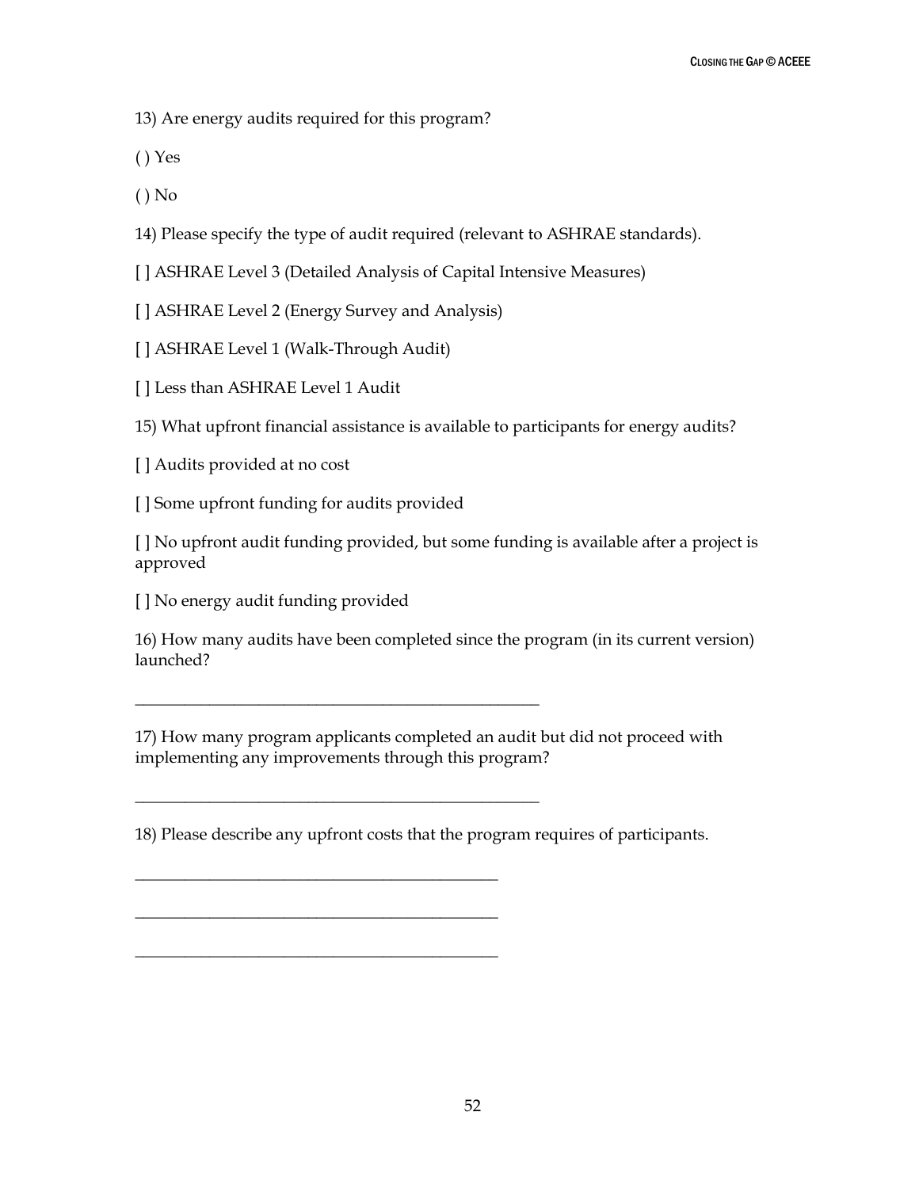13) Are energy audits required for this program?

( ) Yes

( ) No

14) Please specify the type of audit required (relevant to ASHRAE standards).

[ ] ASHRAE Level 3 (Detailed Analysis of Capital Intensive Measures)

[ ] ASHRAE Level 2 (Energy Survey and Analysis)

[ ] ASHRAE Level 1 (Walk-Through Audit)

[ ] Less than ASHRAE Level 1 Audit

15) What upfront financial assistance is available to participants for energy audits?

[ ] Audits provided at no cost

[ ] Some upfront funding for audits provided

[ ] No upfront audit funding provided, but some funding is available after a project is approved

[ ] No energy audit funding provided

16) How many audits have been completed since the program (in its current version) launched?

_________________________________________________

17) How many program applicants completed an audit but did not proceed with implementing any improvements through this program?

_________________________________________________

18) Please describe any upfront costs that the program requires of participants.

____________________________________________

____________________________________________

____________________________________________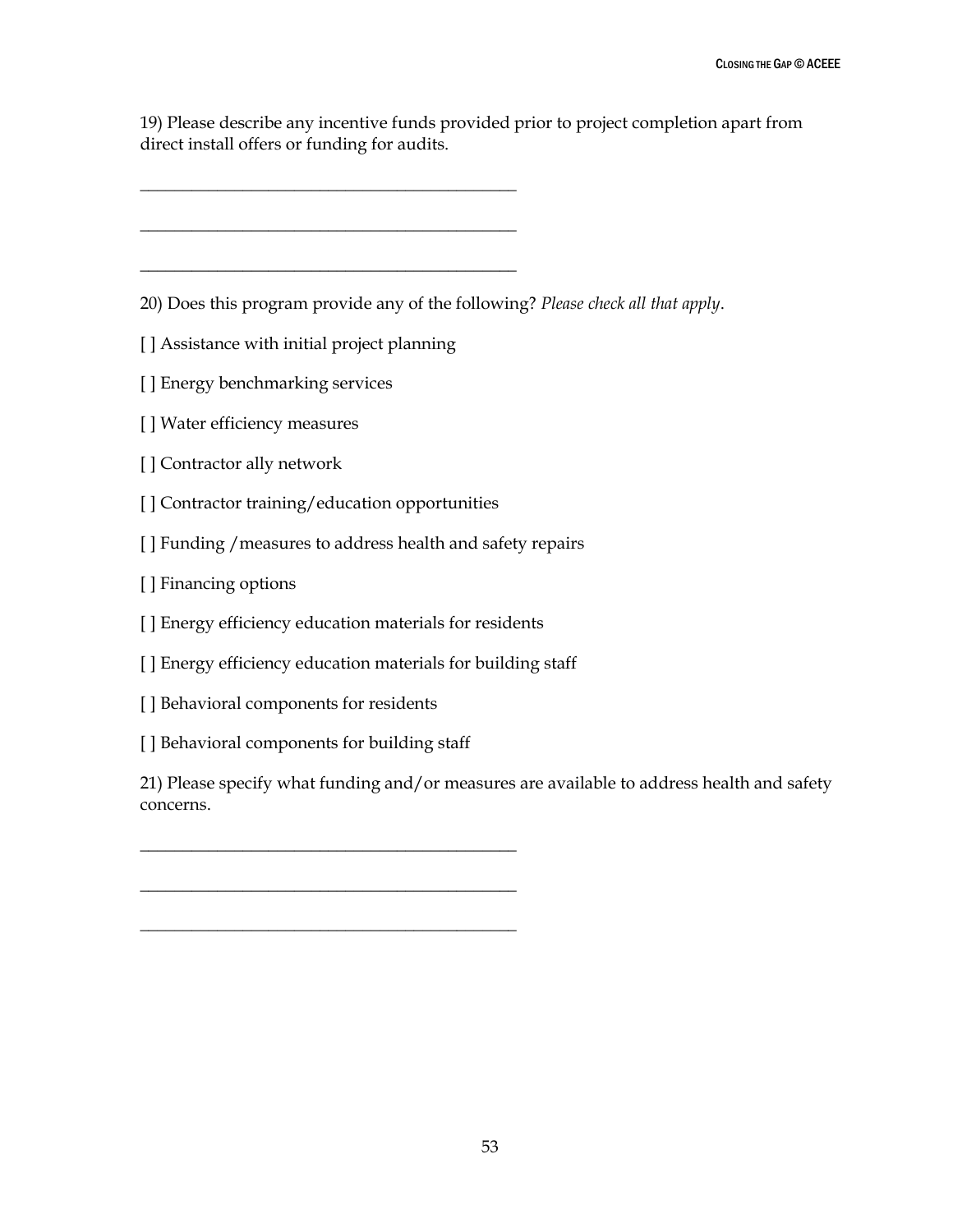19) Please describe any incentive funds provided prior to project completion apart from direct install offers or funding for audits.

\_\_\_\_\_\_\_\_\_\_\_\_\_\_\_\_\_\_\_\_\_\_\_\_\_\_\_\_\_\_\_\_\_\_\_\_\_\_\_\_\_\_\_\_

\_\_\_\_\_\_\_\_\_\_\_\_\_\_\_\_\_\_\_\_\_\_\_\_\_\_\_\_\_\_\_\_\_\_\_\_\_\_\_\_\_\_\_\_

\_\_\_\_\_\_\_\_\_\_\_\_\_\_\_\_\_\_\_\_\_\_\_\_\_\_\_\_\_\_\_\_\_\_\_\_\_\_\_\_\_\_\_\_

20) Does this program provide any of the following? *Please check all that apply*.

[ ] Assistance with initial project planning

[ ] Energy benchmarking services

[ ] Water efficiency measures

[ ] Contractor ally network

[ ] Contractor training/education opportunities

[ ] Funding /measures to address health and safety repairs

[ ] Financing options

[ ] Energy efficiency education materials for residents

[ ] Energy efficiency education materials for building staff

[ ] Behavioral components for residents

[ ] Behavioral components for building staff

21) Please specify what funding and/or measures are available to address health and safety concerns.

\_\_\_\_\_\_\_\_\_\_\_\_\_\_\_\_\_\_\_\_\_\_\_\_\_\_\_\_\_\_\_\_\_\_\_\_\_\_\_\_\_\_\_\_

\_\_\_\_\_\_\_\_\_\_\_\_\_\_\_\_\_\_\_\_\_\_\_\_\_\_\_\_\_\_\_\_\_\_\_\_\_\_\_\_\_\_\_\_

\_\_\_\_\_\_\_\_\_\_\_\_\_\_\_\_\_\_\_\_\_\_\_\_\_\_\_\_\_\_\_\_\_\_\_\_\_\_\_\_\_\_\_\_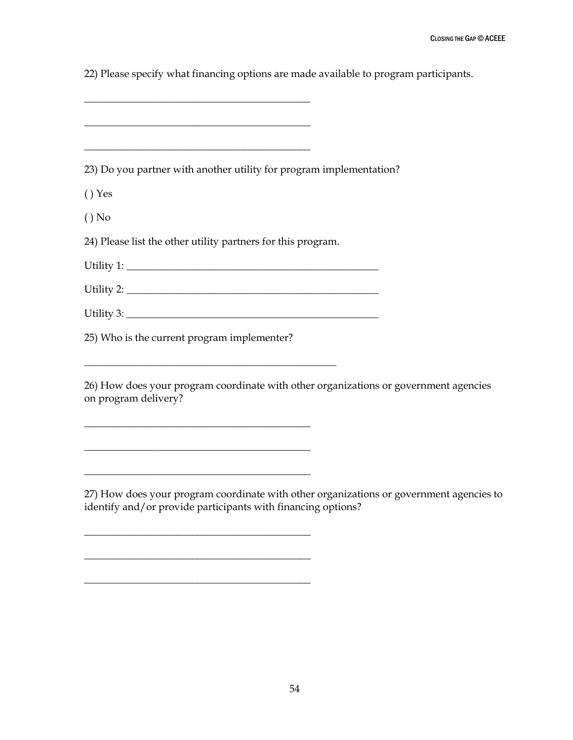22) Please specify what financing options are made available to program participants.

_____________________________________________

_____________________________________________

_____________________________________________

23) Do you partner with another utility for program implementation?

( ) Yes

( ) No

24) Please list the other utility partners for this program.

Utility 1: ____________________________________________________

Utility 2: ____________________________________________________

Utility 3: ____________________________________________________

25) Who is the current program implementer?

__________________________________________________

26) How does your program coordinate with other organizations or government agencies on program delivery?

_____________________________________________

_____________________________________________

_____________________________________________

27) How does your program coordinate with other organizations or government agencies to identify and/or provide participants with financing options?

_____________________________________________

_____________________________________________

_____________________________________________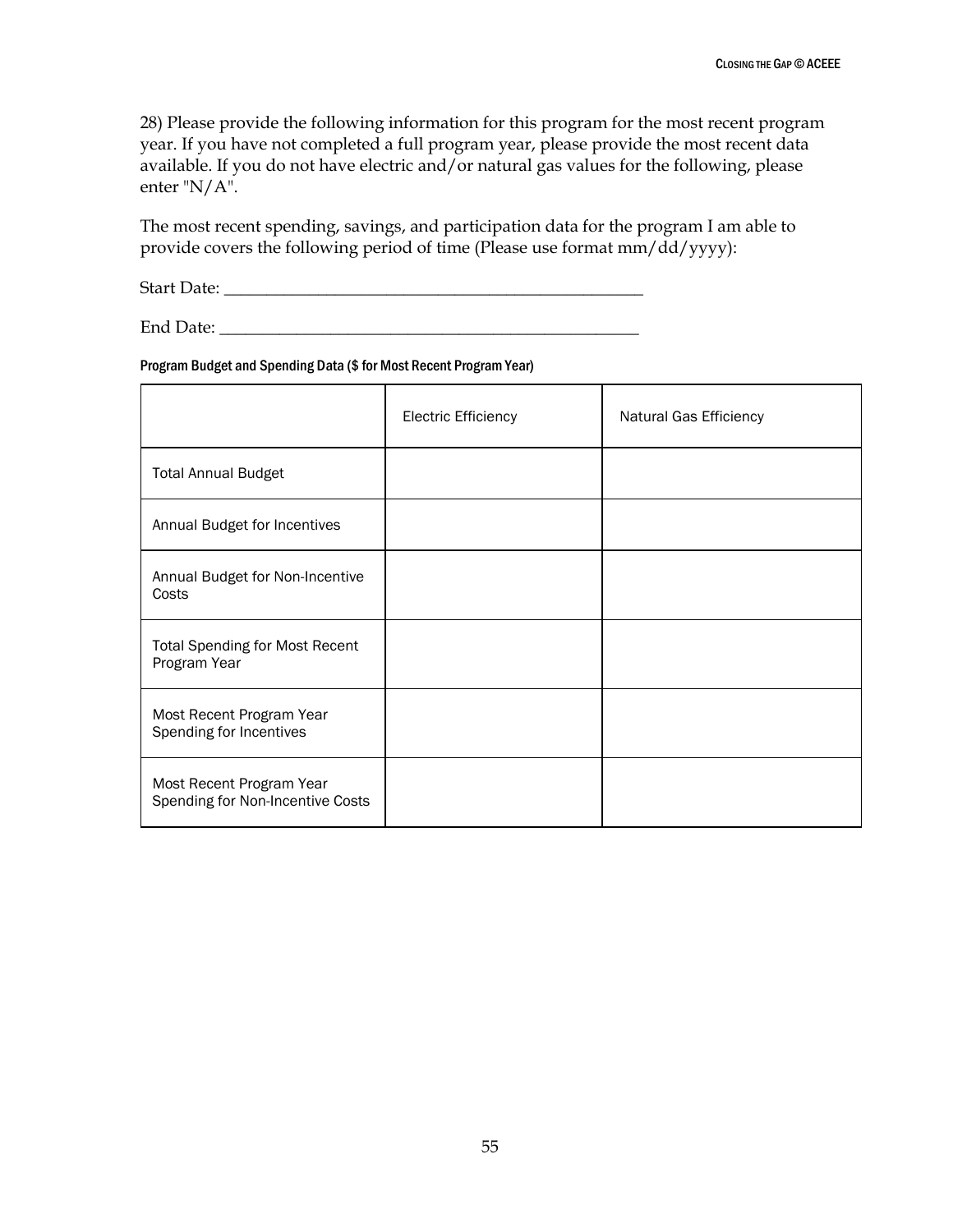28) Please provide the following information for this program for the most recent program year. If you have not completed a full program year, please provide the most recent data available. If you do not have electric and/or natural gas values for the following, please enter "N/A".

The most recent spending, savings, and participation data for the program I am able to provide covers the following period of time (Please use format mm/dd/yyyy):

Start Date: ___________________________________________________

End Date: ____________________________________________________

Program Budget and Spending Data ($ for Most Recent Program Year)

| | Electric Efficiency | Natural Gas Efficiency |
|---|---|---|
| Total Annual Budget | | |
| Annual Budget for Incentives | | |
| Annual Budget for Non-Incentive Costs | | |
| Total Spending for Most Recent Program Year | | |
| Most Recent Program Year Spending for Incentives | | |
| Most Recent Program Year Spending for Non-Incentive Costs | | |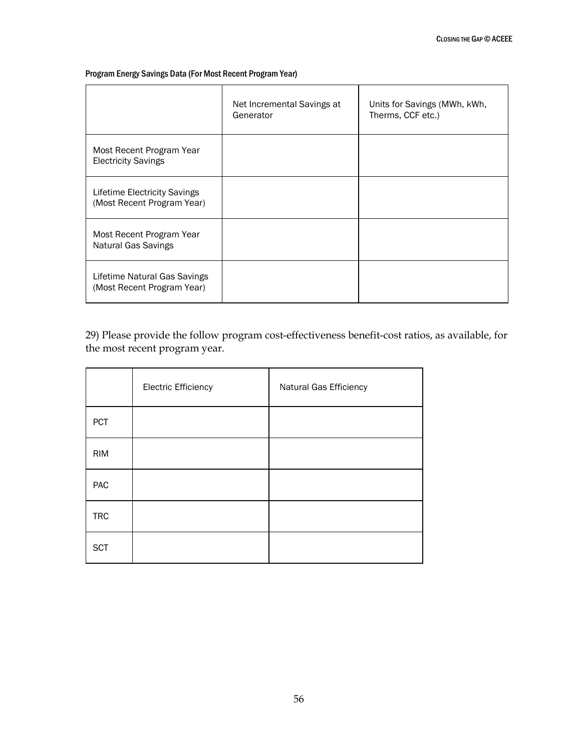**Program Energy Savings Data (For Most Recent Program Year)**

| | Net Incremental Savings at Generator | Units for Savings (MWh, kWh, Therms, CCF etc.) |
|---|---|---|
| Most Recent Program Year Electricity Savings | | |
| Lifetime Electricity Savings (Most Recent Program Year) | | |
| Most Recent Program Year Natural Gas Savings | | |
| Lifetime Natural Gas Savings (Most Recent Program Year) | | |

29) Please provide the follow program cost-effectiveness benefit-cost ratios, as available, for the most recent program year.

| | Electric Efficiency | Natural Gas Efficiency |
|---|---|---|
| PCT | | |
| RIM | | |
| PAC | | |
| TRC | | |
| SCT | | |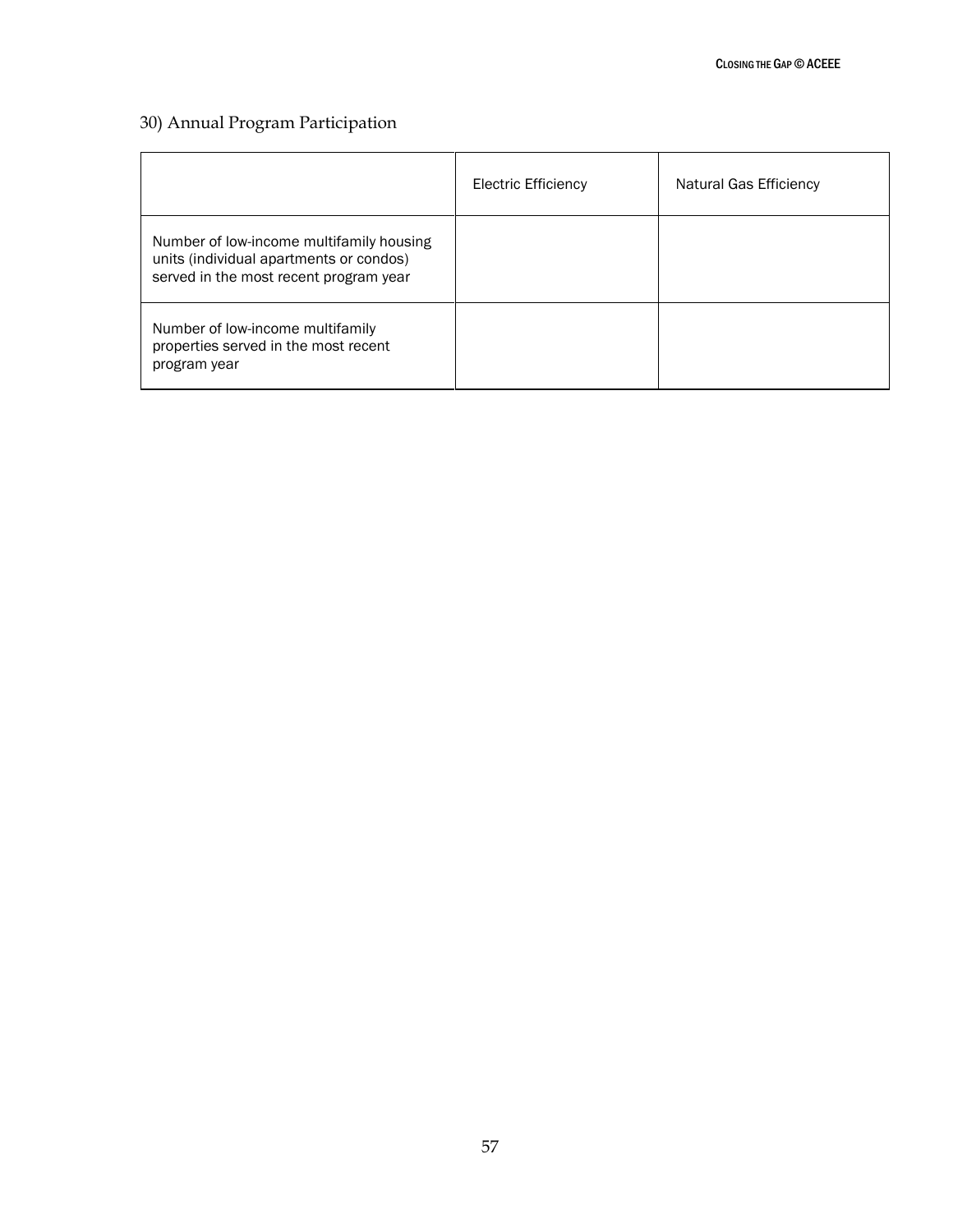30) Annual Program Participation

| | Electric Efficiency | Natural Gas Efficiency |
|---|---|---|
| Number of low-income multifamily housing units (individual apartments or condos) served in the most recent program year | | |
| Number of low-income multifamily properties served in the most recent program year | | |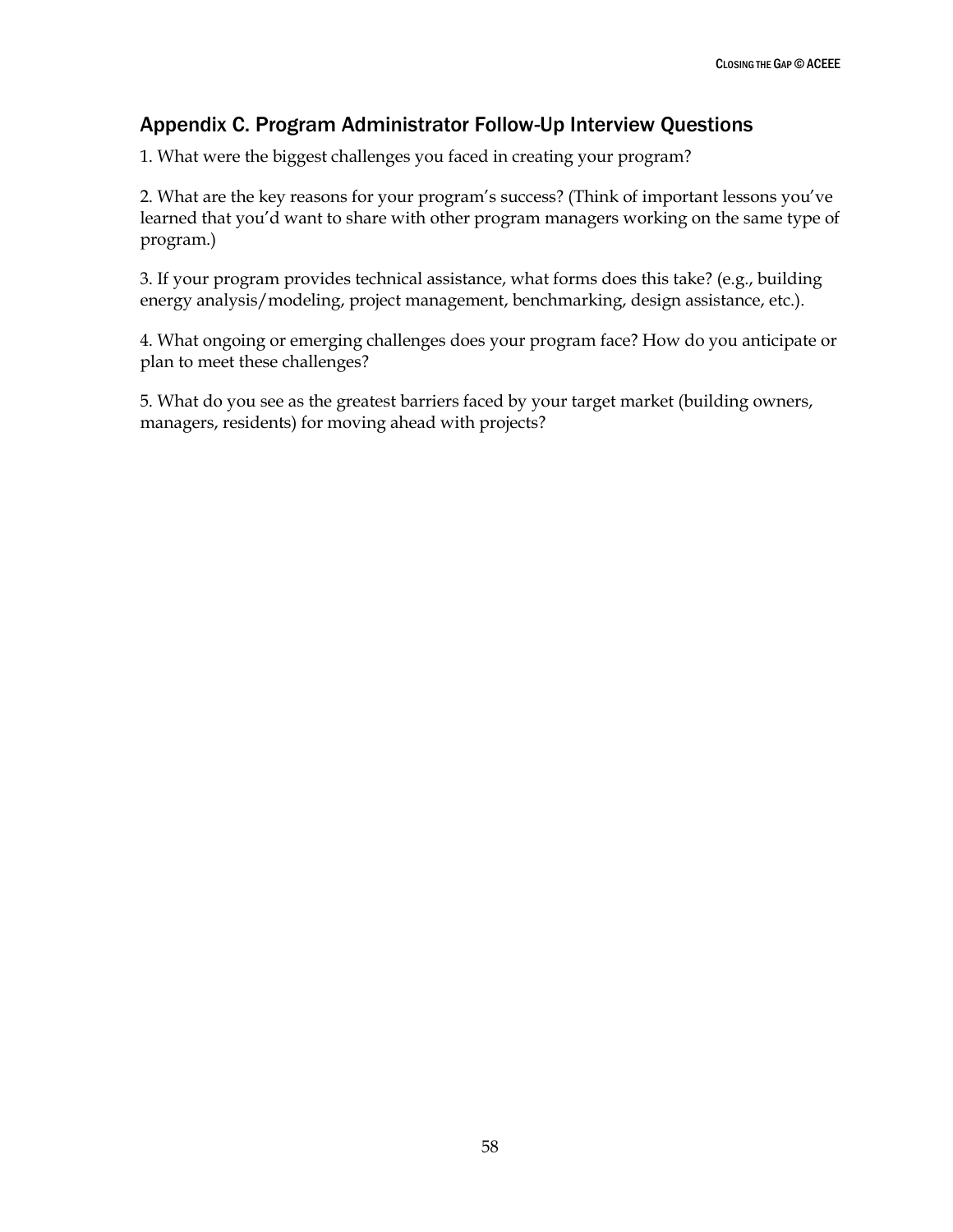## Appendix C. Program Administrator Follow-Up Interview Questions

1. What were the biggest challenges you faced in creating your program?

2. What are the key reasons for your program's success? (Think of important lessons you've learned that you'd want to share with other program managers working on the same type of program.)

3. If your program provides technical assistance, what forms does this take? (e.g., building energy analysis/modeling, project management, benchmarking, design assistance, etc.).

4. What ongoing or emerging challenges does your program face? How do you anticipate or plan to meet these challenges?

5. What do you see as the greatest barriers faced by your target market (building owners, managers, residents) for moving ahead with projects?